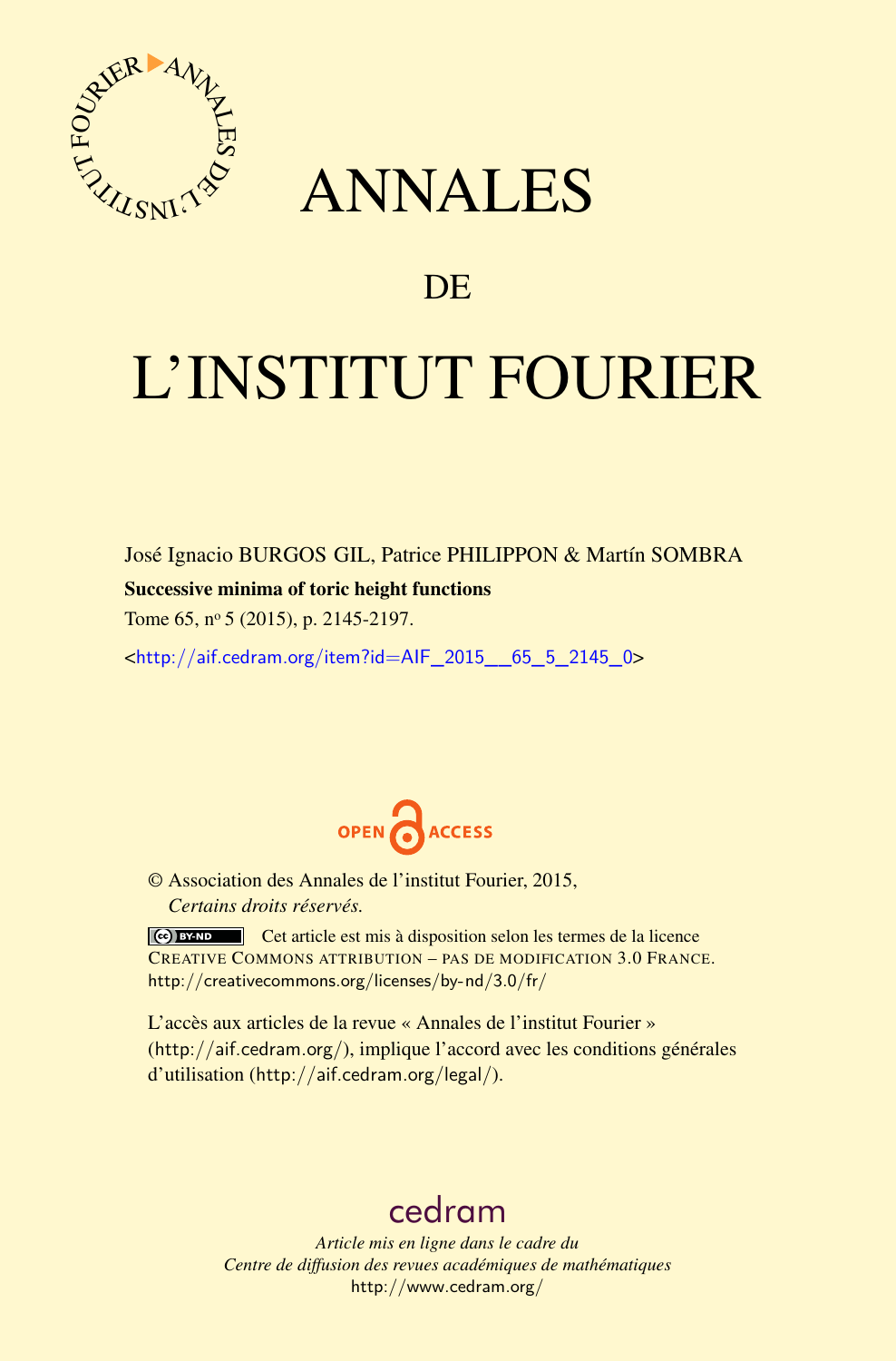# ANNALES

## DE

# L'INSTITUT FOURIER

José Ignacio BURGOS GIL, Patrice PHILIPPON & Martín SOMBRA

**Successive minima of toric height functions**

Tome 65, nº 5 (2015), p. 2145-2197.

<http://aif.cedram.org/item?id=AIF_2015__65_5_2145_0>

OPEN ACCESS

© Association des Annales de l'institut Fourier, 2015,
*Certains droits réservés.*

Cet article est mis à disposition selon les termes de la licence CREATIVE COMMONS ATTRIBUTION – PAS DE MODIFICATION 3.0 FRANCE.
http://creativecommons.org/licenses/by-nd/3.0/fr/

L'accès aux articles de la revue « Annales de l'institut Fourier » (http://aif.cedram.org/), implique l'accord avec les conditions générales d'utilisation (http://aif.cedram.org/legal/).

cedram

*Article mis en ligne dans le cadre du*
*Centre de diffusion des revues académiques de mathématiques*
http://www.cedram.org/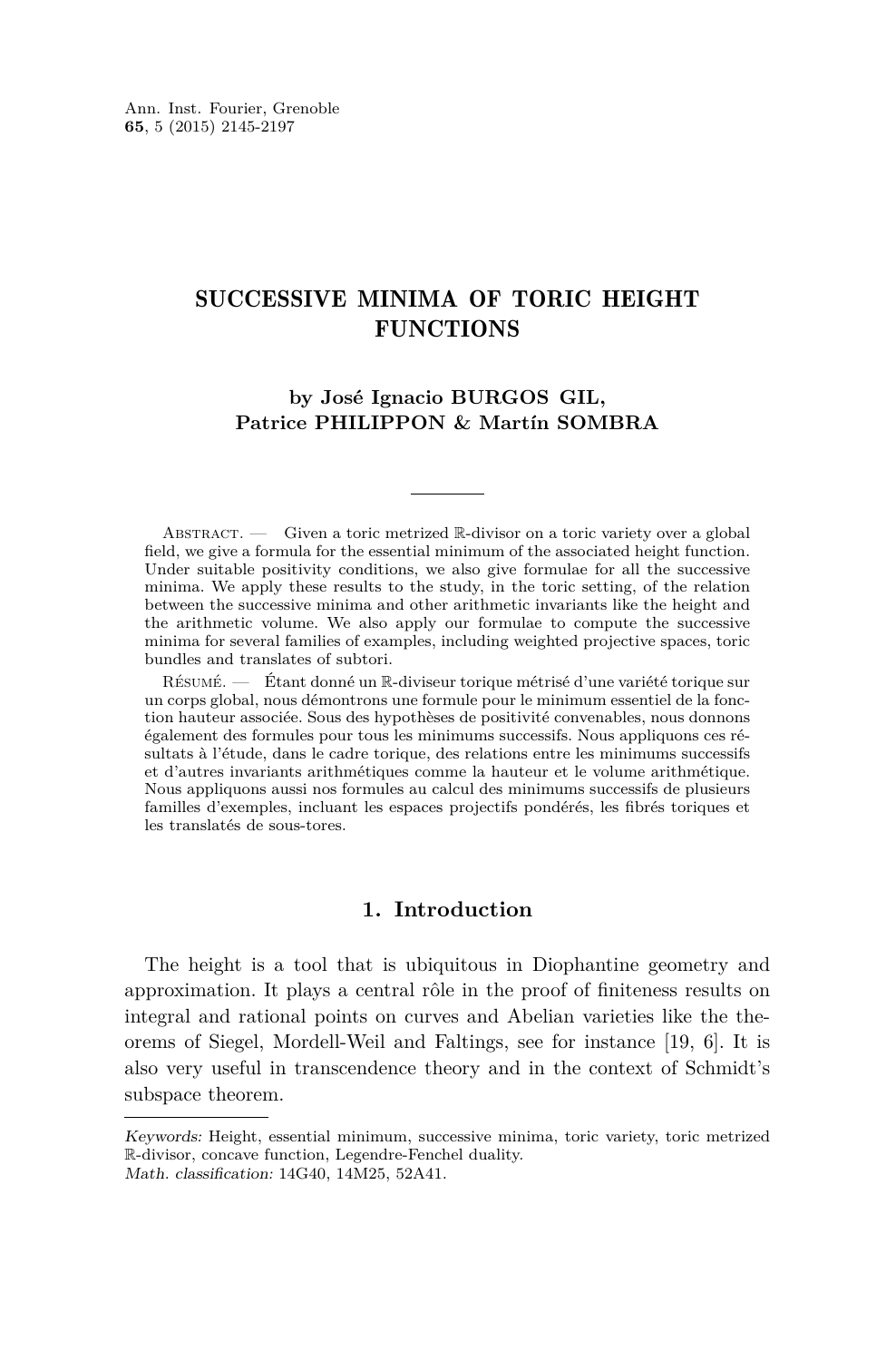# SUCCESSIVE MINIMA OF TORIC HEIGHT FUNCTIONS

**by José Ignacio BURGOS GIL, Patrice PHILIPPON & Martín SOMBRA**

Abstract. — Given a toric metrized $\mathbb{R}$-divisor on a toric variety over a global field, we give a formula for the essential minimum of the associated height function. Under suitable positivity conditions, we also give formulae for all the successive minima. We apply these results to the study, in the toric setting, of the relation between the successive minima and other arithmetic invariants like the height and the arithmetic volume. We also apply our formulae to compute the successive minima for several families of examples, including weighted projective spaces, toric bundles and translates of subtori.

Résumé. — Étant donné un $\mathbb{R}$-diviseur torique métrisé d'une variété torique sur un corps global, nous démontrons une formule pour le minimum essentiel de la fonction hauteur associée. Sous des hypothèses de positivité convenables, nous donnons également des formules pour tous les minimums successifs. Nous appliquons ces résultats à l'étude, dans le cadre torique, des relations entre les minimums successifs et d'autres invariants arithmétiques comme la hauteur et le volume arithmétique. Nous appliquons aussi nos formules au calcul des minimums successifs de plusieurs familles d'exemples, incluant les espaces projectifs pondérés, les fibrés toriques et les translatés de sous-tores.

## 1. Introduction

The height is a tool that is ubiquitous in Diophantine geometry and approximation. It plays a central rôle in the proof of finiteness results on integral and rational points on curves and Abelian varieties like the theorems of Siegel, Mordell-Weil and Faltings, see for instance [19, 6]. It is also very useful in transcendence theory and in the context of Schmidt's subspace theorem.

*Keywords:* Height, essential minimum, successive minima, toric variety, toric metrized $\mathbb{R}$-divisor, concave function, Legendre-Fenchel duality.
*Math. classification:* 14G40, 14M25, 52A41.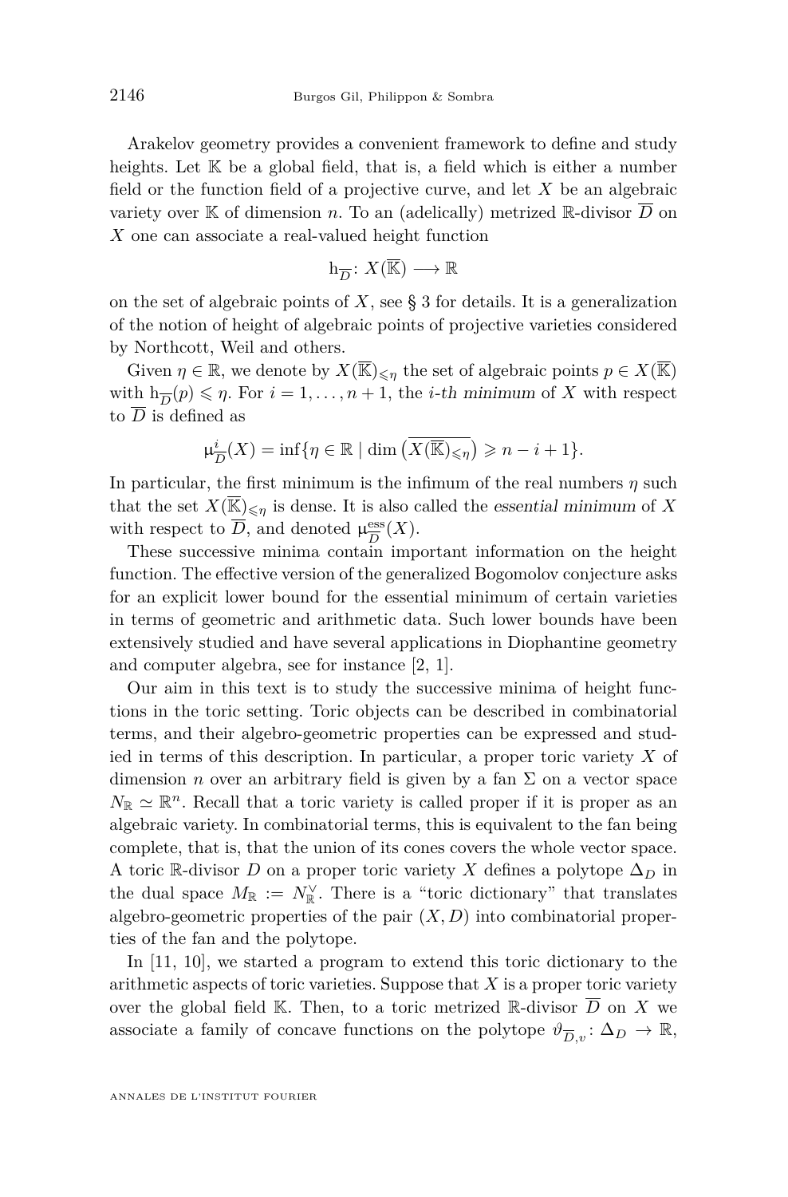Arakelov geometry provides a convenient framework to define and study heights. Let $\mathbb{K}$ be a global field, that is, a field which is either a number field or the function field of a projective curve, and let $X$ be an algebraic variety over $\mathbb{K}$ of dimension $n$. To an (adelically) metrized $\mathbb{R}$-divisor $\overline{D}$ on $X$ one can associate a real-valued height function

$$\mathrm{h}_{\overline{D}} \colon X(\overline{\mathbb{K}}) \longrightarrow \mathbb{R}$$

on the set of algebraic points of $X$, see § 3 for details. It is a generalization of the notion of height of algebraic points of projective varieties considered by Northcott, Weil and others.

Given $\eta \in \mathbb{R}$, we denote by $X(\overline{\mathbb{K}})_{\leqslant \eta}$ the set of algebraic points $p \in X(\overline{\mathbb{K}})$ with $\mathrm{h}_{\overline{D}}(p) \leqslant \eta$. For $i = 1, \dots, n+1$, the *i-th minimum* of $X$ with respect to $\overline{D}$ is defined as

$$\mu^{i}_{\overline{D}}(X) = \inf\{\eta \in \mathbb{R} \mid \dim\big(\overline{X(\overline{\mathbb{K}})_{\leqslant \eta}}\big) \geqslant n - i + 1\}.$$

In particular, the first minimum is the infimum of the real numbers $\eta$ such that the set $X(\overline{\mathbb{K}})_{\leqslant \eta}$ is dense. It is also called the *essential minimum* of $X$ with respect to $\overline{D}$, and denoted $\mu^{\mathrm{ess}}_{\overline{D}}(X)$.

These successive minima contain important information on the height function. The effective version of the generalized Bogomolov conjecture asks for an explicit lower bound for the essential minimum of certain varieties in terms of geometric and arithmetic data. Such lower bounds have been extensively studied and have several applications in Diophantine geometry and computer algebra, see for instance [2, 1].

Our aim in this text is to study the successive minima of height functions in the toric setting. Toric objects can be described in combinatorial terms, and their algebro-geometric properties can be expressed and studied in terms of this description. In particular, a proper toric variety $X$ of dimension $n$ over an arbitrary field is given by a fan $\Sigma$ on a vector space $N_{\mathbb{R}} \simeq \mathbb{R}^n$. Recall that a toric variety is called proper if it is proper as an algebraic variety. In combinatorial terms, this is equivalent to the fan being complete, that is, that the union of its cones covers the whole vector space. A toric $\mathbb{R}$-divisor $D$ on a proper toric variety $X$ defines a polytope $\Delta_D$ in the dual space $M_{\mathbb{R}} := N_{\mathbb{R}}^{\vee}$. There is a "toric dictionary" that translates algebro-geometric properties of the pair $(X, D)$ into combinatorial properties of the fan and the polytope.

In [11, 10], we started a program to extend this toric dictionary to the arithmetic aspects of toric varieties. Suppose that $X$ is a proper toric variety over the global field $\mathbb{K}$. Then, to a toric metrized $\mathbb{R}$-divisor $\overline{D}$ on $X$ we associate a family of concave functions on the polytope $\vartheta_{\overline{D},v} \colon \Delta_D \to \mathbb{R}$,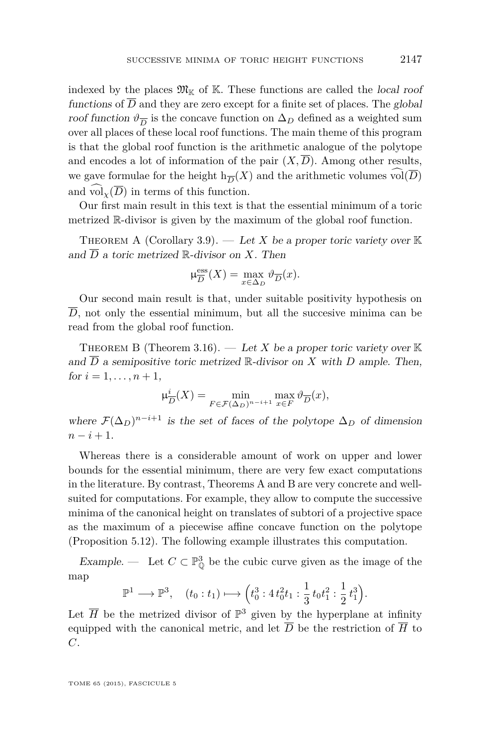indexed by the places $\mathfrak{M}_{\mathbb{K}}$ of $\mathbb{K}$. These functions are called the *local roof functions* of $\overline{D}$ and they are zero except for a finite set of places. The *global roof function* $\vartheta_{\overline{D}}$ is the concave function on $\Delta_D$ defined as a weighted sum over all places of these local roof functions. The main theme of this program is that the global roof function is the arithmetic analogue of the polytope and encodes a lot of information of the pair $(X, \overline{D})$. Among other results, we gave formulae for the height $\mathrm{h}_{\overline{D}}(X)$ and the arithmetic volumes $\widehat{\mathrm{vol}}(\overline{D})$ and $\widehat{\mathrm{vol}}_{\chi}(\overline{D})$ in terms of this function.

Our first main result in this text is that the essential minimum of a toric metrized $\mathbb{R}$-divisor is given by the maximum of the global roof function.

Theorem A (Corollary 3.9). — *Let $X$ be a proper toric variety over $\mathbb{K}$ and $\overline{D}$ a toric metrized $\mathbb{R}$-divisor on $X$. Then*

$$\upmu^{\mathrm{ess}}_{\overline{D}}(X) = \max_{x \in \Delta_D} \vartheta_{\overline{D}}(x).$$

Our second main result is that, under suitable positivity hypothesis on $\overline{D}$, not only the essential minimum, but all the succesive minima can be read from the global roof function.

Theorem B (Theorem 3.16). — *Let $X$ be a proper toric variety over $\mathbb{K}$ and $\overline{D}$ a semipositive toric metrized $\mathbb{R}$-divisor on $X$ with $D$ ample. Then, for $i = 1, \dots, n+1$,*

$$\upmu^{i}_{\overline{D}}(X) = \min_{F \in \mathcal{F}(\Delta_D)^{n-i+1}} \max_{x \in F} \vartheta_{\overline{D}}(x),$$

*where $\mathcal{F}(\Delta_D)^{n-i+1}$ is the set of faces of the polytope $\Delta_D$ of dimension $n-i+1$.*

Whereas there is a considerable amount of work on upper and lower bounds for the essential minimum, there are very few exact computations in the literature. By contrast, Theorems A and B are very concrete and well-suited for computations. For example, they allow to compute the successive minima of the canonical height on translates of subtori of a projective space as the maximum of a piecewise affine concave function on the polytope (Proposition 5.12). The following example illustrates this computation.

*Example.* — Let $C \subset \mathbb{P}^3_{\mathbb{Q}}$ be the cubic curve given as the image of the map

$$\mathbb{P}^1 \longrightarrow \mathbb{P}^3, \quad (t_0 : t_1) \longmapsto \Big(t_0^3 : 4\, t_0^2 t_1 : \frac{1}{3}\, t_0 t_1^2 : \frac{1}{2}\, t_1^3\Big).$$

Let $\overline{H}$ be the metrized divisor of $\mathbb{P}^3$ given by the hyperplane at infinity equipped with the canonical metric, and let $\overline{D}$ be the restriction of $\overline{H}$ to $C$.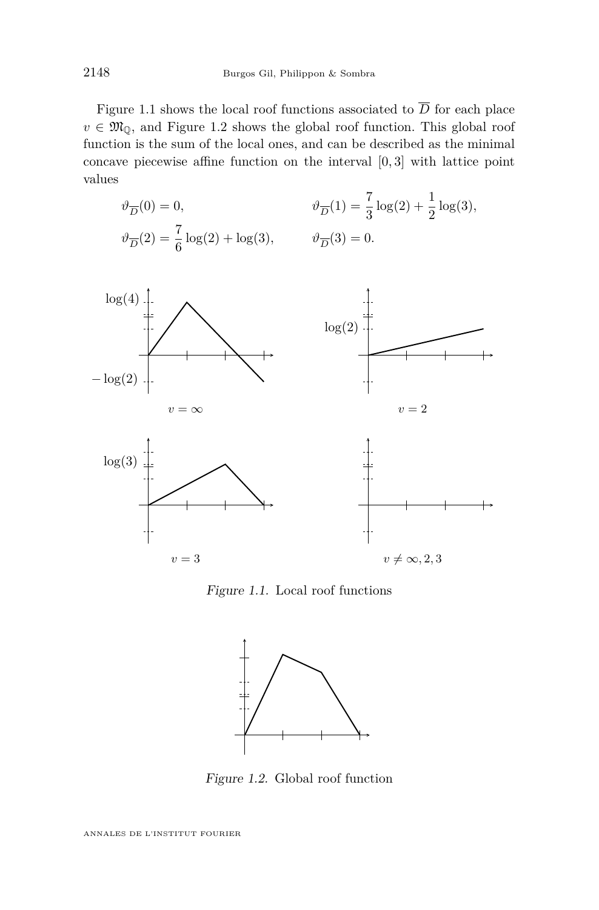Figure 1.1 shows the local roof functions associated to $\overline{D}$ for each place $v \in \mathfrak{M}_{\mathbb{Q}}$, and Figure 1.2 shows the global roof function. This global roof function is the sum of the local ones, and can be described as the minimal concave piecewise affine function on the interval $[0,3]$ with lattice point values

$$\vartheta_{\overline{D}}(0) = 0, \qquad \vartheta_{\overline{D}}(1) = \frac{7}{3}\log(2) + \frac{1}{2}\log(3),$$

$$\vartheta_{\overline{D}}(2) = \frac{7}{6}\log(2) + \log(3), \qquad \vartheta_{\overline{D}}(3) = 0.$$

$v = \infty$ ($\log(4)$, $-\log(2)$)

$v = 2$ ($\log(2)$)

$v = 3$ ($\log(3)$)

$v \neq \infty, 2, 3$

*Figure 1.1.* Local roof functions

*Figure 1.2.* Global roof function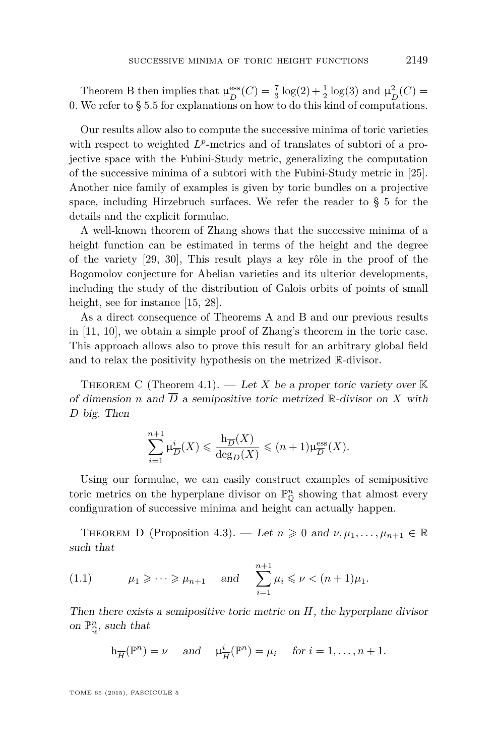Theorem B then implies that $\mu^{\mathrm{ess}}_{\overline{D}}(C) = \frac{7}{3}\log(2) + \frac{1}{2}\log(3)$ and $\mu^{2}_{\overline{D}}(C) = 0$. We refer to § 5.5 for explanations on how to do this kind of computations.

Our results allow also to compute the successive minima of toric varieties with respect to weighted $L^p$-metrics and of translates of subtori of a projective space with the Fubini-Study metric, generalizing the computation of the successive minima of a subtori with the Fubini-Study metric in [25]. Another nice family of examples is given by toric bundles on a projective space, including Hirzebruch surfaces. We refer the reader to § 5 for the details and the explicit formulae.

A well-known theorem of Zhang shows that the successive minima of a height function can be estimated in terms of the height and the degree of the variety [29, 30], This result plays a key rôle in the proof of the Bogomolov conjecture for Abelian varieties and its ulterior developments, including the study of the distribution of Galois orbits of points of small height, see for instance [15, 28].

As a direct consequence of Theorems A and B and our previous results in [11, 10], we obtain a simple proof of Zhang's theorem in the toric case. This approach allows also to prove this result for an arbitrary global field and to relax the positivity hypothesis on the metrized $\mathbb{R}$-divisor.

Theorem C (Theorem 4.1). — *Let $X$ be a proper toric variety over $\mathbb{K}$ of dimension $n$ and $\overline{D}$ a semipositive toric metrized $\mathbb{R}$-divisor on $X$ with $D$ big. Then*

$$\sum_{i=1}^{n+1} \mu^{i}_{\overline{D}}(X) \leqslant \frac{\mathrm{h}_{\overline{D}}(X)}{\deg_{D}(X)} \leqslant (n+1)\mu^{\mathrm{ess}}_{\overline{D}}(X).$$

Using our formulae, we can easily construct examples of semipositive toric metrics on the hyperplane divisor on $\mathbb{P}^n_{\mathbb{Q}}$ showing that almost every configuration of successive minima and height can actually happen.

Theorem D (Proposition 4.3). — *Let $n \geqslant 0$ and $\nu, \mu_1, \dots, \mu_{n+1} \in \mathbb{R}$ such that*

$$\mu_1 \geqslant \cdots \geqslant \mu_{n+1} \quad \text{and} \quad \sum_{i=1}^{n+1} \mu_i \leqslant \nu < (n+1)\mu_1. \tag{1.1}$$

*Then there exists a semipositive toric metric on $H$, the hyperplane divisor on $\mathbb{P}^n_{\mathbb{Q}}$, such that*

$$\mathrm{h}_{\overline{H}}(\mathbb{P}^n) = \nu \quad \text{and} \quad \mu^{i}_{\overline{H}}(\mathbb{P}^n) = \mu_i \quad \text{for } i = 1, \dots, n+1.$$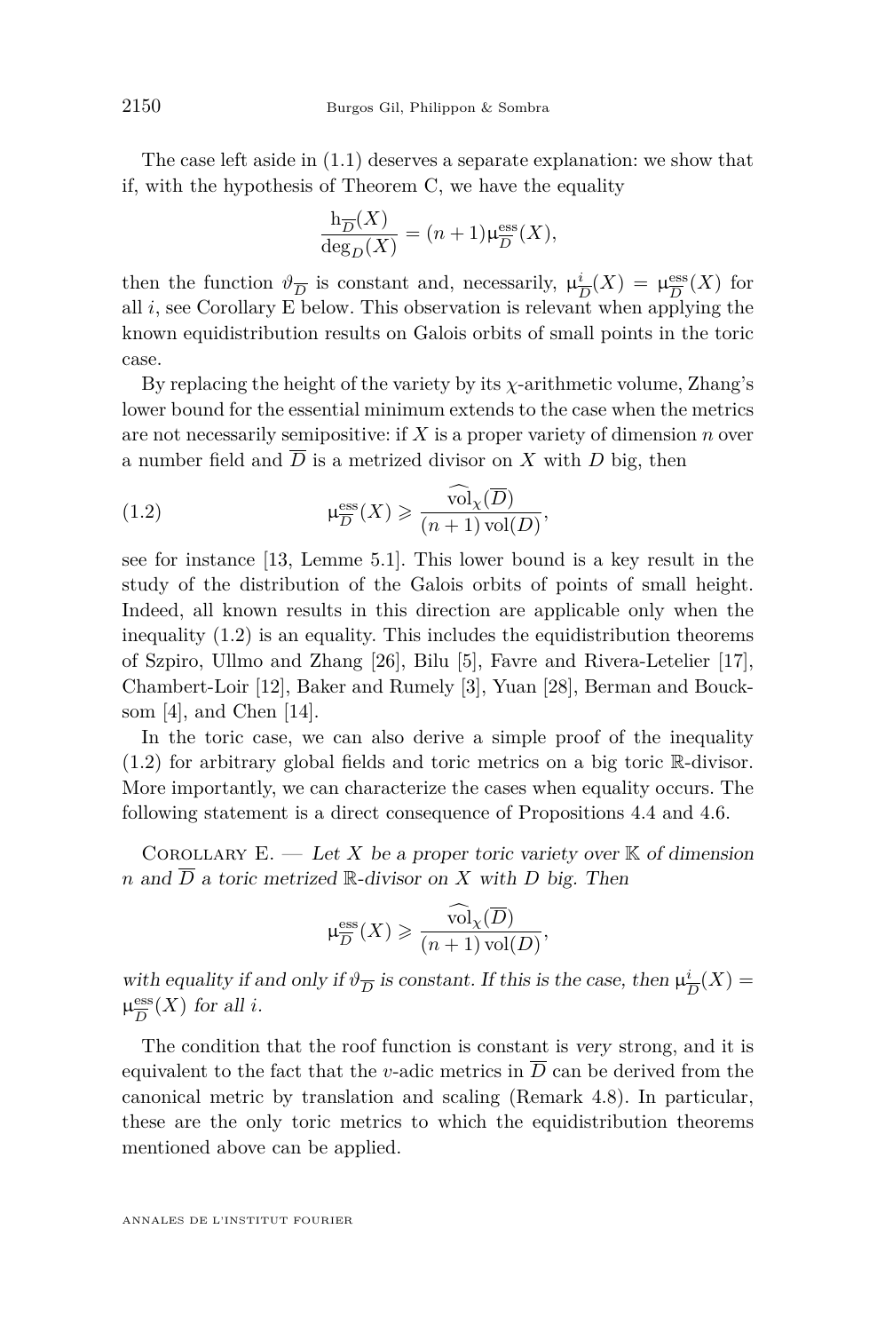The case left aside in (1.1) deserves a separate explanation: we show that if, with the hypothesis of Theorem C, we have the equality

$$\frac{\mathrm{h}_{\overline{D}}(X)}{\deg_D(X)} = (n+1)\upmu^{\mathrm{ess}}_{\overline{D}}(X),$$

then the function $\vartheta_{\overline{D}}$ is constant and, necessarily, $\upmu^{i}_{\overline{D}}(X) = \upmu^{\mathrm{ess}}_{\overline{D}}(X)$ for all $i$, see Corollary E below. This observation is relevant when applying the known equidistribution results on Galois orbits of small points in the toric case.

By replacing the height of the variety by its $\chi$-arithmetic volume, Zhang's lower bound for the essential minimum extends to the case when the metrics are not necessarily semipositive: if $X$ is a proper variety of dimension $n$ over a number field and $\overline{D}$ is a metrized divisor on $X$ with $D$ big, then

$$\upmu^{\mathrm{ess}}_{\overline{D}}(X) \geqslant \frac{\widehat{\mathrm{vol}}_{\chi}(\overline{D})}{(n+1)\,\mathrm{vol}(D)}, \tag{1.2}$$

see for instance [13, Lemme 5.1]. This lower bound is a key result in the study of the distribution of the Galois orbits of points of small height. Indeed, all known results in this direction are applicable only when the inequality (1.2) is an equality. This includes the equidistribution theorems of Szpiro, Ullmo and Zhang [26], Bilu [5], Favre and Rivera-Letelier [17], Chambert-Loir [12], Baker and Rumely [3], Yuan [28], Berman and Boucksom [4], and Chen [14].

In the toric case, we can also derive a simple proof of the inequality (1.2) for arbitrary global fields and toric metrics on a big toric $\mathbb{R}$-divisor. More importantly, we can characterize the cases when equality occurs. The following statement is a direct consequence of Propositions 4.4 and 4.6.

Corollary E. — *Let $X$ be a proper toric variety over $\mathbb{K}$ of dimension $n$ and $\overline{D}$ a toric metrized $\mathbb{R}$-divisor on $X$ with $D$ big. Then*

$$\upmu^{\mathrm{ess}}_{\overline{D}}(X) \geqslant \frac{\widehat{\mathrm{vol}}_{\chi}(\overline{D})}{(n+1)\,\mathrm{vol}(D)},$$

*with equality if and only if $\vartheta_{\overline{D}}$ is constant. If this is the case, then $\upmu^{i}_{\overline{D}}(X) = \upmu^{\mathrm{ess}}_{\overline{D}}(X)$ for all $i$.*

The condition that the roof function is constant is *very* strong, and it is equivalent to the fact that the $v$-adic metrics in $\overline{D}$ can be derived from the canonical metric by translation and scaling (Remark 4.8). In particular, these are the only toric metrics to which the equidistribution theorems mentioned above can be applied.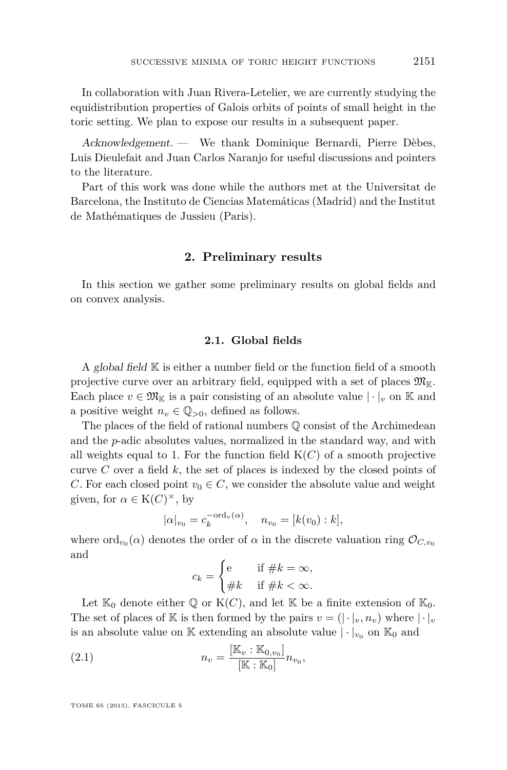In collaboration with Juan Rivera-Letelier, we are currently studying the equidistribution properties of Galois orbits of points of small height in the toric setting. We plan to expose our results in a subsequent paper.

*Acknowledgement.* — We thank Dominique Bernardi, Pierre Dèbes, Luis Dieulefait and Juan Carlos Naranjo for useful discussions and pointers to the literature.

Part of this work was done while the authors met at the Universitat de Barcelona, the Instituto de Ciencias Matemáticas (Madrid) and the Institut de Mathématiques de Jussieu (Paris).

## 2. Preliminary results

In this section we gather some preliminary results on global fields and on convex analysis.

### 2.1. Global fields

A *global field* $\mathbb{K}$ is either a number field or the function field of a smooth projective curve over an arbitrary field, equipped with a set of places $\mathfrak{M}_{\mathbb{K}}$. Each place $v \in \mathfrak{M}_{\mathbb{K}}$ is a pair consisting of an absolute value $|\cdot|_v$ on $\mathbb{K}$ and a positive weight $n_v \in \mathbb{Q}_{>0}$, defined as follows.

The places of the field of rational numbers $\mathbb{Q}$ consist of the Archimedean and the $p$-adic absolutes values, normalized in the standard way, and with all weights equal to 1. For the function field $\mathrm{K}(C)$ of a smooth projective curve $C$ over a field $k$, the set of places is indexed by the closed points of $C$. For each closed point $v_0 \in C$, we consider the absolute value and weight given, for $\alpha \in \mathrm{K}(C)^{\times}$, by

$$|\alpha|_{v_0} = c_k^{-\mathrm{ord}_v(\alpha)}, \quad n_{v_0} = [k(v_0) : k],$$

where $\mathrm{ord}_{v_0}(\alpha)$ denotes the order of $\alpha$ in the discrete valuation ring $\mathcal{O}_{C,v_0}$ and

$$c_k = \begin{cases} \mathrm{e} & \text{if } \#k = \infty, \\ \#k & \text{if } \#k < \infty. \end{cases}$$

Let $\mathbb{K}_0$ denote either $\mathbb{Q}$ or $\mathrm{K}(C)$, and let $\mathbb{K}$ be a finite extension of $\mathbb{K}_0$. The set of places of $\mathbb{K}$ is then formed by the pairs $v = (|\cdot|_v, n_v)$ where $|\cdot|_v$ is an absolute value on $\mathbb{K}$ extending an absolute value $|\cdot|_{v_0}$ on $\mathbb{K}_0$ and

$$n_v = \frac{[\mathbb{K}_v : \mathbb{K}_{0,v_0}]}{[\mathbb{K} : \mathbb{K}_0]} n_{v_0}, \tag{2.1}$$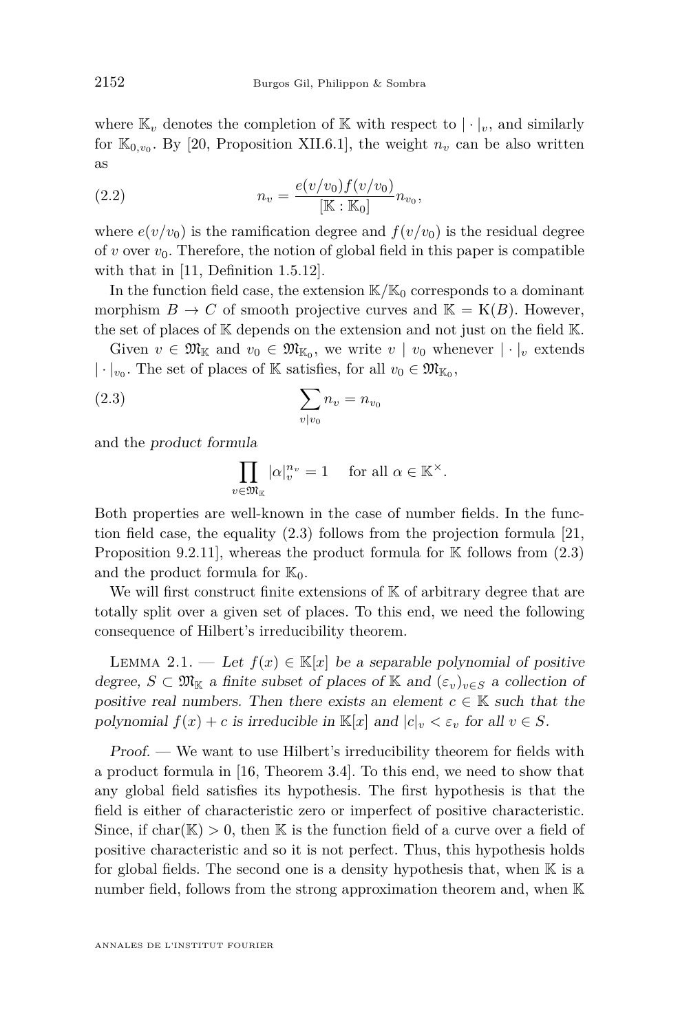where $\mathbb{K}_v$ denotes the completion of $\mathbb{K}$ with respect to $|\cdot|_v$, and similarly for $\mathbb{K}_{0,v_0}$. By [20, Proposition XII.6.1], the weight $n_v$ can be also written as

$$n_v = \frac{e(v/v_0) f(v/v_0)}{[\mathbb{K} : \mathbb{K}_0]} n_{v_0}, \tag{2.2}$$

where $e(v/v_0)$ is the ramification degree and $f(v/v_0)$ is the residual degree of $v$ over $v_0$. Therefore, the notion of global field in this paper is compatible with that in [11, Definition 1.5.12].

In the function field case, the extension $\mathbb{K}/\mathbb{K}_0$ corresponds to a dominant morphism $B \to C$ of smooth projective curves and $\mathbb{K} = \mathrm{K}(B)$. However, the set of places of $\mathbb{K}$ depends on the extension and not just on the field $\mathbb{K}$.

Given $v \in \mathfrak{M}_{\mathbb{K}}$ and $v_0 \in \mathfrak{M}_{\mathbb{K}_0}$, we write $v \mid v_0$ whenever $|\cdot|_v$ extends $|\cdot|_{v_0}$. The set of places of $\mathbb{K}$ satisfies, for all $v_0 \in \mathfrak{M}_{\mathbb{K}_0}$,

$$\sum_{v \mid v_0} n_v = n_{v_0} \tag{2.3}$$

and the *product formula*

$$\prod_{v \in \mathfrak{M}_{\mathbb{K}}} |\alpha|_v^{n_v} = 1 \quad \text{ for all } \alpha \in \mathbb{K}^{\times}.$$

Both properties are well-known in the case of number fields. In the function field case, the equality (2.3) follows from the projection formula [21, Proposition 9.2.11], whereas the product formula for $\mathbb{K}$ follows from (2.3) and the product formula for $\mathbb{K}_0$.

We will first construct finite extensions of $\mathbb{K}$ of arbitrary degree that are totally split over a given set of places. To this end, we need the following consequence of Hilbert's irreducibility theorem.

Lemma 2.1. — *Let $f(x) \in \mathbb{K}[x]$ be a separable polynomial of positive degree, $S \subset \mathfrak{M}_{\mathbb{K}}$ a finite subset of places of $\mathbb{K}$ and $(\varepsilon_v)_{v \in S}$ a collection of positive real numbers. Then there exists an element $c \in \mathbb{K}$ such that the polynomial $f(x) + c$ is irreducible in $\mathbb{K}[x]$ and $|c|_v < \varepsilon_v$ for all $v \in S$.*

*Proof.* — We want to use Hilbert's irreducibility theorem for fields with a product formula in [16, Theorem 3.4]. To this end, we need to show that any global field satisfies its hypothesis. The first hypothesis is that the field is either of characteristic zero or imperfect of positive characteristic. Since, if $\mathrm{char}(\mathbb{K}) > 0$, then $\mathbb{K}$ is the function field of a curve over a field of positive characteristic and so it is not perfect. Thus, this hypothesis holds for global fields. The second one is a density hypothesis that, when $\mathbb{K}$ is a number field, follows from the strong approximation theorem and, when $\mathbb{K}$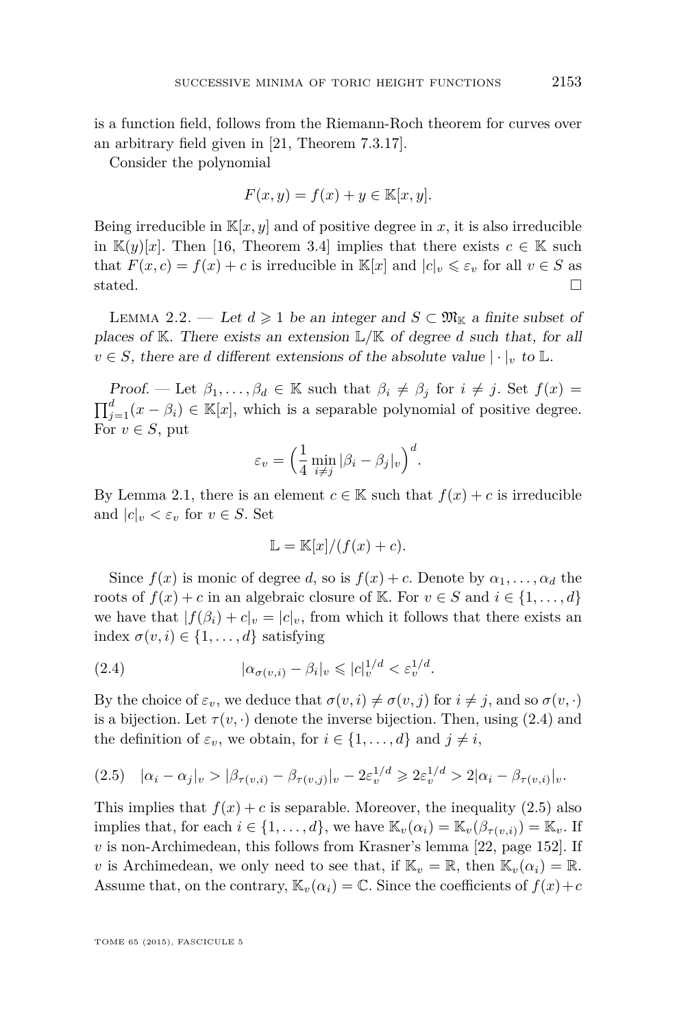is a function field, follows from the Riemann-Roch theorem for curves over an arbitrary field given in [21, Theorem 7.3.17].

Consider the polynomial

$$F(x,y) = f(x) + y \in \mathbb{K}[x,y].$$

Being irreducible in $\mathbb{K}[x,y]$ and of positive degree in $x$, it is also irreducible in $\mathbb{K}(y)[x]$. Then [16, Theorem 3.4] implies that there exists $c \in \mathbb{K}$ such that $F(x,c) = f(x) + c$ is irreducible in $\mathbb{K}[x]$ and $|c|_v \leqslant \varepsilon_v$ for all $v \in S$ as stated. □

Lemma 2.2. — *Let $d \geqslant 1$ be an integer and $S \subset \mathfrak{M}_{\mathbb{K}}$ a finite subset of places of $\mathbb{K}$. There exists an extension $\mathbb{L}/\mathbb{K}$ of degree $d$ such that, for all $v \in S$, there are $d$ different extensions of the absolute value $|\cdot|_v$ to $\mathbb{L}$.*

*Proof.* — Let $\beta_1, \dots, \beta_d \in \mathbb{K}$ such that $\beta_i \neq \beta_j$ for $i \neq j$. Set $f(x) = \prod_{j=1}^{d}(x - \beta_i) \in \mathbb{K}[x]$, which is a separable polynomial of positive degree. For $v \in S$, put

$$\varepsilon_v = \Big(\frac{1}{4}\min_{i \neq j} |\beta_i - \beta_j|_v\Big)^d.$$

By Lemma 2.1, there is an element $c \in \mathbb{K}$ such that $f(x) + c$ is irreducible and $|c|_v < \varepsilon_v$ for $v \in S$. Set

$$\mathbb{L} = \mathbb{K}[x]/(f(x) + c).$$

Since $f(x)$ is monic of degree $d$, so is $f(x) + c$. Denote by $\alpha_1, \dots, \alpha_d$ the roots of $f(x) + c$ in an algebraic closure of $\mathbb{K}$. For $v \in S$ and $i \in \{1, \dots, d\}$ we have that $|f(\beta_i) + c|_v = |c|_v$, from which it follows that there exists an index $\sigma(v,i) \in \{1, \dots, d\}$ satisfying

$$|\alpha_{\sigma(v,i)} - \beta_i|_v \leqslant |c|_v^{1/d} < \varepsilon_v^{1/d}. \tag{2.4}$$

By the choice of $\varepsilon_v$, we deduce that $\sigma(v,i) \neq \sigma(v,j)$ for $i \neq j$, and so $\sigma(v, \cdot)$ is a bijection. Let $\tau(v, \cdot)$ denote the inverse bijection. Then, using (2.4) and the definition of $\varepsilon_v$, we obtain, for $i \in \{1, \dots, d\}$ and $j \neq i$,

$$|\alpha_i - \alpha_j|_v > |\beta_{\tau(v,i)} - \beta_{\tau(v,j)}|_v - 2\varepsilon_v^{1/d} \geqslant 2\varepsilon_v^{1/d} > 2|\alpha_i - \beta_{\tau(v,i)}|_v. \tag{2.5}$$

This implies that $f(x) + c$ is separable. Moreover, the inequality (2.5) also implies that, for each $i \in \{1, \dots, d\}$, we have $\mathbb{K}_v(\alpha_i) = \mathbb{K}_v(\beta_{\tau(v,i)}) = \mathbb{K}_v$. If $v$ is non-Archimedean, this follows from Krasner's lemma [22, page 152]. If $v$ is Archimedean, we only need to see that, if $\mathbb{K}_v = \mathbb{R}$, then $\mathbb{K}_v(\alpha_i) = \mathbb{R}$. Assume that, on the contrary, $\mathbb{K}_v(\alpha_i) = \mathbb{C}$. Since the coefficients of $f(x)+c$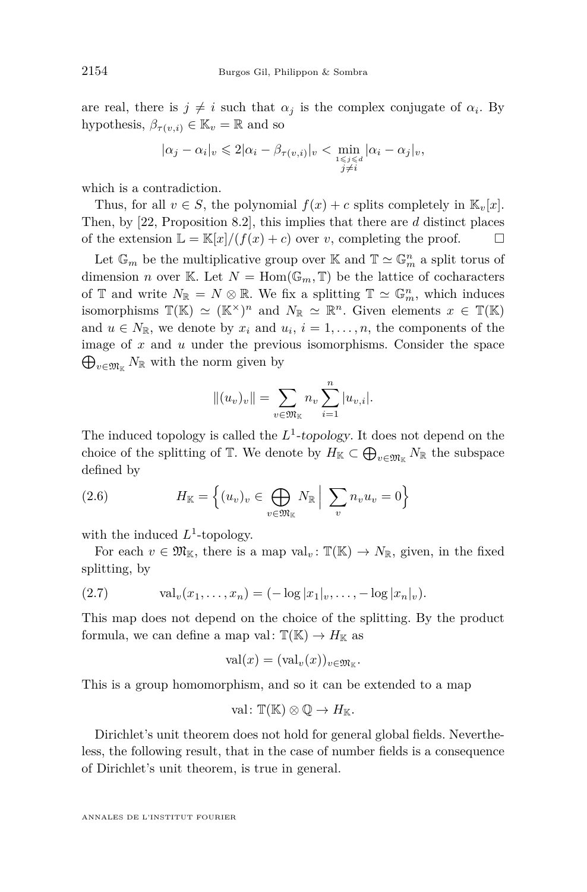are real, there is $j \neq i$ such that $\alpha_j$ is the complex conjugate of $\alpha_i$. By hypothesis, $\beta_{\tau(v,i)} \in \mathbb{K}_v = \mathbb{R}$ and so

$$|\alpha_j - \alpha_i|_v \leqslant 2|\alpha_i - \beta_{\tau(v,i)}|_v < \min_{\substack{1 \leqslant j \leqslant d \\ j \neq i}} |\alpha_i - \alpha_j|_v,$$

which is a contradiction.

Thus, for all $v \in S$, the polynomial $f(x) + c$ splits completely in $\mathbb{K}_v[x]$. Then, by [22, Proposition 8.2], this implies that there are $d$ distinct places of the extension $\mathbb{L} = \mathbb{K}[x]/(f(x) + c)$ over $v$, completing the proof. $\square$

Let $\mathbb{G}_m$ be the multiplicative group over $\mathbb{K}$ and $\mathbb{T} \simeq \mathbb{G}_m^n$ a split torus of dimension $n$ over $\mathbb{K}$. Let $N = \operatorname{Hom}(\mathbb{G}_m, \mathbb{T})$ be the lattice of cocharacters of $\mathbb{T}$ and write $N_{\mathbb{R}} = N \otimes \mathbb{R}$. We fix a splitting $\mathbb{T} \simeq \mathbb{G}_m^n$, which induces isomorphisms $\mathbb{T}(\mathbb{K}) \simeq (\mathbb{K}^\times)^n$ and $N_{\mathbb{R}} \simeq \mathbb{R}^n$. Given elements $x \in \mathbb{T}(\mathbb{K})$ and $u \in N_{\mathbb{R}}$, we denote by $x_i$ and $u_i$, $i = 1, \dots, n$, the components of the image of $x$ and $u$ under the previous isomorphisms. Consider the space $\bigoplus_{v \in \mathfrak{M}_{\mathbb{K}}} N_{\mathbb{R}}$ with the norm given by

$$\|(u_v)_v\| = \sum_{v \in \mathfrak{M}_{\mathbb{K}}} n_v \sum_{i=1}^{n} |u_{v,i}|.$$

The induced topology is called the *$L^1$-topology*. It does not depend on the choice of the splitting of $\mathbb{T}$. We denote by $H_{\mathbb{K}} \subset \bigoplus_{v \in \mathfrak{M}_{\mathbb{K}}} N_{\mathbb{R}}$ the subspace defined by

$$H_{\mathbb{K}} = \Big\{ (u_v)_v \in \bigoplus_{v \in \mathfrak{M}_{\mathbb{K}}} N_{\mathbb{R}} \Bigm| \sum_v n_v u_v = 0 \Big\} \tag{2.6}$$

with the induced $L^1$-topology.

For each $v \in \mathfrak{M}_{\mathbb{K}}$, there is a map $\operatorname{val}_v \colon \mathbb{T}(\mathbb{K}) \to N_{\mathbb{R}}$, given, in the fixed splitting, by

$$\operatorname{val}_v(x_1, \dots, x_n) = (-\log|x_1|_v, \dots, -\log|x_n|_v). \tag{2.7}$$

This map does not depend on the choice of the splitting. By the product formula, we can define a map $\operatorname{val} \colon \mathbb{T}(\mathbb{K}) \to H_{\mathbb{K}}$ as

$$\operatorname{val}(x) = (\operatorname{val}_v(x))_{v \in \mathfrak{M}_{\mathbb{K}}}.$$

This is a group homomorphism, and so it can be extended to a map

$$\operatorname{val} \colon \mathbb{T}(\mathbb{K}) \otimes \mathbb{Q} \to H_{\mathbb{K}}.$$

Dirichlet's unit theorem does not hold for general global fields. Nevertheless, the following result, that in the case of number fields is a consequence of Dirichlet's unit theorem, is true in general.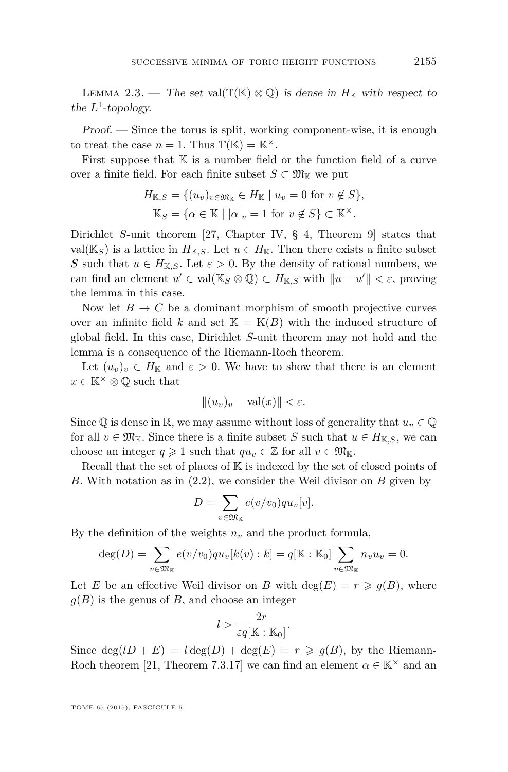Lemma 2.3. — *The set* $\mathrm{val}(\mathbb{T}(\mathbb{K}) \otimes \mathbb{Q})$ *is dense in* $H_{\mathbb{K}}$ *with respect to the* $L^1$*-topology.*

*Proof.* — Since the torus is split, working component-wise, it is enough to treat the case $n = 1$. Thus $\mathbb{T}(\mathbb{K}) = \mathbb{K}^{\times}$.

First suppose that $\mathbb{K}$ is a number field or the function field of a curve over a finite field. For each finite subset $S \subset \mathfrak{M}_{\mathbb{K}}$ we put

$$H_{\mathbb{K},S} = \{(u_v)_{v \in \mathfrak{M}_{\mathbb{K}}} \in H_{\mathbb{K}} \mid u_v = 0 \text{ for } v \notin S\},$$
$$\mathbb{K}_S = \{\alpha \in \mathbb{K} \mid |\alpha|_v = 1 \text{ for } v \notin S\} \subset \mathbb{K}^{\times}.$$

Dirichlet $S$-unit theorem [27, Chapter IV, § 4, Theorem 9] states that $\mathrm{val}(\mathbb{K}_S)$ is a lattice in $H_{\mathbb{K},S}$. Let $u \in H_{\mathbb{K}}$. Then there exists a finite subset $S$ such that $u \in H_{\mathbb{K},S}$. Let $\varepsilon > 0$. By the density of rational numbers, we can find an element $u' \in \mathrm{val}(\mathbb{K}_S \otimes \mathbb{Q}) \subset H_{\mathbb{K},S}$ with $\|u - u'\| < \varepsilon$, proving the lemma in this case.

Now let $B \to C$ be a dominant morphism of smooth projective curves over an infinite field $k$ and set $\mathbb{K} = \mathrm{K}(B)$ with the induced structure of global field. In this case, Dirichlet $S$-unit theorem may not hold and the lemma is a consequence of the Riemann-Roch theorem.

Let $(u_v)_v \in H_{\mathbb{K}}$ and $\varepsilon > 0$. We have to show that there is an element $x \in \mathbb{K}^{\times} \otimes \mathbb{Q}$ such that

$$\|(u_v)_v - \mathrm{val}(x)\| < \varepsilon.$$

Since $\mathbb{Q}$ is dense in $\mathbb{R}$, we may assume without loss of generality that $u_v \in \mathbb{Q}$ for all $v \in \mathfrak{M}_{\mathbb{K}}$. Since there is a finite subset $S$ such that $u \in H_{\mathbb{K},S}$, we can choose an integer $q \geqslant 1$ such that $qu_v \in \mathbb{Z}$ for all $v \in \mathfrak{M}_{\mathbb{K}}$.

Recall that the set of places of $\mathbb{K}$ is indexed by the set of closed points of $B$. With notation as in (2.2), we consider the Weil divisor on $B$ given by

$$D = \sum_{v \in \mathfrak{M}_{\mathbb{K}}} e(v/v_0) q u_v [v].$$

By the definition of the weights $n_v$ and the product formula,

$$\deg(D) = \sum_{v \in \mathfrak{M}_{\mathbb{K}}} e(v/v_0) q u_v [k(v) : k] = q[\mathbb{K} : \mathbb{K}_0] \sum_{v \in \mathfrak{M}_{\mathbb{K}}} n_v u_v = 0.$$

Let $E$ be an effective Weil divisor on $B$ with $\deg(E) = r \geqslant g(B)$, where $g(B)$ is the genus of $B$, and choose an integer

$$l > \frac{2r}{\varepsilon q [\mathbb{K} : \mathbb{K}_0]}.$$

Since $\deg(lD + E) = l \deg(D) + \deg(E) = r \geqslant g(B)$, by the Riemann-Roch theorem [21, Theorem 7.3.17] we can find an element $\alpha \in \mathbb{K}^{\times}$ and an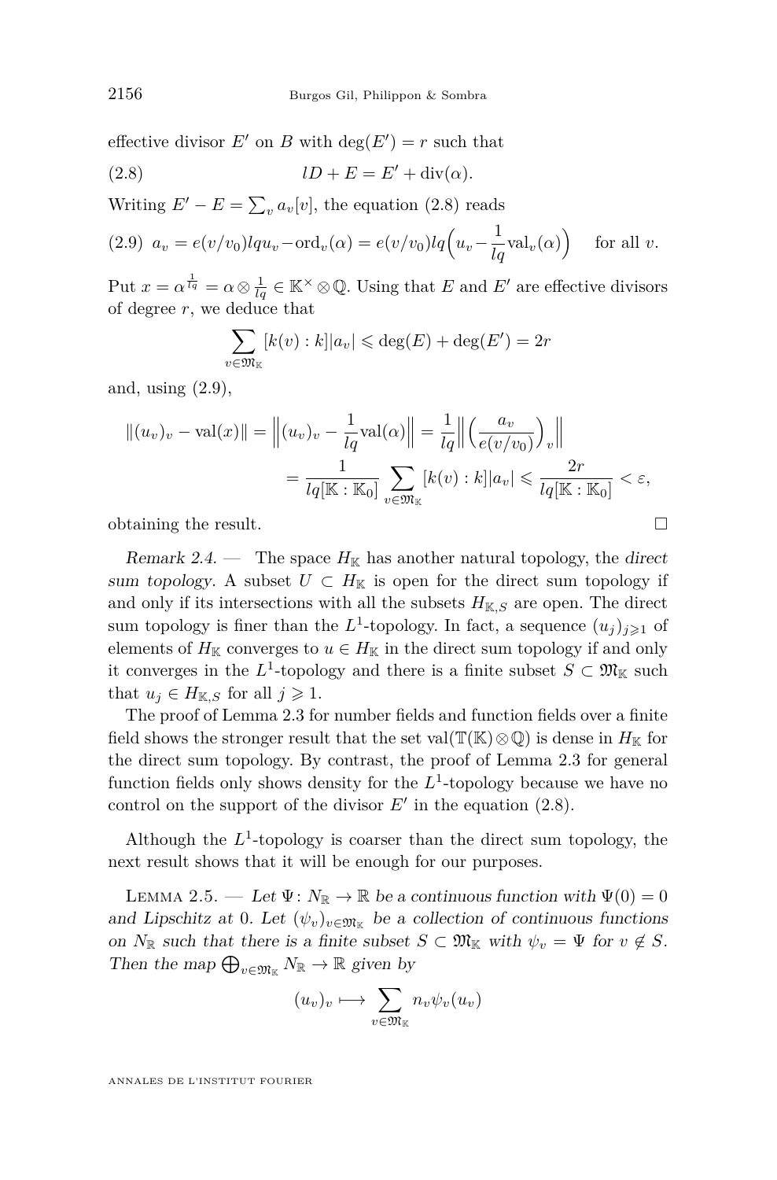effective divisor $E'$ on $B$ with $\deg(E') = r$ such that

$$lD + E = E' + \mathrm{div}(\alpha). \tag{2.8}$$

Writing $E' - E = \sum_v a_v[v]$, the equation (2.8) reads

$$a_v = e(v/v_0)lqu_v - \mathrm{ord}_v(\alpha) = e(v/v_0)lq\Big(u_v - \frac{1}{lq}\mathrm{val}_v(\alpha)\Big) \quad \text{for all } v. \tag{2.9}$$

Put $x = \alpha^{\frac{1}{lq}} = \alpha \otimes \frac{1}{lq} \in \mathbb{K}^\times \otimes \mathbb{Q}$. Using that $E$ and $E'$ are effective divisors of degree $r$, we deduce that

$$\sum_{v \in \mathfrak{M}_\mathbb{K}} [k(v) : k] |a_v| \leqslant \deg(E) + \deg(E') = 2r$$

and, using (2.9),

$$\begin{aligned}\|(u_v)_v - \mathrm{val}(x)\| = \Big\|(u_v)_v - \frac{1}{lq}\mathrm{val}(\alpha)\Big\| &= \frac{1}{lq}\Big\|\Big(\frac{a_v}{e(v/v_0)}\Big)_v\Big\| \\ &= \frac{1}{lq[\mathbb{K} : \mathbb{K}_0]} \sum_{v \in \mathfrak{M}_\mathbb{K}} [k(v) : k]|a_v| \leqslant \frac{2r}{lq[\mathbb{K} : \mathbb{K}_0]} < \varepsilon,\end{aligned}$$

obtaining the result. □

*Remark 2.4.* — The space $H_\mathbb{K}$ has another natural topology, the *direct sum topology*. A subset $U \subset H_\mathbb{K}$ is open for the direct sum topology if and only if its intersections with all the subsets $H_{\mathbb{K},S}$ are open. The direct sum topology is finer than the $L^1$-topology. In fact, a sequence $(u_j)_{j \geqslant 1}$ of elements of $H_\mathbb{K}$ converges to $u \in H_\mathbb{K}$ in the direct sum topology if and only it converges in the $L^1$-topology and there is a finite subset $S \subset \mathfrak{M}_\mathbb{K}$ such that $u_j \in H_{\mathbb{K},S}$ for all $j \geqslant 1$.

The proof of Lemma 2.3 for number fields and function fields over a finite field shows the stronger result that the set $\mathrm{val}(\mathbb{T}(\mathbb{K}) \otimes \mathbb{Q})$ is dense in $H_\mathbb{K}$ for the direct sum topology. By contrast, the proof of Lemma 2.3 for general function fields only shows density for the $L^1$-topology because we have no control on the support of the divisor $E'$ in the equation (2.8).

Although the $L^1$-topology is coarser than the direct sum topology, the next result shows that it will be enough for our purposes.

Lemma 2.5. — *Let $\Psi\colon N_\mathbb{R} \to \mathbb{R}$ be a continuous function with $\Psi(0) = 0$ and Lipschitz at 0. Let $(\psi_v)_{v \in \mathfrak{M}_\mathbb{K}}$ be a collection of continuous functions on $N_\mathbb{R}$ such that there is a finite subset $S \subset \mathfrak{M}_\mathbb{K}$ with $\psi_v = \Psi$ for $v \notin S$. Then the map $\bigoplus_{v \in \mathfrak{M}_\mathbb{K}} N_\mathbb{R} \to \mathbb{R}$ given by*

$$(u_v)_v \longmapsto \sum_{v \in \mathfrak{M}_\mathbb{K}} n_v \psi_v(u_v)$$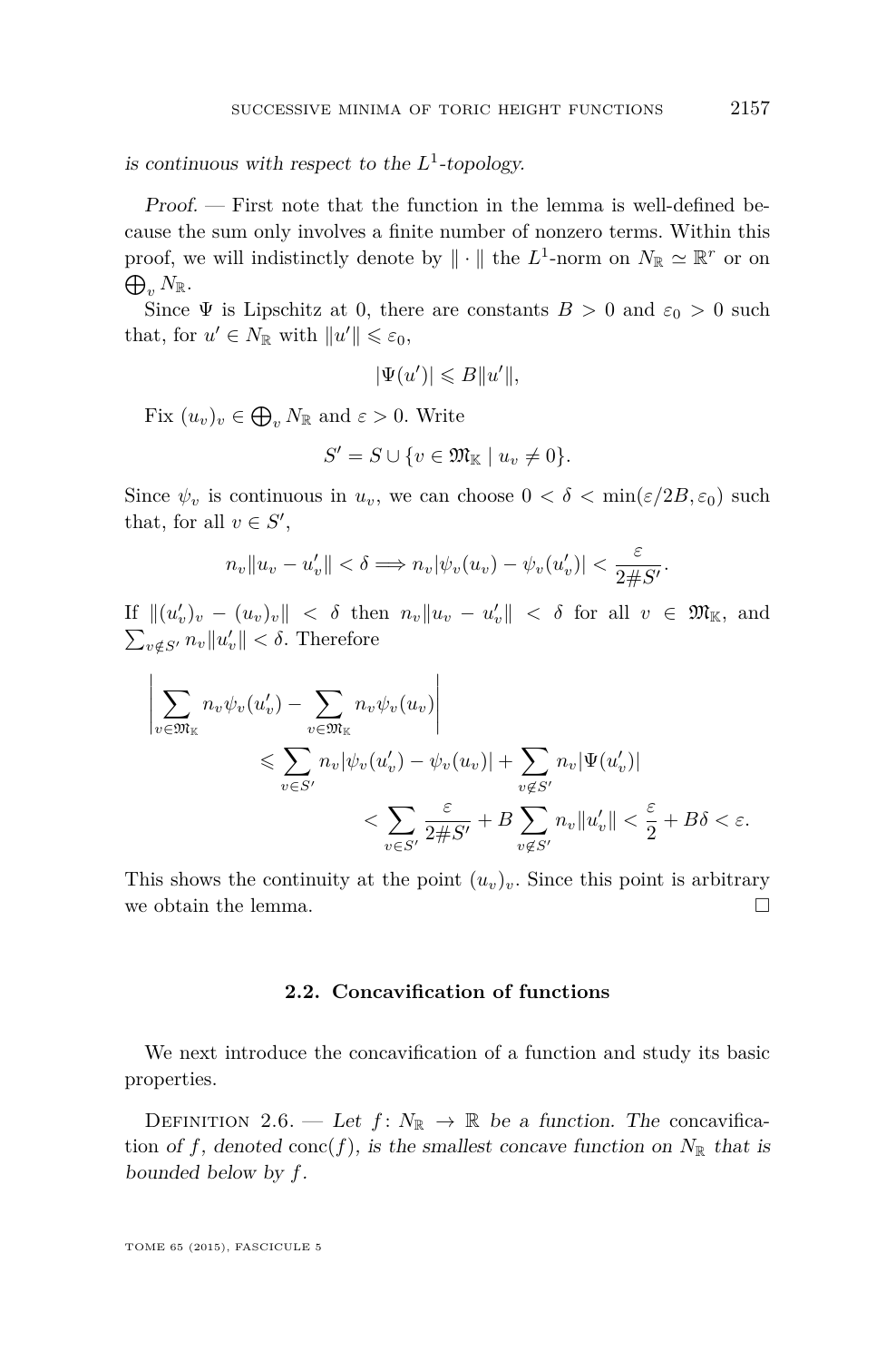*is continuous with respect to the $L^1$-topology.*

*Proof*. — First note that the function in the lemma is well-defined because the sum only involves a finite number of nonzero terms. Within this proof, we will indistinctly denote by $\|\cdot\|$ the $L^1$-norm on $N_{\mathbb{R}} \simeq \mathbb{R}^r$ or on $\bigoplus_v N_{\mathbb{R}}$.

Since $\Psi$ is Lipschitz at 0, there are constants $B > 0$ and $\varepsilon_0 > 0$ such that, for $u' \in N_{\mathbb{R}}$ with $\|u'\| \leqslant \varepsilon_0$,

$$|\Psi(u')| \leqslant B\|u'\|,$$

Fix $(u_v)_v \in \bigoplus_v N_{\mathbb{R}}$ and $\varepsilon > 0$. Write

$$S' = S \cup \{v \in \mathfrak{M}_{\mathbb{K}} \mid u_v \neq 0\}.$$

Since $\psi_v$ is continuous in $u_v$, we can choose $0 < \delta < \min(\varepsilon/2B, \varepsilon_0)$ such that, for all $v \in S'$,

$$n_v\|u_v - u_v'\| < \delta \Longrightarrow n_v|\psi_v(u_v) - \psi_v(u_v')| < \frac{\varepsilon}{2\#S'}.$$

If $\|(u_v')_v - (u_v)_v\| < \delta$ then $n_v\|u_v - u_v'\| < \delta$ for all $v \in \mathfrak{M}_{\mathbb{K}}$, and $\sum_{v \notin S'} n_v\|u_v'\| < \delta$. Therefore

$$\begin{aligned}
\left|\sum_{v\in\mathfrak{M}_{\mathbb{K}}} n_v\psi_v(u_v') - \sum_{v\in\mathfrak{M}_{\mathbb{K}}} n_v\psi_v(u_v)\right| \\
\leqslant \sum_{v\in S'} n_v|\psi_v(u_v') - \psi_v(u_v)| + \sum_{v\notin S'} n_v|\Psi(u_v')| \\
< \sum_{v\in S'} \frac{\varepsilon}{2\#S'} + B\sum_{v\notin S'} n_v\|u_v'\| < \frac{\varepsilon}{2} + B\delta < \varepsilon.
\end{aligned}$$

This shows the continuity at the point $(u_v)_v$. Since this point is arbitrary we obtain the lemma. □

### 2.2. Concavification of functions

We next introduce the concavification of a function and study its basic properties.

Definition 2.6. — *Let $f\colon N_{\mathbb{R}} \to \mathbb{R}$ be a function. The* concavification *of $f$, denoted* $\operatorname{conc}(f)$, *is the smallest concave function on $N_{\mathbb{R}}$ that is bounded below by $f$.*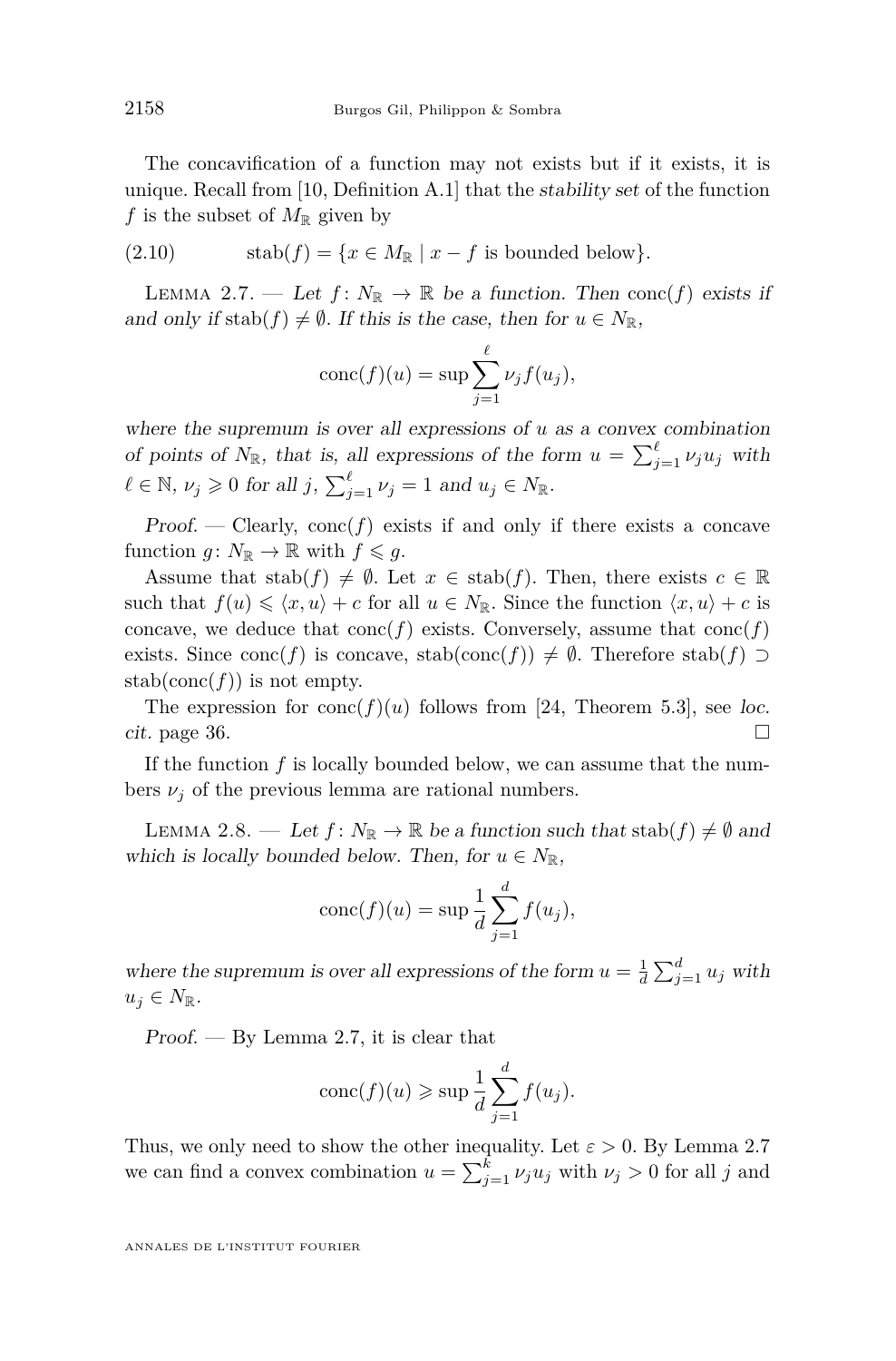The concavification of a function may not exists but if it exists, it is unique. Recall from [10, Definition A.1] that the *stability set* of the function $f$ is the subset of $M_{\mathbb{R}}$ given by

$$\operatorname{stab}(f) = \{x \in M_{\mathbb{R}} \mid x - f \text{ is bounded below}\}. \tag{2.10}$$

Lemma 2.7. — *Let $f\colon N_{\mathbb{R}} \to \mathbb{R}$ be a function. Then $\operatorname{conc}(f)$ exists if and only if $\operatorname{stab}(f) \neq \emptyset$. If this is the case, then for $u \in N_{\mathbb{R}}$,*

$$\operatorname{conc}(f)(u) = \sup \sum_{j=1}^{\ell} \nu_j f(u_j),$$

*where the supremum is over all expressions of $u$ as a convex combination of points of $N_{\mathbb{R}}$, that is, all expressions of the form $u = \sum_{j=1}^{\ell} \nu_j u_j$ with $\ell \in \mathbb{N}$, $\nu_j \geqslant 0$ for all $j$, $\sum_{j=1}^{\ell} \nu_j = 1$ and $u_j \in N_{\mathbb{R}}$.*

*Proof.* — Clearly, $\operatorname{conc}(f)$ exists if and only if there exists a concave function $g\colon N_{\mathbb{R}} \to \mathbb{R}$ with $f \leqslant g$.

Assume that $\operatorname{stab}(f) \neq \emptyset$. Let $x \in \operatorname{stab}(f)$. Then, there exists $c \in \mathbb{R}$ such that $f(u) \leqslant \langle x, u\rangle + c$ for all $u \in N_{\mathbb{R}}$. Since the function $\langle x, u\rangle + c$ is concave, we deduce that $\operatorname{conc}(f)$ exists. Conversely, assume that $\operatorname{conc}(f)$ exists. Since $\operatorname{conc}(f)$ is concave, $\operatorname{stab}(\operatorname{conc}(f)) \neq \emptyset$. Therefore $\operatorname{stab}(f) \supset \operatorname{stab}(\operatorname{conc}(f))$ is not empty.

The expression for $\operatorname{conc}(f)(u)$ follows from [24, Theorem 5.3], see *loc. cit.* page 36. □

If the function $f$ is locally bounded below, we can assume that the numbers $\nu_j$ of the previous lemma are rational numbers.

Lemma 2.8. — *Let $f\colon N_{\mathbb{R}} \to \mathbb{R}$ be a function such that $\operatorname{stab}(f) \neq \emptyset$ and which is locally bounded below. Then, for $u \in N_{\mathbb{R}}$,*

$$\operatorname{conc}(f)(u) = \sup \frac{1}{d} \sum_{j=1}^{d} f(u_j),$$

*where the supremum is over all expressions of the form $u = \frac{1}{d}\sum_{j=1}^{d} u_j$ with $u_j \in N_{\mathbb{R}}$.*

*Proof.* — By Lemma 2.7, it is clear that

$$\operatorname{conc}(f)(u) \geqslant \sup \frac{1}{d} \sum_{j=1}^{d} f(u_j).$$

Thus, we only need to show the other inequality. Let $\varepsilon > 0$. By Lemma 2.7 we can find a convex combination $u = \sum_{j=1}^{k} \nu_j u_j$ with $\nu_j > 0$ for all $j$ and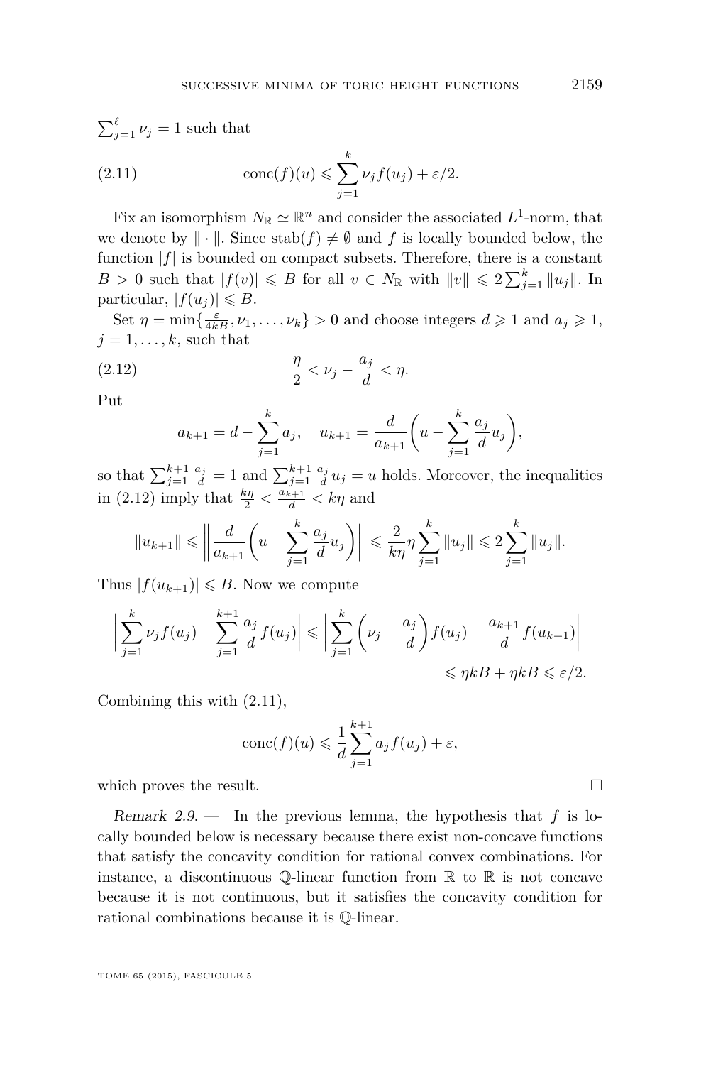$\sum_{j=1}^{\ell} \nu_j = 1$ such that

$$\operatorname{conc}(f)(u) \leqslant \sum_{j=1}^{k} \nu_j f(u_j) + \varepsilon/2. \tag{2.11}$$

Fix an isomorphism $N_{\mathbb{R}} \simeq \mathbb{R}^n$ and consider the associated $L^1$-norm, that we denote by $\|\cdot\|$. Since $\operatorname{stab}(f) \neq \emptyset$ and $f$ is locally bounded below, the function $|f|$ is bounded on compact subsets. Therefore, there is a constant $B > 0$ such that $|f(v)| \leqslant B$ for all $v \in N_{\mathbb{R}}$ with $\|v\| \leqslant 2\sum_{j=1}^{k} \|u_j\|$. In particular, $|f(u_j)| \leqslant B$.

Set $\eta = \min\{\frac{\varepsilon}{4kB}, \nu_1, \dots, \nu_k\} > 0$ and choose integers $d \geqslant 1$ and $a_j \geqslant 1$, $j = 1, \dots, k$, such that

$$\frac{\eta}{2} < \nu_j - \frac{a_j}{d} < \eta. \tag{2.12}$$

Put

$$a_{k+1} = d - \sum_{j=1}^{k} a_j, \quad u_{k+1} = \frac{d}{a_{k+1}}\bigg(u - \sum_{j=1}^{k} \frac{a_j}{d} u_j\bigg),$$

so that $\sum_{j=1}^{k+1} \frac{a_j}{d} = 1$ and $\sum_{j=1}^{k+1} \frac{a_j}{d} u_j = u$ holds. Moreover, the inequalities in (2.12) imply that $\frac{k\eta}{2} < \frac{a_{k+1}}{d} < k\eta$ and

$$\|u_{k+1}\| \leqslant \bigg\| \frac{d}{a_{k+1}}\bigg(u - \sum_{j=1}^{k} \frac{a_j}{d} u_j\bigg) \bigg\| \leqslant \frac{2}{k\eta}\eta \sum_{j=1}^{k} \|u_j\| \leqslant 2\sum_{j=1}^{k} \|u_j\|.$$

Thus $|f(u_{k+1})| \leqslant B$. Now we compute

$$\begin{aligned}\bigg| \sum_{j=1}^{k} \nu_j f(u_j) - \sum_{j=1}^{k+1} \frac{a_j}{d} f(u_j) \bigg| &\leqslant \bigg| \sum_{j=1}^{k} \bigg(\nu_j - \frac{a_j}{d}\bigg) f(u_j) - \frac{a_{k+1}}{d} f(u_{k+1}) \bigg| \\ &\leqslant \eta k B + \eta k B \leqslant \varepsilon/2.\end{aligned}$$

Combining this with (2.11),

$$\operatorname{conc}(f)(u) \leqslant \frac{1}{d}\sum_{j=1}^{k+1} a_j f(u_j) + \varepsilon,$$

which proves the result. □

*Remark 2.9.* — In the previous lemma, the hypothesis that $f$ is locally bounded below is necessary because there exist non-concave functions that satisfy the concavity condition for rational convex combinations. For instance, a discontinuous $\mathbb{Q}$-linear function from $\mathbb{R}$ to $\mathbb{R}$ is not concave because it is not continuous, but it satisfies the concavity condition for rational combinations because it is $\mathbb{Q}$-linear.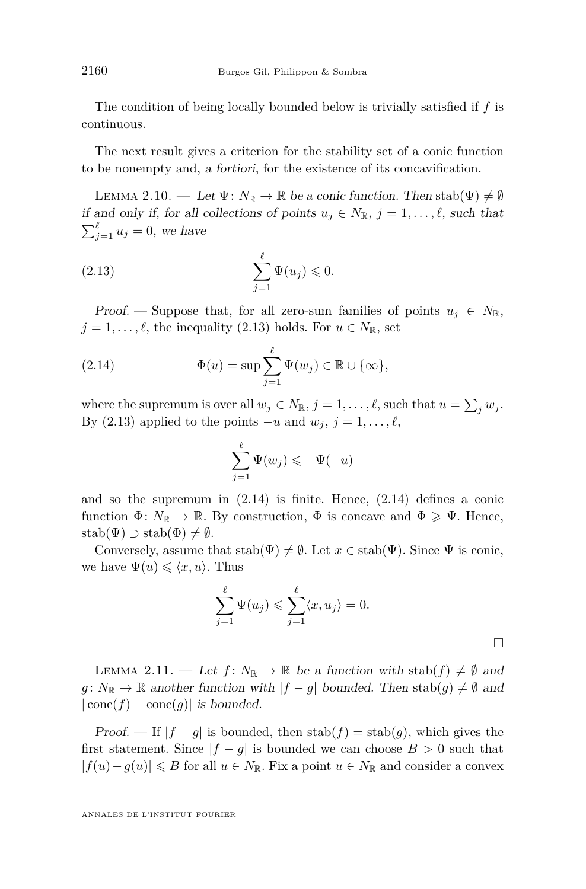The condition of being locally bounded below is trivially satisfied if $f$ is continuous.

The next result gives a criterion for the stability set of a conic function to be nonempty and, *a fortiori*, for the existence of its concavification.

LEMMA 2.10. — *Let $\Psi\colon N_{\mathbb{R}} \to \mathbb{R}$ be a conic function. Then* $\mathrm{stab}(\Psi) \neq \emptyset$ *if and only if, for all collections of points $u_j \in N_{\mathbb{R}}$, $j = 1, \dots, \ell$, such that $\sum_{j=1}^{\ell} u_j = 0$, we have*

$$\sum_{j=1}^{\ell} \Psi(u_j) \leqslant 0. \tag{2.13}$$

*Proof.* — Suppose that, for all zero-sum families of points $u_j \in N_{\mathbb{R}}$, $j = 1, \dots, \ell$, the inequality (2.13) holds. For $u \in N_{\mathbb{R}}$, set

$$\Phi(u) = \sup \sum_{j=1}^{\ell} \Psi(w_j) \in \mathbb{R} \cup \{\infty\}, \tag{2.14}$$

where the supremum is over all $w_j \in N_{\mathbb{R}}$, $j = 1, \dots, \ell$, such that $u = \sum_j w_j$. By (2.13) applied to the points $-u$ and $w_j$, $j = 1, \dots, \ell$,

$$\sum_{j=1}^{\ell} \Psi(w_j) \leqslant -\Psi(-u)$$

and so the supremum in (2.14) is finite. Hence, (2.14) defines a conic function $\Phi\colon N_{\mathbb{R}} \to \mathbb{R}$. By construction, $\Phi$ is concave and $\Phi \geqslant \Psi$. Hence, $\mathrm{stab}(\Psi) \supset \mathrm{stab}(\Phi) \neq \emptyset$.

Conversely, assume that $\mathrm{stab}(\Psi) \neq \emptyset$. Let $x \in \mathrm{stab}(\Psi)$. Since $\Psi$ is conic, we have $\Psi(u) \leqslant \langle x, u \rangle$. Thus

$$\sum_{j=1}^{\ell} \Psi(u_j) \leqslant \sum_{j=1}^{\ell} \langle x, u_j \rangle = 0.$$

□

LEMMA 2.11. — *Let $f\colon N_{\mathbb{R}} \to \mathbb{R}$ be a function with* $\mathrm{stab}(f) \neq \emptyset$ *and $g\colon N_{\mathbb{R}} \to \mathbb{R}$ another function with $|f - g|$ bounded. Then* $\mathrm{stab}(g) \neq \emptyset$ *and* $|\mathrm{conc}(f) - \mathrm{conc}(g)|$ *is bounded.*

*Proof.* — If $|f - g|$ is bounded, then $\mathrm{stab}(f) = \mathrm{stab}(g)$, which gives the first statement. Since $|f - g|$ is bounded we can choose $B > 0$ such that $|f(u) - g(u)| \leqslant B$ for all $u \in N_{\mathbb{R}}$. Fix a point $u \in N_{\mathbb{R}}$ and consider a convex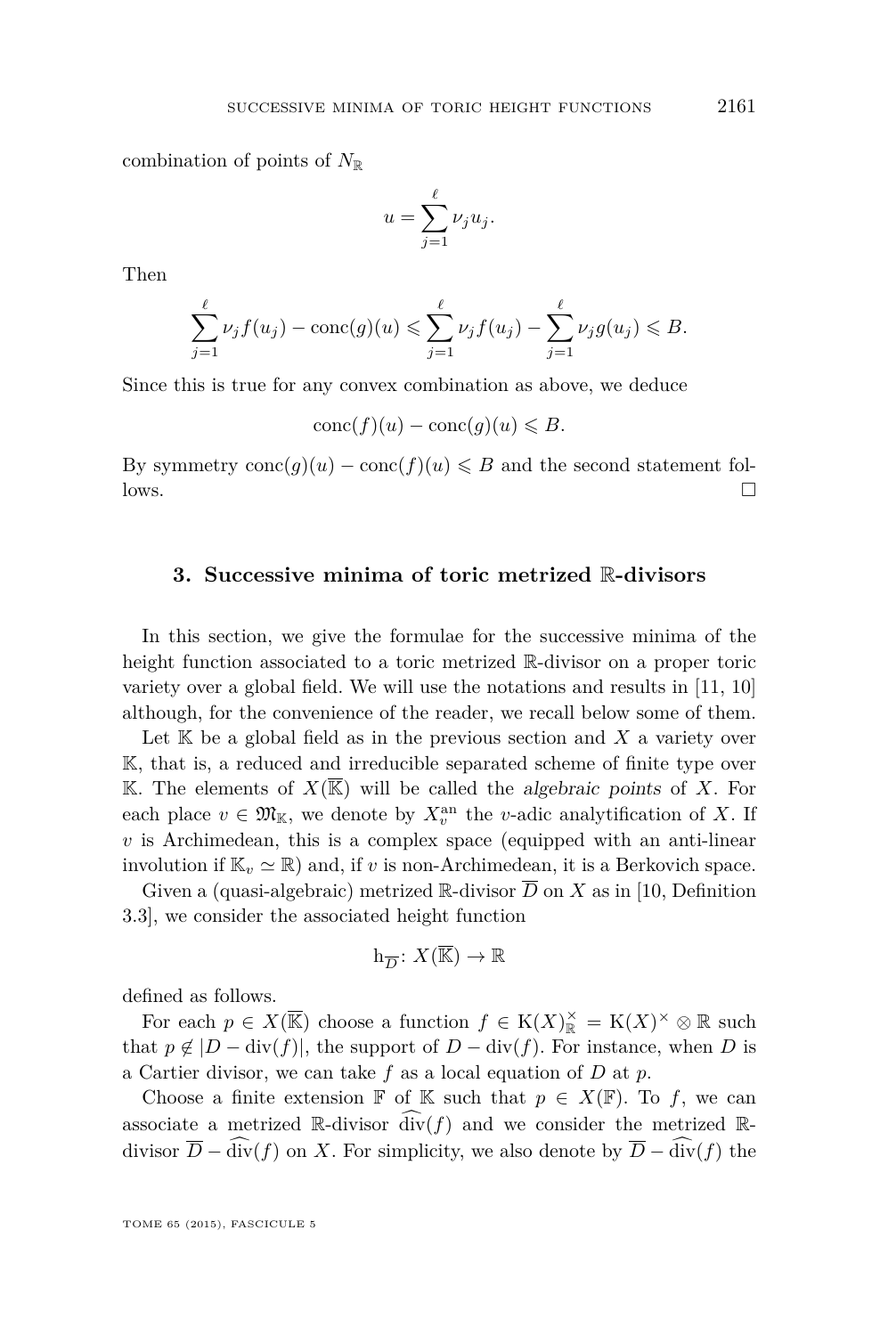combination of points of $N_{\mathbb{R}}$

$$u = \sum_{j=1}^{\ell} \nu_j u_j.$$

Then

$$\sum_{j=1}^{\ell} \nu_j f(u_j) - \operatorname{conc}(g)(u) \leqslant \sum_{j=1}^{\ell} \nu_j f(u_j) - \sum_{j=1}^{\ell} \nu_j g(u_j) \leqslant B.$$

Since this is true for any convex combination as above, we deduce

$$\operatorname{conc}(f)(u) - \operatorname{conc}(g)(u) \leqslant B.$$

By symmetry $\operatorname{conc}(g)(u) - \operatorname{conc}(f)(u) \leqslant B$ and the second statement follows. □

## 3. Successive minima of toric metrized $\mathbb{R}$-divisors

In this section, we give the formulae for the successive minima of the height function associated to a toric metrized $\mathbb{R}$-divisor on a proper toric variety over a global field. We will use the notations and results in [11, 10] although, for the convenience of the reader, we recall below some of them.

Let $\mathbb{K}$ be a global field as in the previous section and $X$ a variety over $\mathbb{K}$, that is, a reduced and irreducible separated scheme of finite type over $\mathbb{K}$. The elements of $X(\overline{\mathbb{K}})$ will be called the *algebraic points* of $X$. For each place $v \in \mathfrak{M}_{\mathbb{K}}$, we denote by $X_v^{\mathrm{an}}$ the $v$-adic analytification of $X$. If $v$ is Archimedean, this is a complex space (equipped with an anti-linear involution if $\mathbb{K}_v \simeq \mathbb{R}$) and, if $v$ is non-Archimedean, it is a Berkovich space.

Given a (quasi-algebraic) metrized $\mathbb{R}$-divisor $\overline{D}$ on $X$ as in [10, Definition 3.3], we consider the associated height function

$$\mathrm{h}_{\overline{D}} \colon X(\overline{\mathbb{K}}) \to \mathbb{R}$$

defined as follows.

For each $p \in X(\overline{\mathbb{K}})$ choose a function $f \in \mathrm{K}(X)^{\times}_{\mathbb{R}} = \mathrm{K}(X)^{\times} \otimes \mathbb{R}$ such that $p \notin |D - \operatorname{div}(f)|$, the support of $D - \operatorname{div}(f)$. For instance, when $D$ is a Cartier divisor, we can take $f$ as a local equation of $D$ at $p$.

Choose a finite extension $\mathbb{F}$ of $\mathbb{K}$ such that $p \in X(\mathbb{F})$. To $f$, we can associate a metrized $\mathbb{R}$-divisor $\widehat{\operatorname{div}}(f)$ and we consider the metrized $\mathbb{R}$-divisor $\overline{D} - \widehat{\operatorname{div}}(f)$ on $X$. For simplicity, we also denote by $\overline{D} - \widehat{\operatorname{div}}(f)$ the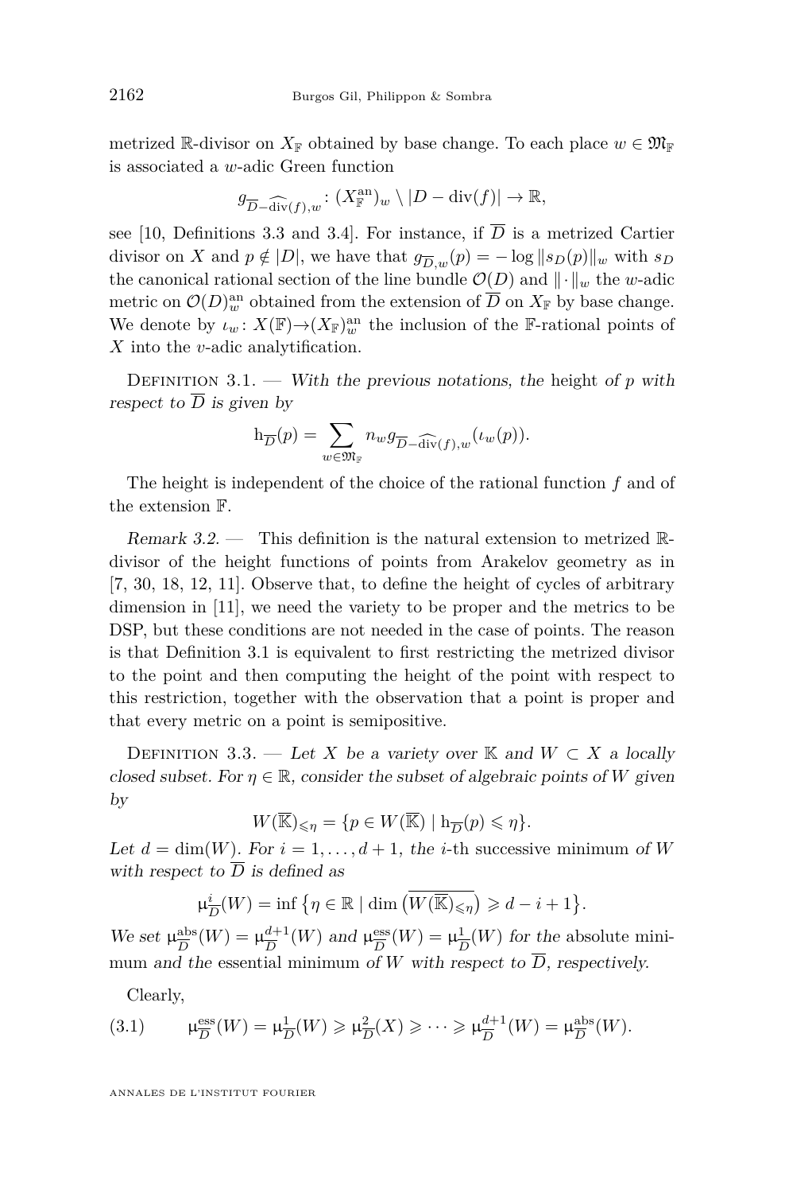metrized $\mathbb{R}$-divisor on $X_{\mathbb{F}}$ obtained by base change. To each place $w \in \mathfrak{M}_{\mathbb{F}}$ is associated a $w$-adic Green function

$$g_{\overline{D}-\widehat{\operatorname{div}}(f),w} \colon (X_{\mathbb{F}}^{\mathrm{an}})_w \setminus |D - \operatorname{div}(f)| \to \mathbb{R},$$

see [10, Definitions 3.3 and 3.4]. For instance, if $\overline{D}$ is a metrized Cartier divisor on $X$ and $p \notin |D|$, we have that $g_{\overline{D},w}(p) = -\log \|s_D(p)\|_w$ with $s_D$ the canonical rational section of the line bundle $\mathcal{O}(D)$ and $\|\cdot\|_w$ the $w$-adic metric on $\mathcal{O}(D)_w^{\mathrm{an}}$ obtained from the extension of $\overline{D}$ on $X_{\mathbb{F}}$ by base change. We denote by $\iota_w \colon X(\mathbb{F}) \to (X_{\mathbb{F}})_w^{\mathrm{an}}$ the inclusion of the $\mathbb{F}$-rational points of $X$ into the $v$-adic analytification.

Definition 3.1. — *With the previous notations, the* height *of $p$ with respect to $\overline{D}$ is given by*

$$\mathrm{h}_{\overline{D}}(p) = \sum_{w \in \mathfrak{M}_{\mathbb{F}}} n_w g_{\overline{D}-\widehat{\operatorname{div}}(f),w}(\iota_w(p)).$$

The height is independent of the choice of the rational function $f$ and of the extension $\mathbb{F}$.

*Remark 3.2.* — This definition is the natural extension to metrized $\mathbb{R}$-divisor of the height functions of points from Arakelov geometry as in [7, 30, 18, 12, 11]. Observe that, to define the height of cycles of arbitrary dimension in [11], we need the variety to be proper and the metrics to be DSP, but these conditions are not needed in the case of points. The reason is that Definition 3.1 is equivalent to first restricting the metrized divisor to the point and then computing the height of the point with respect to this restriction, together with the observation that a point is proper and that every metric on a point is semipositive.

Definition 3.3. — *Let $X$ be a variety over $\mathbb{K}$ and $W \subset X$ a locally closed subset. For $\eta \in \mathbb{R}$, consider the subset of algebraic points of $W$ given by*

$$W(\overline{\mathbb{K}})_{\leqslant \eta} = \{p \in W(\overline{\mathbb{K}}) \mid \mathrm{h}_{\overline{D}}(p) \leqslant \eta\}.$$

*Let $d = \dim(W)$. For $i = 1, \dots, d+1$, the* $i$-th successive minimum *of $W$ with respect to $\overline{D}$ is defined as*

$$\mu^{i}_{\overline{D}}(W) = \inf\left\{\eta \in \mathbb{R} \mid \dim\left(\overline{W(\overline{\mathbb{K}})_{\leqslant \eta}}\right) \geqslant d - i + 1\right\}.$$

*We set $\mu^{\mathrm{abs}}_{\overline{D}}(W) = \mu^{d+1}_{\overline{D}}(W)$ and $\mu^{\mathrm{ess}}_{\overline{D}}(W) = \mu^{1}_{\overline{D}}(W)$ for the* absolute minimum *and the* essential minimum *of $W$ with respect to $\overline{D}$, respectively.*

Clearly,

$$\mu^{\mathrm{ess}}_{\overline{D}}(W) = \mu^{1}_{\overline{D}}(W) \geqslant \mu^{2}_{\overline{D}}(X) \geqslant \cdots \geqslant \mu^{d+1}_{\overline{D}}(W) = \mu^{\mathrm{abs}}_{\overline{D}}(W). \tag{3.1}$$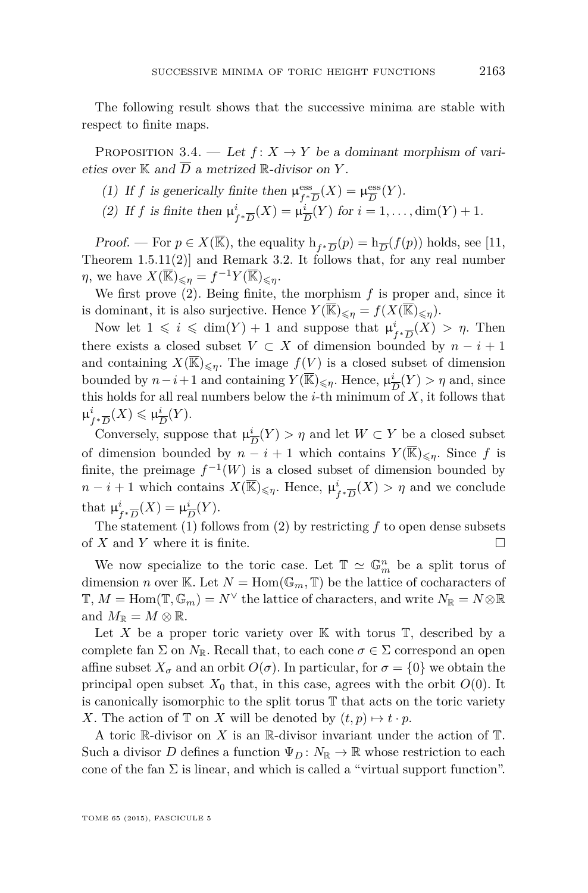The following result shows that the successive minima are stable with respect to finite maps.

Proposition 3.4. — *Let $f\colon X \to Y$ be a dominant morphism of varieties over $\mathbb{K}$ and $\overline{D}$ a metrized $\mathbb{R}$-divisor on $Y$.*

1. *If $f$ is generically finite then $\mu^{\mathrm{ess}}_{f^*\overline{D}}(X) = \mu^{\mathrm{ess}}_{\overline{D}}(Y)$.*
2. *If $f$ is finite then $\mu^{i}_{f^*\overline{D}}(X) = \mu^{i}_{\overline{D}}(Y)$ for $i = 1, \dots, \dim(Y) + 1$.*

*Proof.* — For $p \in X(\overline{\mathbb{K}})$, the equality $\mathrm{h}_{f^*\overline{D}}(p) = \mathrm{h}_{\overline{D}}(f(p))$ holds, see [11, Theorem 1.5.11(2)] and Remark 3.2. It follows that, for any real number $\eta$, we have $X(\overline{\mathbb{K}})_{\leqslant \eta} = f^{-1}Y(\overline{\mathbb{K}})_{\leqslant \eta}$.

We first prove (2). Being finite, the morphism $f$ is proper and, since it is dominant, it is also surjective. Hence $Y(\overline{\mathbb{K}})_{\leqslant \eta} = f(X(\overline{\mathbb{K}})_{\leqslant \eta})$.

Now let $1 \leqslant i \leqslant \dim(Y) + 1$ and suppose that $\mu^{i}_{f^*\overline{D}}(X) > \eta$. Then there exists a closed subset $V \subset X$ of dimension bounded by $n - i + 1$ and containing $X(\overline{\mathbb{K}})_{\leqslant \eta}$. The image $f(V)$ is a closed subset of dimension bounded by $n-i+1$ and containing $Y(\overline{\mathbb{K}})_{\leqslant \eta}$. Hence, $\mu^{i}_{\overline{D}}(Y) > \eta$ and, since this holds for all real numbers below the $i$-th minimum of $X$, it follows that $\mu^{i}_{f^*\overline{D}}(X) \leqslant \mu^{i}_{\overline{D}}(Y)$.

Conversely, suppose that $\mu^{i}_{\overline{D}}(Y) > \eta$ and let $W \subset Y$ be a closed subset of dimension bounded by $n - i + 1$ which contains $Y(\overline{\mathbb{K}})_{\leqslant \eta}$. Since $f$ is finite, the preimage $f^{-1}(W)$ is a closed subset of dimension bounded by $n - i + 1$ which contains $X(\overline{\mathbb{K}})_{\leqslant \eta}$. Hence, $\mu^{i}_{f^*\overline{D}}(X) > \eta$ and we conclude that $\mu^{i}_{f^*\overline{D}}(X) = \mu^{i}_{\overline{D}}(Y)$.

The statement (1) follows from (2) by restricting $f$ to open dense subsets of $X$ and $Y$ where it is finite. □

We now specialize to the toric case. Let $\mathbb{T} \simeq \mathbb{G}_m^n$ be a split torus of dimension $n$ over $\mathbb{K}$. Let $N = \mathrm{Hom}(\mathbb{G}_m, \mathbb{T})$ be the lattice of cocharacters of $\mathbb{T}$, $M = \mathrm{Hom}(\mathbb{T}, \mathbb{G}_m) = N^{\vee}$ the lattice of characters, and write $N_{\mathbb{R}} = N \otimes \mathbb{R}$ and $M_{\mathbb{R}} = M \otimes \mathbb{R}$.

Let $X$ be a proper toric variety over $\mathbb{K}$ with torus $\mathbb{T}$, described by a complete fan $\Sigma$ on $N_{\mathbb{R}}$. Recall that, to each cone $\sigma \in \Sigma$ correspond an open affine subset $X_\sigma$ and an orbit $O(\sigma)$. In particular, for $\sigma = \{0\}$ we obtain the principal open subset $X_0$ that, in this case, agrees with the orbit $O(0)$. It is canonically isomorphic to the split torus $\mathbb{T}$ that acts on the toric variety $X$. The action of $\mathbb{T}$ on $X$ will be denoted by $(t, p) \mapsto t \cdot p$.

A toric $\mathbb{R}$-divisor on $X$ is an $\mathbb{R}$-divisor invariant under the action of $\mathbb{T}$. Such a divisor $D$ defines a function $\Psi_D\colon N_{\mathbb{R}} \to \mathbb{R}$ whose restriction to each cone of the fan $\Sigma$ is linear, and which is called a "virtual support function".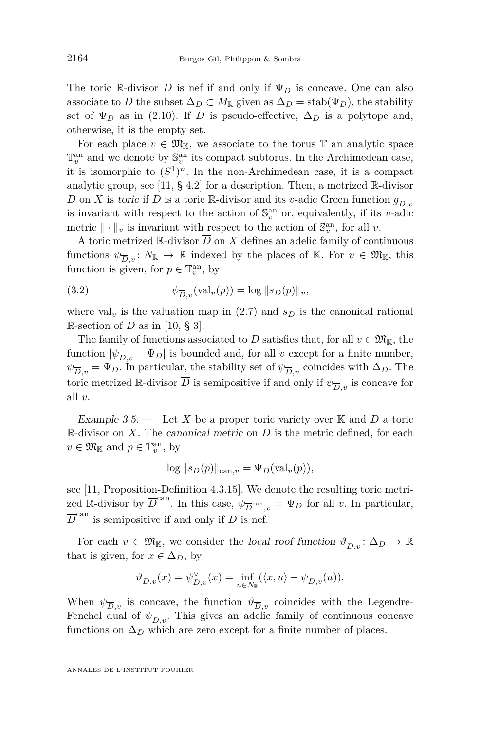The toric $\mathbb{R}$-divisor $D$ is nef if and only if $\Psi_D$ is concave. One can also associate to $D$ the subset $\Delta_D \subset M_{\mathbb{R}}$ given as $\Delta_D = \operatorname{stab}(\Psi_D)$, the stability set of $\Psi_D$ as in (2.10). If $D$ is pseudo-effective, $\Delta_D$ is a polytope and, otherwise, it is the empty set.

For each place $v \in \mathfrak{M}_{\mathbb{K}}$, we associate to the torus $\mathbb{T}$ an analytic space $\mathbb{T}_v^{\mathrm{an}}$ and we denote by $\mathbb{S}_v^{\mathrm{an}}$ its compact subtorus. In the Archimedean case, it is isomorphic to $(S^1)^n$. In the non-Archimedean case, it is a compact analytic group, see [11, § 4.2] for a description. Then, a metrized $\mathbb{R}$-divisor $\overline{D}$ on $X$ is *toric* if $D$ is a toric $\mathbb{R}$-divisor and its $v$-adic Green function $g_{\overline{D},v}$ is invariant with respect to the action of $\mathbb{S}_v^{\mathrm{an}}$ or, equivalently, if its $v$-adic metric $\|\cdot\|_v$ is invariant with respect to the action of $\mathbb{S}_v^{\mathrm{an}}$, for all $v$.

A toric metrized $\mathbb{R}$-divisor $\overline{D}$ on $X$ defines an adelic family of continuous functions $\psi_{\overline{D},v}\colon N_{\mathbb{R}} \to \mathbb{R}$ indexed by the places of $\mathbb{K}$. For $v \in \mathfrak{M}_{\mathbb{K}}$, this function is given, for $p \in \mathbb{T}_v^{\mathrm{an}}$, by

$$\psi_{\overline{D},v}(\operatorname{val}_v(p)) = \log \|s_D(p)\|_v, \tag{3.2}$$

where $\operatorname{val}_v$ is the valuation map in (2.7) and $s_D$ is the canonical rational $\mathbb{R}$-section of $D$ as in [10, § 3].

The family of functions associated to $\overline{D}$ satisfies that, for all $v \in \mathfrak{M}_{\mathbb{K}}$, the function $|\psi_{\overline{D},v} - \Psi_D|$ is bounded and, for all $v$ except for a finite number, $\psi_{\overline{D},v} = \Psi_D$. In particular, the stability set of $\psi_{\overline{D},v}$ coincides with $\Delta_D$. The toric metrized $\mathbb{R}$-divisor $\overline{D}$ is semipositive if and only if $\psi_{\overline{D},v}$ is concave for all $v$.

*Example 3.5.* — Let $X$ be a proper toric variety over $\mathbb{K}$ and $D$ a toric $\mathbb{R}$-divisor on $X$. The *canonical metric* on $D$ is the metric defined, for each $v \in \mathfrak{M}_{\mathbb{K}}$ and $p \in \mathbb{T}_v^{\mathrm{an}}$, by

$$\log \|s_D(p)\|_{\mathrm{can},v} = \Psi_D(\operatorname{val}_v(p)),$$

see [11, Proposition-Definition 4.3.15]. We denote the resulting toric metrized $\mathbb{R}$-divisor by $\overline{D}^{\mathrm{can}}$. In this case, $\psi_{\overline{D}^{\mathrm{can}},v} = \Psi_D$ for all $v$. In particular, $\overline{D}^{\mathrm{can}}$ is semipositive if and only if $D$ is nef.

For each $v \in \mathfrak{M}_{\mathbb{K}}$, we consider the *local roof function* $\vartheta_{\overline{D},v}\colon \Delta_D \to \mathbb{R}$ that is given, for $x \in \Delta_D$, by

$$\vartheta_{\overline{D},v}(x) = \psi_{\overline{D},v}^{\vee}(x) = \inf_{u \in N_{\mathbb{R}}} (\langle x, u\rangle - \psi_{\overline{D},v}(u)).$$

When $\psi_{\overline{D},v}$ is concave, the function $\vartheta_{\overline{D},v}$ coincides with the Legendre-Fenchel dual of $\psi_{\overline{D},v}$. This gives an adelic family of continuous concave functions on $\Delta_D$ which are zero except for a finite number of places.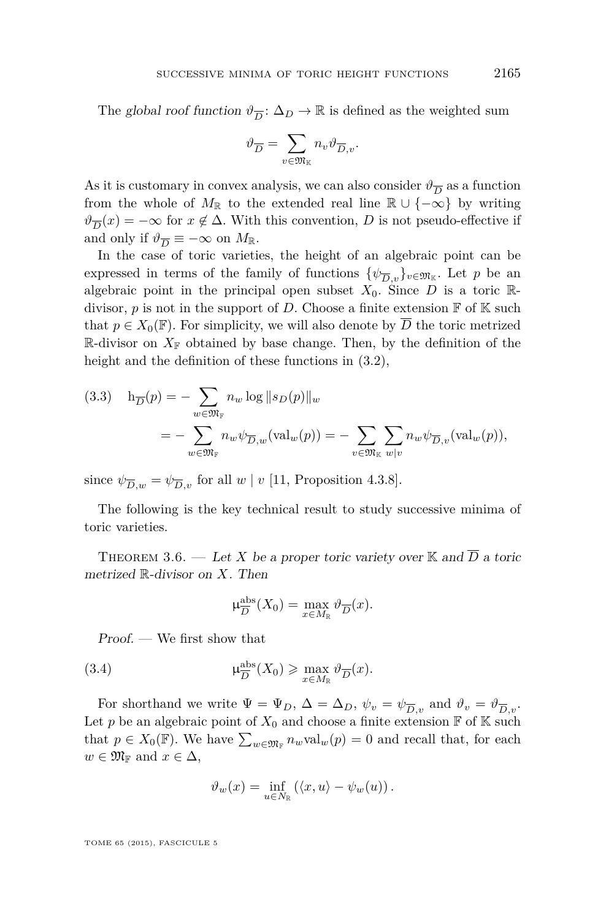The *global roof function* $\vartheta_{\overline{D}}\colon \Delta_D \to \mathbb{R}$ is defined as the weighted sum

$$\vartheta_{\overline{D}} = \sum_{v\in\mathfrak{M}_{\mathbb{K}}} n_v \vartheta_{\overline{D},v}.$$

As it is customary in convex analysis, we can also consider $\vartheta_{\overline{D}}$ as a function from the whole of $M_{\mathbb{R}}$ to the extended real line $\mathbb{R}\cup\{-\infty\}$ by writing $\vartheta_{\overline{D}}(x) = -\infty$ for $x \notin \Delta$. With this convention, $D$ is not pseudo-effective if and only if $\vartheta_{\overline{D}} \equiv -\infty$ on $M_{\mathbb{R}}$.

In the case of toric varieties, the height of an algebraic point can be expressed in terms of the family of functions $\{\psi_{\overline{D},v}\}_{v\in\mathfrak{M}_{\mathbb{K}}}$. Let $p$ be an algebraic point in the principal open subset $X_0$. Since $D$ is a toric $\mathbb{R}$-divisor, $p$ is not in the support of $D$. Choose a finite extension $\mathbb{F}$ of $\mathbb{K}$ such that $p \in X_0(\mathbb{F})$. For simplicity, we will also denote by $\overline{D}$ the toric metrized $\mathbb{R}$-divisor on $X_{\mathbb{F}}$ obtained by base change. Then, by the definition of the height and the definition of these functions in (3.2),

$$\begin{aligned}
(3.3)\quad \mathrm{h}_{\overline{D}}(p) &= -\sum_{w\in\mathfrak{M}_{\mathbb{F}}} n_w \log\|s_D(p)\|_w \\
&= -\sum_{w\in\mathfrak{M}_{\mathbb{F}}} n_w \psi_{\overline{D},w}(\mathrm{val}_w(p)) = -\sum_{v\in\mathfrak{M}_{\mathbb{K}}}\sum_{w\mid v} n_w \psi_{\overline{D},v}(\mathrm{val}_w(p)),
\end{aligned}$$

since $\psi_{\overline{D},w} = \psi_{\overline{D},v}$ for all $w \mid v$ [11, Proposition 4.3.8].

The following is the key technical result to study successive minima of toric varieties.

Theorem 3.6. — *Let $X$ be a proper toric variety over $\mathbb{K}$ and $\overline{D}$ a toric metrized $\mathbb{R}$-divisor on $X$. Then*

$$\mu^{\mathrm{abs}}_{\overline{D}}(X_0) = \max_{x\in M_{\mathbb{R}}} \vartheta_{\overline{D}}(x).$$

*Proof.* — We first show that

$$(3.4)\qquad \mu^{\mathrm{abs}}_{\overline{D}}(X_0) \geqslant \max_{x\in M_{\mathbb{R}}} \vartheta_{\overline{D}}(x).$$

For shorthand we write $\Psi = \Psi_D$, $\Delta = \Delta_D$, $\psi_v = \psi_{\overline{D},v}$ and $\vartheta_v = \vartheta_{\overline{D},v}$. Let $p$ be an algebraic point of $X_0$ and choose a finite extension $\mathbb{F}$ of $\mathbb{K}$ such that $p \in X_0(\mathbb{F})$. We have $\sum_{w\in\mathfrak{M}_{\mathbb{F}}} n_w \mathrm{val}_w(p) = 0$ and recall that, for each $w \in \mathfrak{M}_{\mathbb{F}}$ and $x \in \Delta$,

$$\vartheta_w(x) = \inf_{u\in N_{\mathbb{R}}} \left(\langle x,u\rangle - \psi_w(u)\right).$$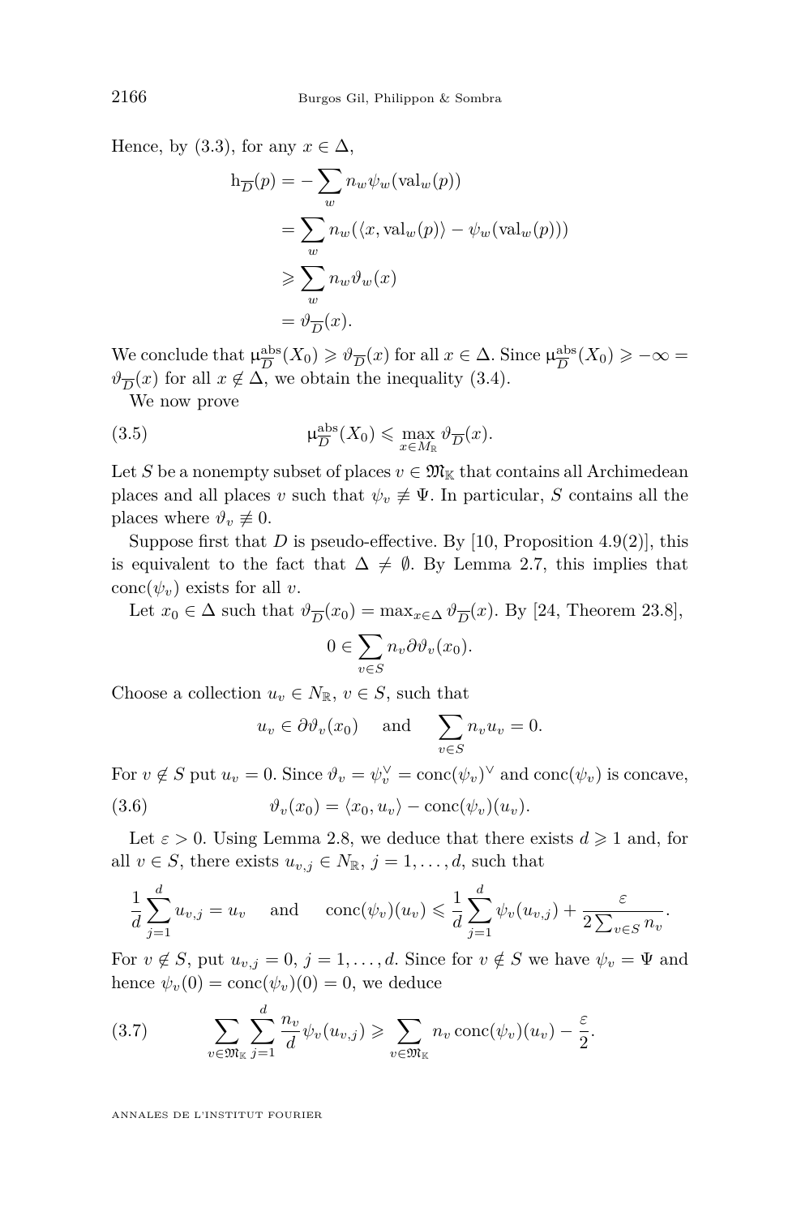Hence, by (3.3), for any $x \in \Delta$,

$$
\begin{aligned}
\mathrm{h}_{\overline{D}}(p) &= -\sum_{w} n_w \psi_w(\mathrm{val}_w(p)) \\
&= \sum_{w} n_w(\langle x, \mathrm{val}_w(p)\rangle - \psi_w(\mathrm{val}_w(p))) \\
&\geqslant \sum_{w} n_w \vartheta_w(x) \\
&= \vartheta_{\overline{D}}(x).
\end{aligned}
$$

We conclude that $\upmu^{\mathrm{abs}}_{\overline{D}}(X_0) \geqslant \vartheta_{\overline{D}}(x)$ for all $x \in \Delta$. Since $\upmu^{\mathrm{abs}}_{\overline{D}}(X_0) \geqslant -\infty = \vartheta_{\overline{D}}(x)$ for all $x \notin \Delta$, we obtain the inequality (3.4).

We now prove

$$
\upmu^{\mathrm{abs}}_{\overline{D}}(X_0) \leqslant \max_{x \in M_{\mathbb{R}}} \vartheta_{\overline{D}}(x). \tag{3.5}
$$

Let $S$ be a nonempty subset of places $v \in \mathfrak{M}_{\mathbb{K}}$ that contains all Archimedean places and all places $v$ such that $\psi_v \not\equiv \Psi$. In particular, $S$ contains all the places where $\vartheta_v \not\equiv 0$.

Suppose first that $D$ is pseudo-effective. By [10, Proposition 4.9(2)], this is equivalent to the fact that $\Delta \neq \emptyset$. By Lemma 2.7, this implies that $\mathrm{conc}(\psi_v)$ exists for all $v$.

Let $x_0 \in \Delta$ such that $\vartheta_{\overline{D}}(x_0) = \max_{x \in \Delta} \vartheta_{\overline{D}}(x)$. By [24, Theorem 23.8],

$$
0 \in \sum_{v \in S} n_v \partial \vartheta_v(x_0).
$$

Choose a collection $u_v \in N_{\mathbb{R}}$, $v \in S$, such that

$$
u_v \in \partial \vartheta_v(x_0) \quad \text{ and } \quad \sum_{v \in S} n_v u_v = 0.
$$

For $v \notin S$ put $u_v = 0$. Since $\vartheta_v = \psi_v^{\vee} = \mathrm{conc}(\psi_v)^{\vee}$ and $\mathrm{conc}(\psi_v)$ is concave,

$$
\vartheta_v(x_0) = \langle x_0, u_v \rangle - \mathrm{conc}(\psi_v)(u_v). \tag{3.6}
$$

Let $\varepsilon > 0$. Using Lemma 2.8, we deduce that there exists $d \geqslant 1$ and, for all $v \in S$, there exists $u_{v,j} \in N_{\mathbb{R}}$, $j = 1, \dots, d$, such that

$$
\frac{1}{d}\sum_{j=1}^{d} u_{v,j} = u_v \quad \text{ and } \quad \mathrm{conc}(\psi_v)(u_v) \leqslant \frac{1}{d}\sum_{j=1}^{d} \psi_v(u_{v,j}) + \frac{\varepsilon}{2\sum_{v \in S} n_v}.
$$

For $v \notin S$, put $u_{v,j} = 0$, $j = 1, \dots, d$. Since for $v \notin S$ we have $\psi_v = \Psi$ and hence $\psi_v(0) = \mathrm{conc}(\psi_v)(0) = 0$, we deduce

$$
\sum_{v \in \mathfrak{M}_{\mathbb{K}}} \sum_{j=1}^{d} \frac{n_v}{d} \psi_v(u_{v,j}) \geqslant \sum_{v \in \mathfrak{M}_{\mathbb{K}}} n_v \,\mathrm{conc}(\psi_v)(u_v) - \frac{\varepsilon}{2}. \tag{3.7}
$$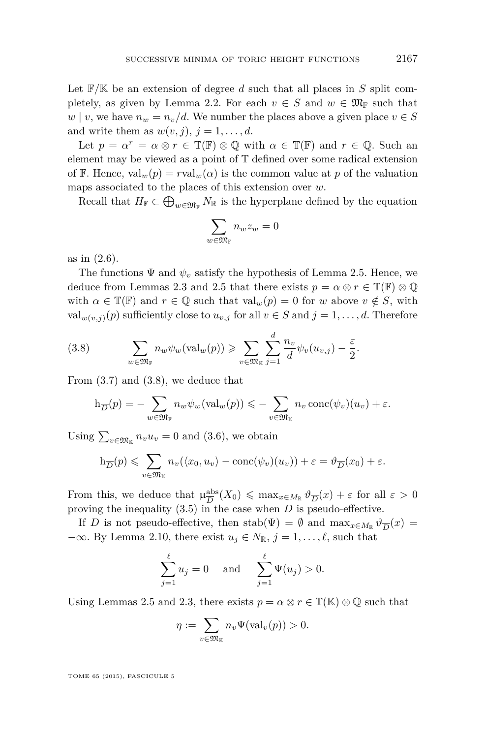Let $\mathbb{F}/\mathbb{K}$ be an extension of degree $d$ such that all places in $S$ split completely, as given by Lemma 2.2. For each $v \in S$ and $w \in \mathfrak{M}_{\mathbb{F}}$ such that $w \mid v$, we have $n_w = n_v/d$. We number the places above a given place $v \in S$ and write them as $w(v,j)$, $j = 1, \dots, d$.

Let $p = \alpha^r = \alpha \otimes r \in \mathbb{T}(\mathbb{F}) \otimes \mathbb{Q}$ with $\alpha \in \mathbb{T}(\mathbb{F})$ and $r \in \mathbb{Q}$. Such an element may be viewed as a point of $\mathbb{T}$ defined over some radical extension of $\mathbb{F}$. Hence, $\mathrm{val}_w(p) = r\mathrm{val}_w(\alpha)$ is the common value at $p$ of the valuation maps associated to the places of this extension over $w$.

Recall that $H_{\mathbb{F}} \subset \bigoplus_{w\in\mathfrak{M}_{\mathbb{F}}} N_{\mathbb{R}}$ is the hyperplane defined by the equation

$$\sum_{w\in\mathfrak{M}_{\mathbb{F}}} n_w z_w = 0$$

as in (2.6).

The functions $\Psi$ and $\psi_v$ satisfy the hypothesis of Lemma 2.5. Hence, we deduce from Lemmas 2.3 and 2.5 that there exists $p = \alpha \otimes r \in \mathbb{T}(\mathbb{F}) \otimes \mathbb{Q}$ with $\alpha \in \mathbb{T}(\mathbb{F})$ and $r \in \mathbb{Q}$ such that $\mathrm{val}_w(p) = 0$ for $w$ above $v \notin S$, with $\mathrm{val}_{w(v,j)}(p)$ sufficiently close to $u_{v,j}$ for all $v \in S$ and $j = 1, \dots, d$. Therefore

$$\sum_{w\in\mathfrak{M}_{\mathbb{F}}} n_w \psi_w(\mathrm{val}_w(p)) \geqslant \sum_{v\in\mathfrak{M}_{\mathbb{K}}} \sum_{j=1}^{d} \frac{n_v}{d}\psi_v(u_{v,j}) - \frac{\varepsilon}{2}. \tag{3.8}$$

From (3.7) and (3.8), we deduce that

$$\mathrm{h}_{\overline{D}}(p) = -\sum_{w\in\mathfrak{M}_{\mathbb{F}}} n_w \psi_w(\mathrm{val}_w(p)) \leqslant -\sum_{v\in\mathfrak{M}_{\mathbb{K}}} n_v \,\mathrm{conc}(\psi_v)(u_v) + \varepsilon.$$

Using $\sum_{v\in\mathfrak{M}_{\mathbb{K}}} n_v u_v = 0$ and (3.6), we obtain

$$\mathrm{h}_{\overline{D}}(p) \leqslant \sum_{v\in\mathfrak{M}_{\mathbb{K}}} n_v(\langle x_0, u_v\rangle - \mathrm{conc}(\psi_v)(u_v)) + \varepsilon = \vartheta_{\overline{D}}(x_0) + \varepsilon.$$

From this, we deduce that $\mu^{\mathrm{abs}}_{\overline{D}}(X_0) \leqslant \max_{x\in M_{\mathbb{R}}} \vartheta_{\overline{D}}(x) + \varepsilon$ for all $\varepsilon > 0$ proving the inequality (3.5) in the case when $D$ is pseudo-effective.

If $D$ is not pseudo-effective, then $\mathrm{stab}(\Psi) = \emptyset$ and $\max_{x\in M_{\mathbb{R}}} \vartheta_{\overline{D}}(x) = -\infty$. By Lemma 2.10, there exist $u_j \in N_{\mathbb{R}}$, $j = 1, \dots, \ell$, such that

$$\sum_{j=1}^{\ell} u_j = 0 \quad \text{ and } \quad \sum_{j=1}^{\ell} \Psi(u_j) > 0.$$

Using Lemmas 2.5 and 2.3, there exists $p = \alpha \otimes r \in \mathbb{T}(\mathbb{K}) \otimes \mathbb{Q}$ such that

$$\eta := \sum_{v\in\mathfrak{M}_{\mathbb{K}}} n_v \Psi(\mathrm{val}_v(p)) > 0.$$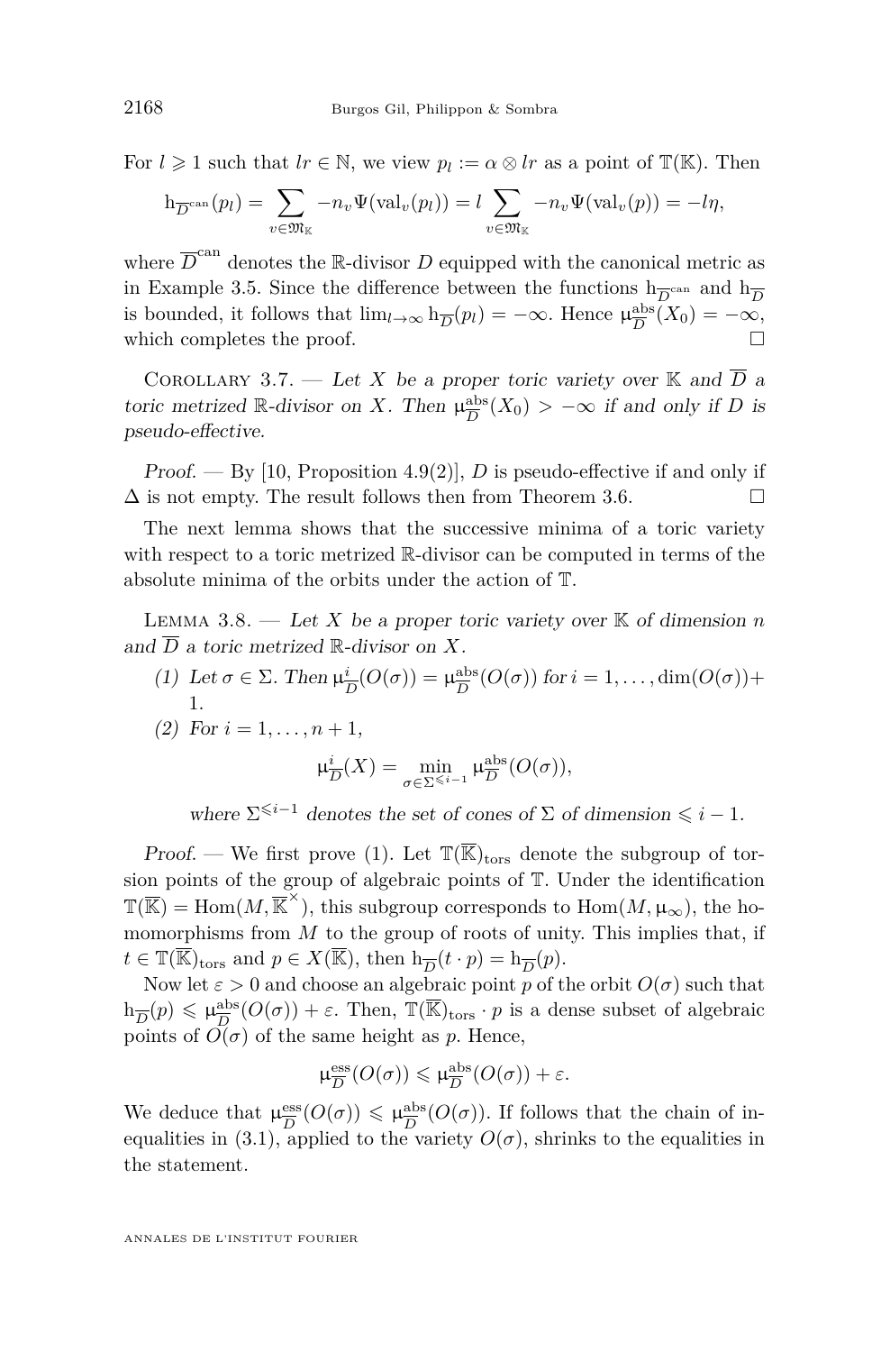For $l \geqslant 1$ such that $lr \in \mathbb{N}$, we view $p_l := \alpha \otimes lr$ as a point of $\mathbb{T}(\mathbb{K})$. Then

$$\mathrm{h}_{\overline{D}^{\mathrm{can}}}(p_l) = \sum_{v \in \mathfrak{M}_{\mathbb{K}}} -n_v \Psi(\mathrm{val}_v(p_l)) = l \sum_{v \in \mathfrak{M}_{\mathbb{K}}} -n_v \Psi(\mathrm{val}_v(p)) = -l\eta,$$

where $\overline{D}^{\mathrm{can}}$ denotes the $\mathbb{R}$-divisor $D$ equipped with the canonical metric as in Example 3.5. Since the difference between the functions $\mathrm{h}_{\overline{D}^{\mathrm{can}}}$ and $\mathrm{h}_{\overline{D}}$ is bounded, it follows that $\lim_{l \to \infty} \mathrm{h}_{\overline{D}}(p_l) = -\infty$. Hence $\mu^{\mathrm{abs}}_{\overline{D}}(X_0) = -\infty$, which completes the proof. $\square$

Corollary 3.7. — *Let $X$ be a proper toric variety over $\mathbb{K}$ and $\overline{D}$ a toric metrized $\mathbb{R}$-divisor on $X$. Then $\mu^{\mathrm{abs}}_{\overline{D}}(X_0) > -\infty$ if and only if $D$ is pseudo-effective.*

*Proof.* — By [10, Proposition 4.9(2)], $D$ is pseudo-effective if and only if $\Delta$ is not empty. The result follows then from Theorem 3.6. $\square$

The next lemma shows that the successive minima of a toric variety with respect to a toric metrized $\mathbb{R}$-divisor can be computed in terms of the absolute minima of the orbits under the action of $\mathbb{T}$.

Lemma 3.8. — *Let $X$ be a proper toric variety over $\mathbb{K}$ of dimension $n$ and $\overline{D}$ a toric metrized $\mathbb{R}$-divisor on $X$.*

1. *Let $\sigma \in \Sigma$. Then $\mu^{i}_{\overline{D}}(O(\sigma)) = \mu^{\mathrm{abs}}_{\overline{D}}(O(\sigma))$ for $i = 1, \dots, \dim(O(\sigma))+1$.*
2. *For $i = 1, \dots, n+1$,*

$$\mu^{i}_{\overline{D}}(X) = \min_{\sigma \in \Sigma^{\leqslant i-1}} \mu^{\mathrm{abs}}_{\overline{D}}(O(\sigma)),$$

*where $\Sigma^{\leqslant i-1}$ denotes the set of cones of $\Sigma$ of dimension $\leqslant i-1$.*

*Proof.* — We first prove (1). Let $\mathbb{T}(\overline{\mathbb{K}})_{\mathrm{tors}}$ denote the subgroup of torsion points of the group of algebraic points of $\mathbb{T}$. Under the identification $\mathbb{T}(\overline{\mathbb{K}}) = \mathrm{Hom}(M, \overline{\mathbb{K}}^{\times})$, this subgroup corresponds to $\mathrm{Hom}(M, \mu_\infty)$, the homomorphisms from $M$ to the group of roots of unity. This implies that, if $t \in \mathbb{T}(\overline{\mathbb{K}})_{\mathrm{tors}}$ and $p \in X(\overline{\mathbb{K}})$, then $\mathrm{h}_{\overline{D}}(t \cdot p) = \mathrm{h}_{\overline{D}}(p)$.

Now let $\varepsilon > 0$ and choose an algebraic point $p$ of the orbit $O(\sigma)$ such that $\mathrm{h}_{\overline{D}}(p) \leqslant \mu^{\mathrm{abs}}_{\overline{D}}(O(\sigma)) + \varepsilon$. Then, $\mathbb{T}(\overline{\mathbb{K}})_{\mathrm{tors}} \cdot p$ is a dense subset of algebraic points of $O(\sigma)$ of the same height as $p$. Hence,

$$\mu^{\mathrm{ess}}_{\overline{D}}(O(\sigma)) \leqslant \mu^{\mathrm{abs}}_{\overline{D}}(O(\sigma)) + \varepsilon.$$

We deduce that $\mu^{\mathrm{ess}}_{\overline{D}}(O(\sigma)) \leqslant \mu^{\mathrm{abs}}_{\overline{D}}(O(\sigma))$. If follows that the chain of inequalities in (3.1), applied to the variety $O(\sigma)$, shrinks to the equalities in the statement.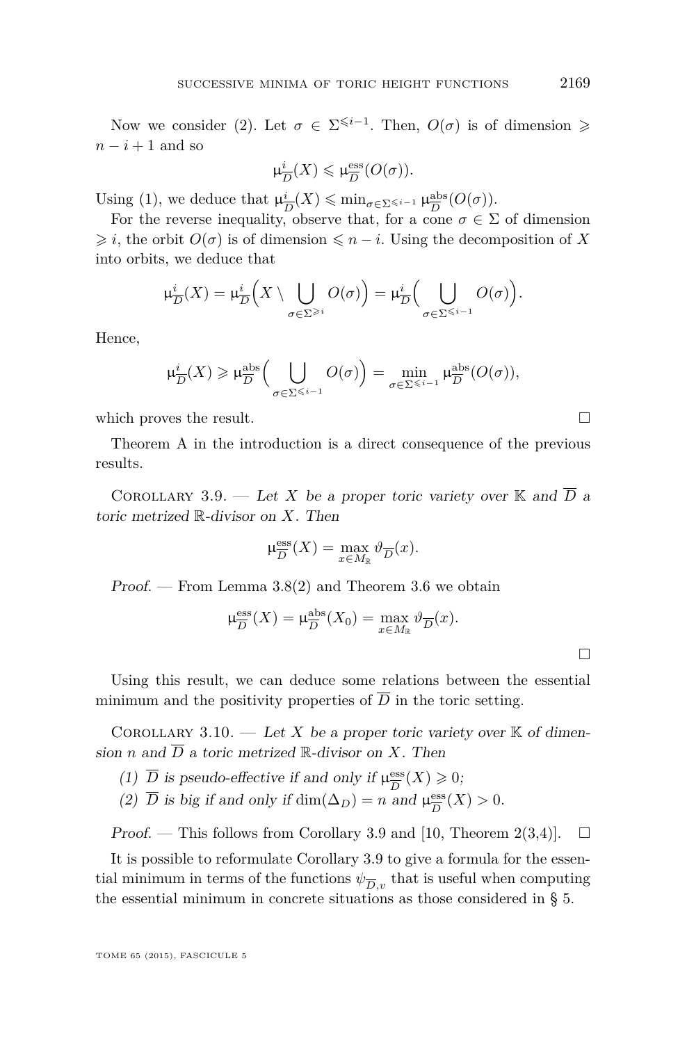Now we consider (2). Let $\sigma \in \Sigma^{\leqslant i-1}$. Then, $O(\sigma)$ is of dimension $\geqslant n-i+1$ and so

$$\mu^{i}_{\overline{D}}(X) \leqslant \mu^{\mathrm{ess}}_{\overline{D}}(O(\sigma)).$$

Using (1), we deduce that $\mu^{i}_{\overline{D}}(X) \leqslant \min_{\sigma \in \Sigma^{\leqslant i-1}} \mu^{\mathrm{abs}}_{\overline{D}}(O(\sigma))$.

For the reverse inequality, observe that, for a cone $\sigma \in \Sigma$ of dimension $\geqslant i$, the orbit $O(\sigma)$ is of dimension $\leqslant n-i$. Using the decomposition of $X$ into orbits, we deduce that

$$\mu^{i}_{\overline{D}}(X) = \mu^{i}_{\overline{D}}\Big(X \setminus \bigcup_{\sigma \in \Sigma^{\geqslant i}} O(\sigma)\Big) = \mu^{i}_{\overline{D}}\Big(\bigcup_{\sigma \in \Sigma^{\leqslant i-1}} O(\sigma)\Big).$$

Hence,

$$\mu^{i}_{\overline{D}}(X) \geqslant \mu^{\mathrm{abs}}_{\overline{D}}\Big(\bigcup_{\sigma \in \Sigma^{\leqslant i-1}} O(\sigma)\Big) = \min_{\sigma \in \Sigma^{\leqslant i-1}} \mu^{\mathrm{abs}}_{\overline{D}}(O(\sigma)),$$

which proves the result. □

Theorem A in the introduction is a direct consequence of the previous results.

Corollary 3.9. — *Let $X$ be a proper toric variety over $\mathbb{K}$ and $\overline{D}$ a toric metrized $\mathbb{R}$-divisor on $X$. Then*

$$\mu^{\mathrm{ess}}_{\overline{D}}(X) = \max_{x \in M_{\mathbb{R}}} \vartheta_{\overline{D}}(x).$$

*Proof.* — From Lemma 3.8(2) and Theorem 3.6 we obtain

$$\mu^{\mathrm{ess}}_{\overline{D}}(X) = \mu^{\mathrm{abs}}_{\overline{D}}(X_0) = \max_{x \in M_{\mathbb{R}}} \vartheta_{\overline{D}}(x).$$

□

Using this result, we can deduce some relations between the essential minimum and the positivity properties of $\overline{D}$ in the toric setting.

Corollary 3.10. — *Let $X$ be a proper toric variety over $\mathbb{K}$ of dimension $n$ and $\overline{D}$ a toric metrized $\mathbb{R}$-divisor on $X$. Then*

1. *$\overline{D}$ is pseudo-effective if and only if $\mu^{\mathrm{ess}}_{\overline{D}}(X) \geqslant 0$;*
2. *$\overline{D}$ is big if and only if $\dim(\Delta_D) = n$ and $\mu^{\mathrm{ess}}_{\overline{D}}(X) > 0$.*

*Proof.* — This follows from Corollary 3.9 and [10, Theorem 2(3,4)]. □

It is possible to reformulate Corollary 3.9 to give a formula for the essential minimum in terms of the functions $\psi_{\overline{D},v}$ that is useful when computing the essential minimum in concrete situations as those considered in § 5.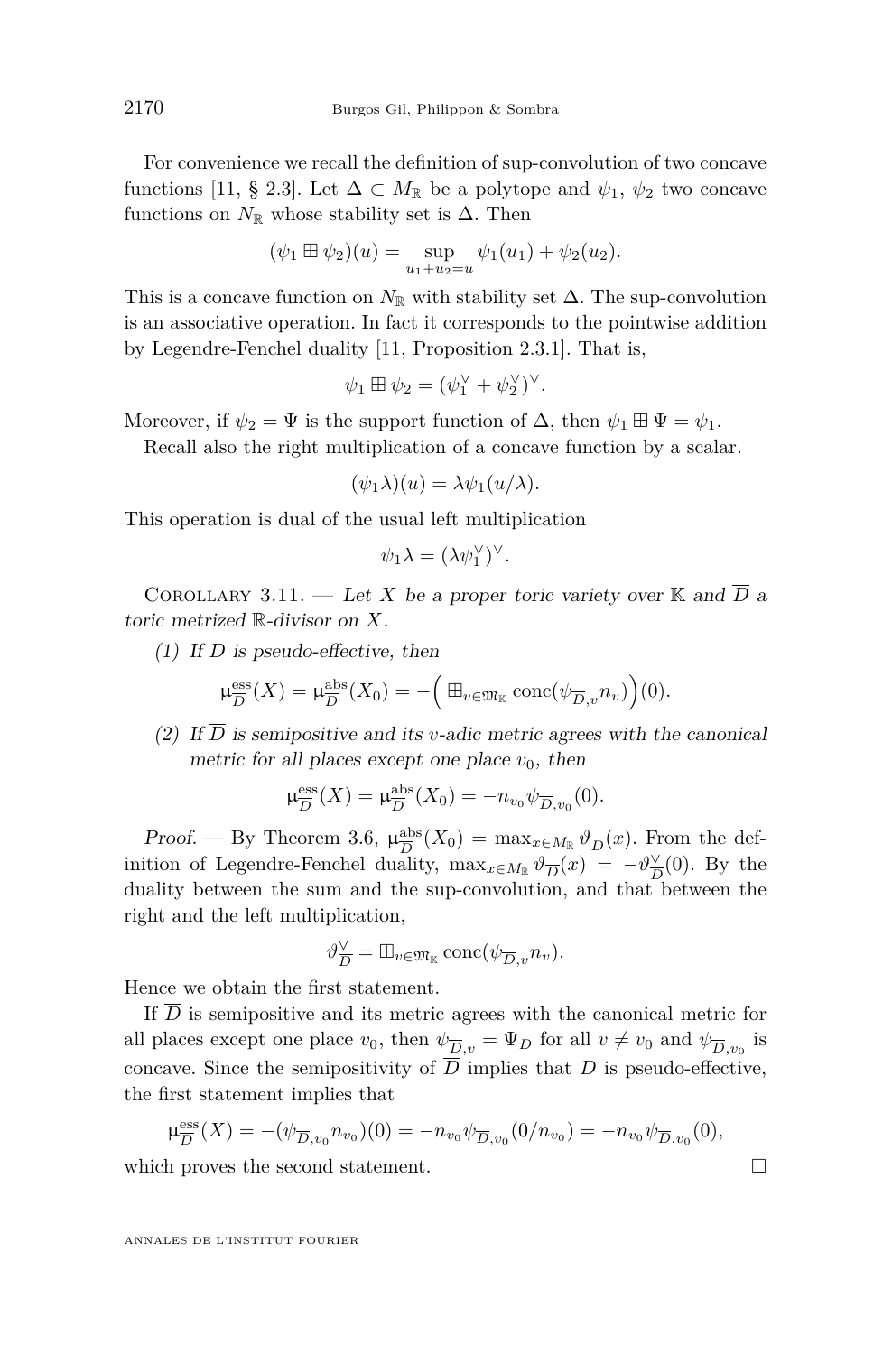For convenience we recall the definition of sup-convolution of two concave functions [11, § 2.3]. Let $\Delta \subset M_{\mathbb{R}}$ be a polytope and $\psi_1$, $\psi_2$ two concave functions on $N_{\mathbb{R}}$ whose stability set is $\Delta$. Then

$$(\psi_1 \boxplus \psi_2)(u) = \sup_{u_1+u_2=u} \psi_1(u_1) + \psi_2(u_2).$$

This is a concave function on $N_{\mathbb{R}}$ with stability set $\Delta$. The sup-convolution is an associative operation. In fact it corresponds to the pointwise addition by Legendre-Fenchel duality [11, Proposition 2.3.1]. That is,

$$\psi_1 \boxplus \psi_2 = (\psi_1^\vee + \psi_2^\vee)^\vee.$$

Moreover, if $\psi_2 = \Psi$ is the support function of $\Delta$, then $\psi_1 \boxplus \Psi = \psi_1$.

Recall also the right multiplication of a concave function by a scalar.

$$(\psi_1 \lambda)(u) = \lambda \psi_1(u/\lambda).$$

This operation is dual of the usual left multiplication

$$\psi_1 \lambda = (\lambda \psi_1^\vee)^\vee.$$

Corollary 3.11. — *Let $X$ be a proper toric variety over $\mathbb{K}$ and $\overline{D}$ a toric metrized $\mathbb{R}$-divisor on $X$.*

(1) *If $D$ is pseudo-effective, then*

$$\mu^{\mathrm{ess}}_{\overline{D}}(X) = \mu^{\mathrm{abs}}_{\overline{D}}(X_0) = -\Big(\boxplus_{v \in \mathfrak{M}_{\mathbb{K}}} \operatorname{conc}(\psi_{\overline{D},v} n_v)\Big)(0).$$

(2) *If $\overline{D}$ is semipositive and its $v$-adic metric agrees with the canonical metric for all places except one place $v_0$, then*

$$\mu^{\mathrm{ess}}_{\overline{D}}(X) = \mu^{\mathrm{abs}}_{\overline{D}}(X_0) = -n_{v_0} \psi_{\overline{D},v_0}(0).$$

*Proof.* — By Theorem 3.6, $\mu^{\mathrm{abs}}_{\overline{D}}(X_0) = \max_{x \in M_{\mathbb{R}}} \vartheta_{\overline{D}}(x)$. From the definition of Legendre-Fenchel duality, $\max_{x \in M_{\mathbb{R}}} \vartheta_{\overline{D}}(x) = -\vartheta^\vee_{\overline{D}}(0)$. By the duality between the sum and the sup-convolution, and that between the right and the left multiplication,

$$\vartheta^\vee_{\overline{D}} = \boxplus_{v \in \mathfrak{M}_{\mathbb{K}}} \operatorname{conc}(\psi_{\overline{D},v} n_v).$$

Hence we obtain the first statement.

If $\overline{D}$ is semipositive and its metric agrees with the canonical metric for all places except one place $v_0$, then $\psi_{\overline{D},v} = \Psi_D$ for all $v \neq v_0$ and $\psi_{\overline{D},v_0}$ is concave. Since the semipositivity of $\overline{D}$ implies that $D$ is pseudo-effective, the first statement implies that

$$\mu^{\mathrm{ess}}_{\overline{D}}(X) = -(\psi_{\overline{D},v_0} n_{v_0})(0) = -n_{v_0} \psi_{\overline{D},v_0}(0/n_{v_0}) = -n_{v_0} \psi_{\overline{D},v_0}(0),$$

which proves the second statement. □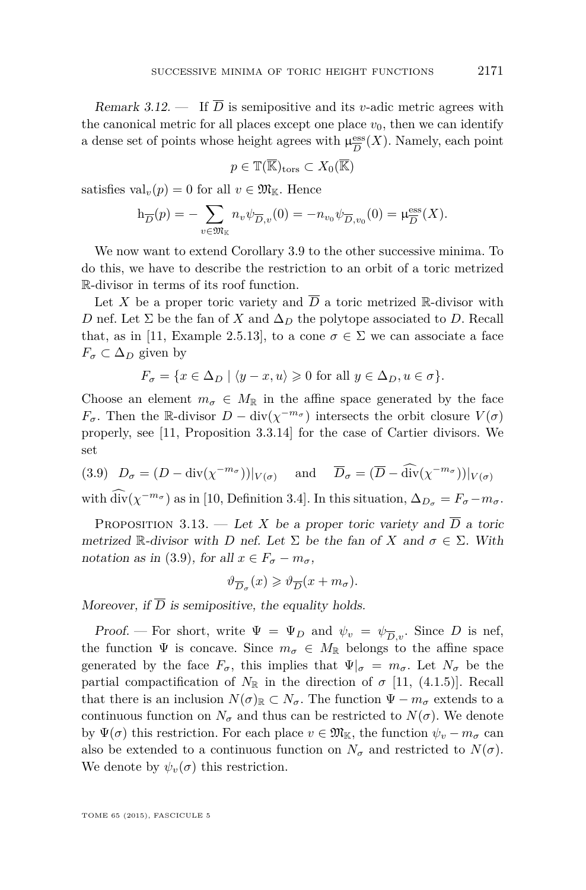*Remark 3.12.* — If $\overline{D}$ is semipositive and its $v$-adic metric agrees with the canonical metric for all places except one place $v_0$, then we can identify a dense set of points whose height agrees with $\mu^{\mathrm{ess}}_{\overline{D}}(X)$. Namely, each point

$$p \in \mathbb{T}(\overline{\mathbb{K}})_{\mathrm{tors}} \subset X_0(\overline{\mathbb{K}})$$

satisfies $\mathrm{val}_v(p) = 0$ for all $v \in \mathfrak{M}_{\mathbb{K}}$. Hence

$$\mathrm{h}_{\overline{D}}(p) = -\sum_{v \in \mathfrak{M}_{\mathbb{K}}} n_v \psi_{\overline{D},v}(0) = -n_{v_0}\psi_{\overline{D},v_0}(0) = \mu^{\mathrm{ess}}_{\overline{D}}(X).$$

We now want to extend Corollary 3.9 to the other successive minima. To do this, we have to describe the restriction to an orbit of a toric metrized $\mathbb{R}$-divisor in terms of its roof function.

Let $X$ be a proper toric variety and $\overline{D}$ a toric metrized $\mathbb{R}$-divisor with $D$ nef. Let $\Sigma$ be the fan of $X$ and $\Delta_D$ the polytope associated to $D$. Recall that, as in [11, Example 2.5.13], to a cone $\sigma \in \Sigma$ we can associate a face $F_\sigma \subset \Delta_D$ given by

$$F_\sigma = \{x \in \Delta_D \mid \langle y - x, u \rangle \geqslant 0 \text{ for all } y \in \Delta_D, u \in \sigma\}.$$

Choose an element $m_\sigma \in M_{\mathbb{R}}$ in the affine space generated by the face $F_\sigma$. Then the $\mathbb{R}$-divisor $D - \mathrm{div}(\chi^{-m_\sigma})$ intersects the orbit closure $V(\sigma)$ properly, see [11, Proposition 3.3.14] for the case of Cartier divisors. We set

$$D_\sigma = (D - \mathrm{div}(\chi^{-m_\sigma}))|_{V(\sigma)} \quad \text{and} \quad \overline{D}_\sigma = (\overline{D} - \widehat{\mathrm{div}}(\chi^{-m_\sigma}))|_{V(\sigma)} \tag{3.9}$$

with $\widehat{\mathrm{div}}(\chi^{-m_\sigma})$ as in [10, Definition 3.4]. In this situation, $\Delta_{D_\sigma} = F_\sigma - m_\sigma$.

Proposition 3.13. — *Let $X$ be a proper toric variety and $\overline{D}$ a toric metrized $\mathbb{R}$-divisor with $D$ nef. Let $\Sigma$ be the fan of $X$ and $\sigma \in \Sigma$. With notation as in (3.9), for all $x \in F_\sigma - m_\sigma$,*

$$\vartheta_{\overline{D}_\sigma}(x) \geqslant \vartheta_{\overline{D}}(x + m_\sigma).$$

*Moreover, if $\overline{D}$ is semipositive, the equality holds.*

*Proof.* — For short, write $\Psi = \Psi_D$ and $\psi_v = \psi_{\overline{D},v}$. Since $D$ is nef, the function $\Psi$ is concave. Since $m_\sigma \in M_{\mathbb{R}}$ belongs to the affine space generated by the face $F_\sigma$, this implies that $\Psi|_\sigma = m_\sigma$. Let $N_\sigma$ be the partial compactification of $N_{\mathbb{R}}$ in the direction of $\sigma$ [11, (4.1.5)]. Recall that there is an inclusion $N(\sigma)_{\mathbb{R}} \subset N_\sigma$. The function $\Psi - m_\sigma$ extends to a continuous function on $N_\sigma$ and thus can be restricted to $N(\sigma)$. We denote by $\Psi(\sigma)$ this restriction. For each place $v \in \mathfrak{M}_{\mathbb{K}}$, the function $\psi_v - m_\sigma$ can also be extended to a continuous function on $N_\sigma$ and restricted to $N(\sigma)$. We denote by $\psi_v(\sigma)$ this restriction.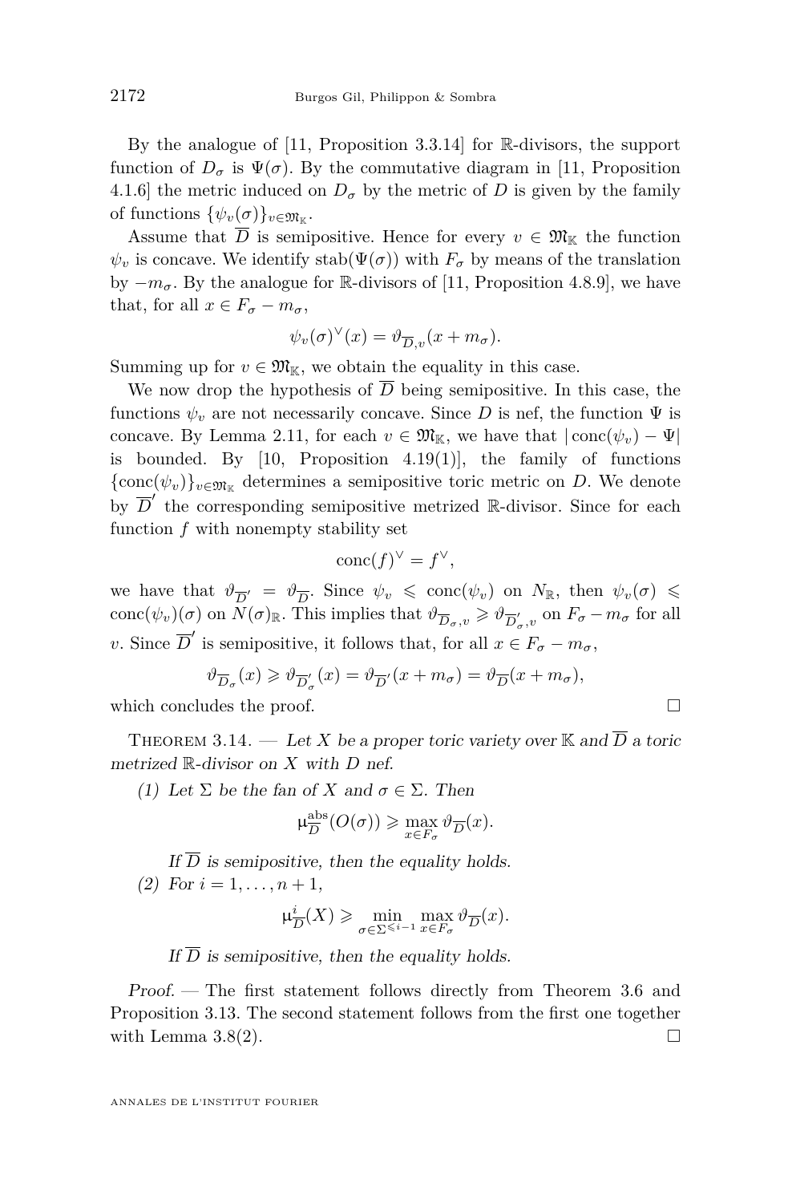By the analogue of [11, Proposition 3.3.14] for $\mathbb{R}$-divisors, the support function of $D_\sigma$ is $\Psi(\sigma)$. By the commutative diagram in [11, Proposition 4.1.6] the metric induced on $D_\sigma$ by the metric of $D$ is given by the family of functions $\{\psi_v(\sigma)\}_{v\in\mathfrak{M}_\mathbb{K}}$.

Assume that $\overline{D}$ is semipositive. Hence for every $v\in\mathfrak{M}_\mathbb{K}$ the function $\psi_v$ is concave. We identify $\operatorname{stab}(\Psi(\sigma))$ with $F_\sigma$ by means of the translation by $-m_\sigma$. By the analogue for $\mathbb{R}$-divisors of [11, Proposition 4.8.9], we have that, for all $x\in F_\sigma - m_\sigma$,

$$\psi_v(\sigma)^\vee(x) = \vartheta_{\overline{D},v}(x+m_\sigma).$$

Summing up for $v\in\mathfrak{M}_\mathbb{K}$, we obtain the equality in this case.

We now drop the hypothesis of $\overline{D}$ being semipositive. In this case, the functions $\psi_v$ are not necessarily concave. Since $D$ is nef, the function $\Psi$ is concave. By Lemma 2.11, for each $v\in\mathfrak{M}_\mathbb{K}$, we have that $|\operatorname{conc}(\psi_v)-\Psi|$ is bounded. By [10, Proposition 4.19(1)], the family of functions $\{\operatorname{conc}(\psi_v)\}_{v\in\mathfrak{M}_\mathbb{K}}$ determines a semipositive toric metric on $D$. We denote by $\overline{D}'$ the corresponding semipositive metrized $\mathbb{R}$-divisor. Since for each function $f$ with nonempty stability set

$$\operatorname{conc}(f)^\vee = f^\vee,$$

we have that $\vartheta_{\overline{D}'} = \vartheta_{\overline{D}}$. Since $\psi_v \leqslant \operatorname{conc}(\psi_v)$ on $N_\mathbb{R}$, then $\psi_v(\sigma)\leqslant \operatorname{conc}(\psi_v)(\sigma)$ on $N(\sigma)_\mathbb{R}$. This implies that $\vartheta_{\overline{D}_\sigma,v}\geqslant \vartheta_{\overline{D}'_\sigma,v}$ on $F_\sigma - m_\sigma$ for all $v$. Since $\overline{D}'$ is semipositive, it follows that, for all $x\in F_\sigma - m_\sigma$,

$$\vartheta_{\overline{D}_\sigma}(x)\geqslant \vartheta_{\overline{D}'_\sigma}(x) = \vartheta_{\overline{D}'}(x+m_\sigma) = \vartheta_{\overline{D}}(x+m_\sigma),$$

which concludes the proof. □

**Theorem 3.14.** — *Let $X$ be a proper toric variety over $\mathbb{K}$ and $\overline{D}$ a toric metrized $\mathbb{R}$-divisor on $X$ with $D$ nef.*

*(1) Let $\Sigma$ be the fan of $X$ and $\sigma\in\Sigma$. Then*

$$\upmu^{\mathrm{abs}}_{\overline{D}}(O(\sigma)) \geqslant \max_{x\in F_\sigma} \vartheta_{\overline{D}}(x).$$

*If $\overline{D}$ is semipositive, then the equality holds.*

*(2) For $i=1,\dots,n+1$,*

$$\upmu^{i}_{\overline{D}}(X) \geqslant \min_{\sigma\in\Sigma^{\leqslant i-1}} \max_{x\in F_\sigma} \vartheta_{\overline{D}}(x).$$

*If $\overline{D}$ is semipositive, then the equality holds.*

*Proof.* — The first statement follows directly from Theorem 3.6 and Proposition 3.13. The second statement follows from the first one together with Lemma 3.8(2). □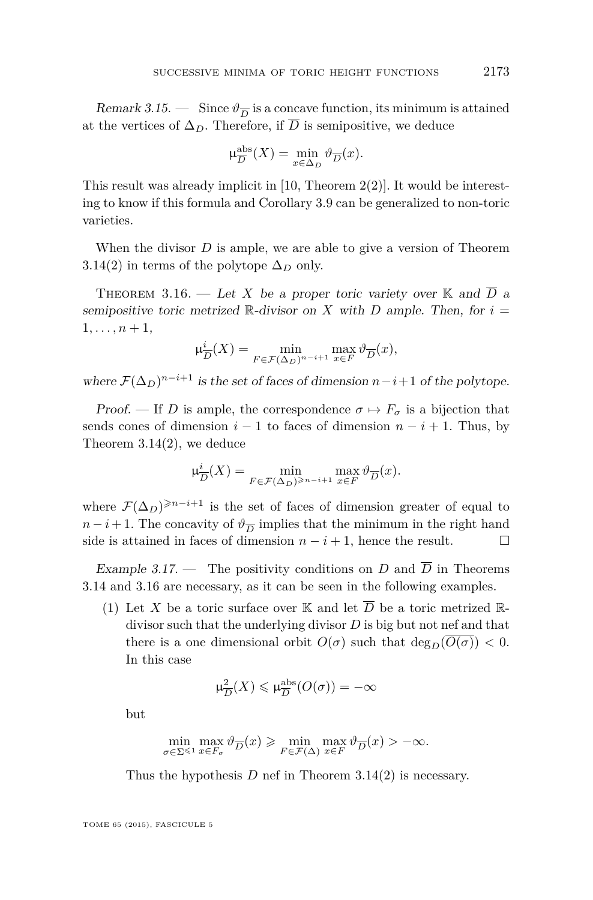*Remark 3.15.* — Since $\vartheta_{\overline{D}}$ is a concave function, its minimum is attained at the vertices of $\Delta_D$. Therefore, if $\overline{D}$ is semipositive, we deduce

$$\mathrm{\mu}^{\mathrm{abs}}_{\overline{D}}(X) = \min_{x \in \Delta_D} \vartheta_{\overline{D}}(x).$$

This result was already implicit in [10, Theorem 2(2)]. It would be interesting to know if this formula and Corollary 3.9 can be generalized to non-toric varieties.

When the divisor $D$ is ample, we are able to give a version of Theorem 3.14(2) in terms of the polytope $\Delta_D$ only.

Theorem 3.16. — *Let $X$ be a proper toric variety over $\mathbb{K}$ and $\overline{D}$ a semipositive toric metrized $\mathbb{R}$-divisor on $X$ with $D$ ample. Then, for $i = 1, \dots, n+1$,*

$$\mathrm{\mu}^{i}_{\overline{D}}(X) = \min_{F \in \mathcal{F}(\Delta_D)^{n-i+1}} \max_{x \in F} \vartheta_{\overline{D}}(x),$$

*where $\mathcal{F}(\Delta_D)^{n-i+1}$ is the set of faces of dimension $n-i+1$ of the polytope.*

*Proof.* — If $D$ is ample, the correspondence $\sigma \mapsto F_\sigma$ is a bijection that sends cones of dimension $i-1$ to faces of dimension $n-i+1$. Thus, by Theorem 3.14(2), we deduce

$$\mathrm{\mu}^{i}_{\overline{D}}(X) = \min_{F \in \mathcal{F}(\Delta_D)^{\geqslant n-i+1}} \max_{x \in F} \vartheta_{\overline{D}}(x).$$

where $\mathcal{F}(\Delta_D)^{\geqslant n-i+1}$ is the set of faces of dimension greater of equal to $n-i+1$. The concavity of $\vartheta_{\overline{D}}$ implies that the minimum in the right hand side is attained in faces of dimension $n-i+1$, hence the result. □

*Example 3.17.* — The positivity conditions on $D$ and $\overline{D}$ in Theorems 3.14 and 3.16 are necessary, as it can be seen in the following examples.

(1) Let $X$ be a toric surface over $\mathbb{K}$ and let $\overline{D}$ be a toric metrized $\mathbb{R}$-divisor such that the underlying divisor $D$ is big but not nef and that there is a one dimensional orbit $O(\sigma)$ such that $\deg_D(\overline{O(\sigma)}) < 0$. In this case

$$\mathrm{\mu}^{2}_{\overline{D}}(X) \leqslant \mathrm{\mu}^{\mathrm{abs}}_{\overline{D}}(O(\sigma)) = -\infty$$

but

$$\min_{\sigma \in \Sigma^{\leqslant 1}} \max_{x \in F_\sigma} \vartheta_{\overline{D}}(x) \geqslant \min_{F \in \mathcal{F}(\Delta)} \max_{x \in F} \vartheta_{\overline{D}}(x) > -\infty.$$

Thus the hypothesis $D$ nef in Theorem 3.14(2) is necessary.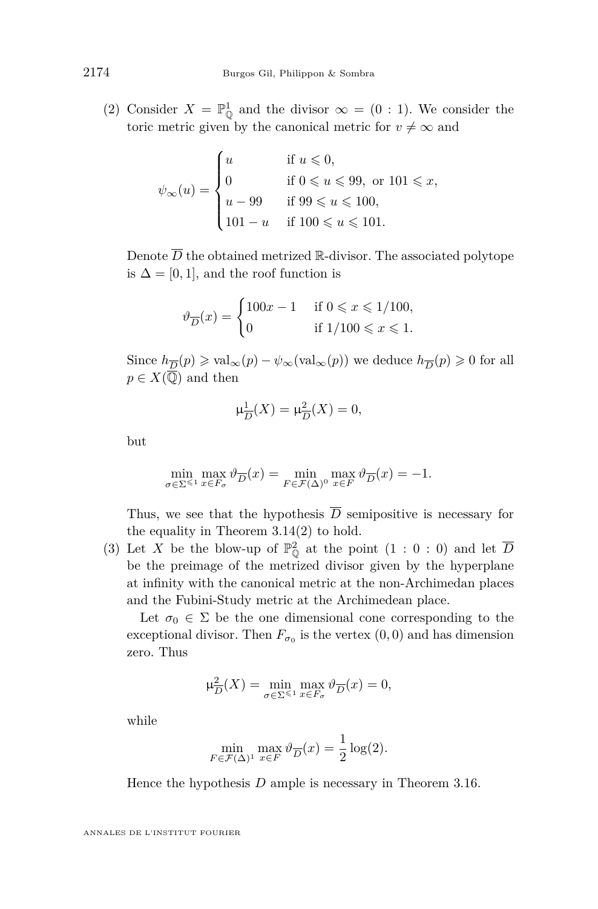(2) Consider $X = \mathbb{P}^1_{\mathbb{Q}}$ and the divisor $\infty = (0 : 1)$. We consider the toric metric given by the canonical metric for $v \neq \infty$ and

$$\psi_\infty(u) = \begin{cases} u & \text{if } u \leqslant 0, \\ 0 & \text{if } 0 \leqslant u \leqslant 99, \text{ or } 101 \leqslant x, \\ u - 99 & \text{if } 99 \leqslant u \leqslant 100, \\ 101 - u & \text{if } 100 \leqslant u \leqslant 101. \end{cases}$$

Denote $\overline{D}$ the obtained metrized $\mathbb{R}$-divisor. The associated polytope is $\Delta = [0, 1]$, and the roof function is

$$\vartheta_{\overline{D}}(x) = \begin{cases} 100x - 1 & \text{if } 0 \leqslant x \leqslant 1/100, \\ 0 & \text{if } 1/100 \leqslant x \leqslant 1. \end{cases}$$

Since $h_{\overline{D}}(p) \geqslant \mathrm{val}_\infty(p) - \psi_\infty(\mathrm{val}_\infty(p))$ we deduce $h_{\overline{D}}(p) \geqslant 0$ for all $p \in X(\overline{\mathbb{Q}})$ and then

$$\upmu^1_{\overline{D}}(X) = \upmu^2_{\overline{D}}(X) = 0,$$

but

$$\min_{\sigma \in \Sigma^{\leqslant 1}} \max_{x \in F_\sigma} \vartheta_{\overline{D}}(x) = \min_{F \in \mathcal{F}(\Delta)^0} \max_{x \in F} \vartheta_{\overline{D}}(x) = -1.$$

Thus, we see that the hypothesis $\overline{D}$ semipositive is necessary for the equality in Theorem 3.14(2) to hold.

(3) Let $X$ be the blow-up of $\mathbb{P}^2_{\mathbb{Q}}$ at the point $(1 : 0 : 0)$ and let $\overline{D}$ be the preimage of the metrized divisor given by the hyperplane at infinity with the canonical metric at the non-Archimedean places and the Fubini-Study metric at the Archimedean place.

Let $\sigma_0 \in \Sigma$ be the one dimensional cone corresponding to the exceptional divisor. Then $F_{\sigma_0}$ is the vertex $(0, 0)$ and has dimension zero. Thus

$$\upmu^2_{\overline{D}}(X) = \min_{\sigma \in \Sigma^{\leqslant 1}} \max_{x \in F_\sigma} \vartheta_{\overline{D}}(x) = 0,$$

while

$$\min_{F \in \mathcal{F}(\Delta)^1} \max_{x \in F} \vartheta_{\overline{D}}(x) = \frac{1}{2}\log(2).$$

Hence the hypothesis $D$ ample is necessary in Theorem 3.16.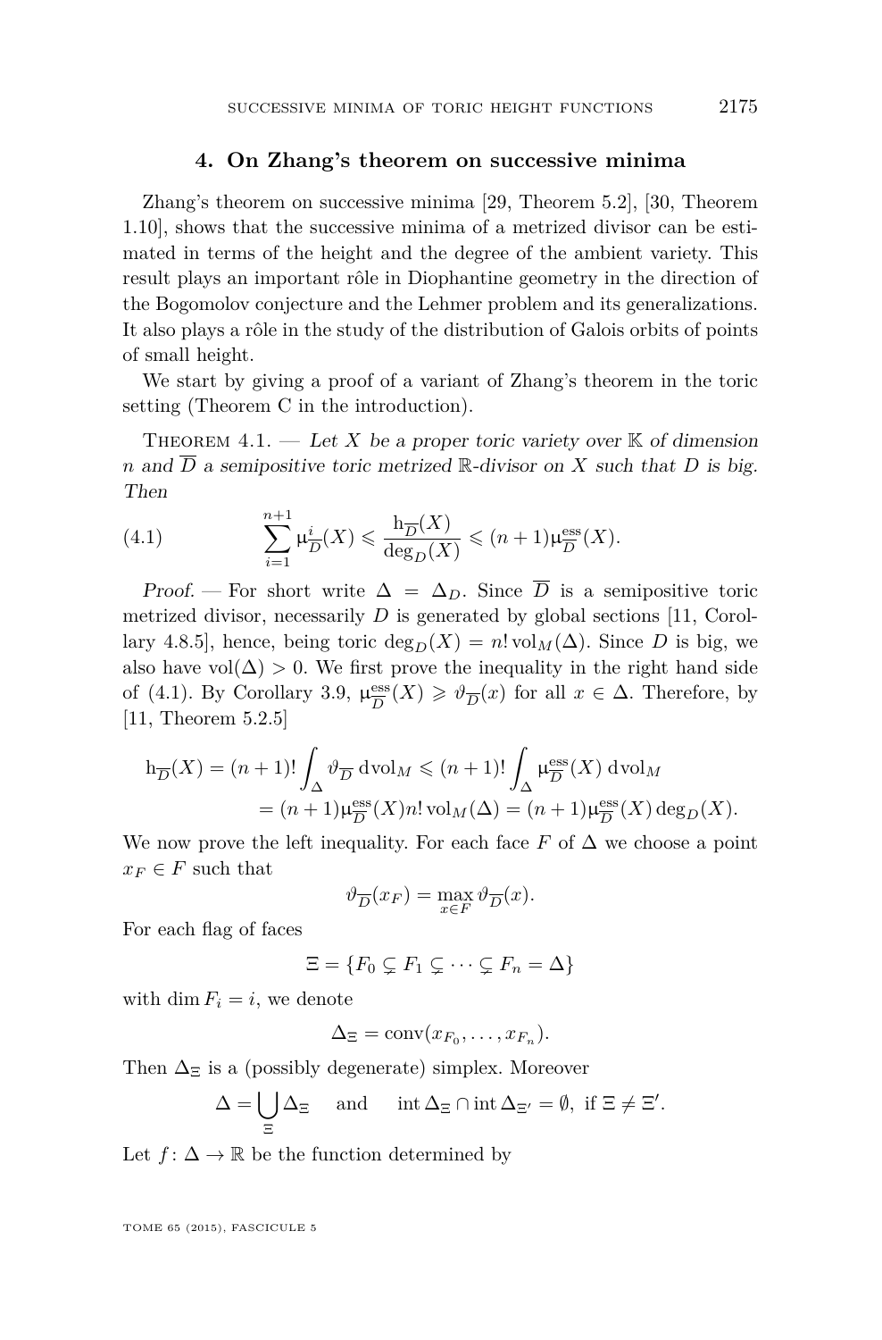## 4. On Zhang's theorem on successive minima

Zhang's theorem on successive minima [29, Theorem 5.2], [30, Theorem 1.10], shows that the successive minima of a metrized divisor can be estimated in terms of the height and the degree of the ambient variety. This result plays an important rôle in Diophantine geometry in the direction of the Bogomolov conjecture and the Lehmer problem and its generalizations. It also plays a rôle in the study of the distribution of Galois orbits of points of small height.

We start by giving a proof of a variant of Zhang's theorem in the toric setting (Theorem C in the introduction).

Theorem 4.1. — *Let $X$ be a proper toric variety over $\mathbb{K}$ of dimension $n$ and $\overline{D}$ a semipositive toric metrized $\mathbb{R}$-divisor on $X$ such that $D$ is big. Then*

$$\sum_{i=1}^{n+1} \mu^i_{\overline{D}}(X) \leqslant \frac{\mathrm{h}_{\overline{D}}(X)}{\deg_D(X)} \leqslant (n+1)\mu^{\mathrm{ess}}_{\overline{D}}(X). \tag{4.1}$$

*Proof.* — For short write $\Delta = \Delta_D$. Since $\overline{D}$ is a semipositive toric metrized divisor, necessarily $D$ is generated by global sections [11, Corollary 4.8.5], hence, being toric $\deg_D(X) = n! \operatorname{vol}_M(\Delta)$. Since $D$ is big, we also have $\operatorname{vol}(\Delta) > 0$. We first prove the inequality in the right hand side of (4.1). By Corollary 3.9, $\mu^{\mathrm{ess}}_{\overline{D}}(X) \geqslant \vartheta_{\overline{D}}(x)$ for all $x \in \Delta$. Therefore, by [11, Theorem 5.2.5]

$$\begin{aligned}\mathrm{h}_{\overline{D}}(X) = (n+1)! \int_\Delta \vartheta_{\overline{D}} \,\mathrm{d}\mathrm{vol}_M &\leqslant (n+1)! \int_\Delta \mu^{\mathrm{ess}}_{\overline{D}}(X) \,\mathrm{d}\mathrm{vol}_M \\ &= (n+1)\mu^{\mathrm{ess}}_{\overline{D}}(X) n! \operatorname{vol}_M(\Delta) = (n+1)\mu^{\mathrm{ess}}_{\overline{D}}(X) \deg_D(X).\end{aligned}$$

We now prove the left inequality. For each face $F$ of $\Delta$ we choose a point $x_F \in F$ such that

$$\vartheta_{\overline{D}}(x_F) = \max_{x \in F} \vartheta_{\overline{D}}(x).$$

For each flag of faces

$$\Xi = \{F_0 \subsetneq F_1 \subsetneq \cdots \subsetneq F_n = \Delta\}$$

with $\dim F_i = i$, we denote

$$\Delta_\Xi = \operatorname{conv}(x_{F_0}, \dots, x_{F_n}).$$

Then $\Delta_\Xi$ is a (possibly degenerate) simplex. Moreover

$$\Delta = \bigcup_{\Xi} \Delta_\Xi \quad \text{ and } \quad \operatorname{int} \Delta_\Xi \cap \operatorname{int} \Delta_{\Xi'} = \emptyset, \text{ if } \Xi \neq \Xi'.$$

Let $f \colon \Delta \to \mathbb{R}$ be the function determined by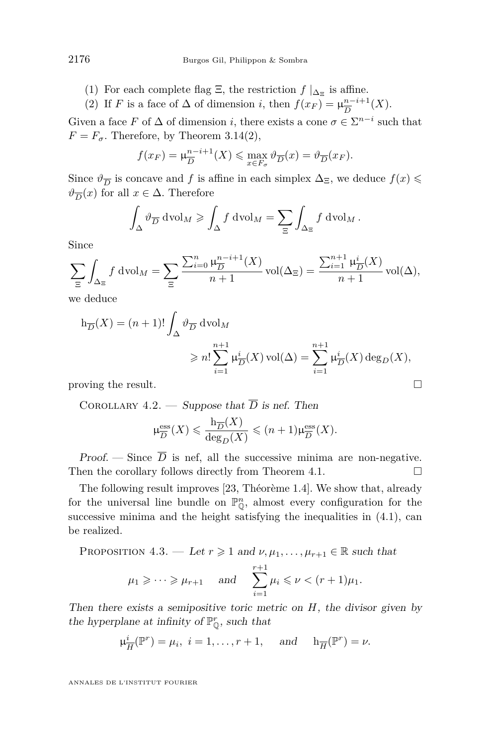(1) For each complete flag $\Xi$, the restriction $f\,|_{\Delta_\Xi}$ is affine.

(2) If $F$ is a face of $\Delta$ of dimension $i$, then $f(x_F) = \mu^{n-i+1}_{\overline{D}}(X)$.

Given a face $F$ of $\Delta$ of dimension $i$, there exists a cone $\sigma \in \Sigma^{n-i}$ such that $F = F_\sigma$. Therefore, by Theorem 3.14(2),

$$f(x_F) = \mu^{n-i+1}_{\overline{D}}(X) \leqslant \max_{x \in F_\sigma} \vartheta_{\overline{D}}(x) = \vartheta_{\overline{D}}(x_F).$$

Since $\vartheta_{\overline{D}}$ is concave and $f$ is affine in each simplex $\Delta_\Xi$, we deduce $f(x) \leqslant \vartheta_{\overline{D}}(x)$ for all $x \in \Delta$. Therefore

$$\int_\Delta \vartheta_{\overline{D}} \,\mathrm{dvol}_M \geqslant \int_\Delta f \,\mathrm{dvol}_M = \sum_\Xi \int_{\Delta_\Xi} f \,\mathrm{dvol}_M\,.$$

Since

$$\sum_\Xi \int_{\Delta_\Xi} f \,\mathrm{dvol}_M = \sum_\Xi \frac{\sum_{i=0}^n \mu^{n-i+1}_{\overline{D}}(X)}{n+1} \mathrm{vol}(\Delta_\Xi) = \frac{\sum_{i=1}^{n+1} \mu^{i}_{\overline{D}}(X)}{n+1} \mathrm{vol}(\Delta),$$

we deduce

$$\begin{aligned}\mathrm{h}_{\overline{D}}(X) &= (n+1)! \int_\Delta \vartheta_{\overline{D}} \,\mathrm{dvol}_M \\ &\qquad \geqslant n! \sum_{i=1}^{n+1} \mu^{i}_{\overline{D}}(X)\,\mathrm{vol}(\Delta) = \sum_{i=1}^{n+1} \mu^{i}_{\overline{D}}(X) \deg_D(X),\end{aligned}$$

proving the result. □

Corollary 4.2. — *Suppose that $\overline{D}$ is nef. Then*

$$\mu^{\mathrm{ess}}_{\overline{D}}(X) \leqslant \frac{\mathrm{h}_{\overline{D}}(X)}{\deg_D(X)} \leqslant (n+1)\mu^{\mathrm{ess}}_{\overline{D}}(X).$$

*Proof.* — Since $\overline{D}$ is nef, all the successive minima are non-negative. Then the corollary follows directly from Theorem 4.1. □

The following result improves [23, Théorème 1.4]. We show that, already for the universal line bundle on $\mathbb{P}^n_{\mathbb{Q}}$, almost every configuration for the successive minima and the height satisfying the inequalities in (4.1), can be realized.

Proposition 4.3. — *Let $r \geqslant 1$ and $\nu, \mu_1, \dots, \mu_{r+1} \in \mathbb{R}$ such that*

$$\mu_1 \geqslant \dots \geqslant \mu_{r+1} \quad \text{and} \quad \sum_{i=1}^{r+1} \mu_i \leqslant \nu < (r+1)\mu_1.$$

*Then there exists a semipositive toric metric on $H$, the divisor given by the hyperplane at infinity of $\mathbb{P}^r_{\mathbb{Q}}$, such that*

$$\mu^{i}_{\overline{H}}(\mathbb{P}^r) = \mu_i,\ i = 1, \dots, r+1, \quad \text{and} \quad \mathrm{h}_{\overline{H}}(\mathbb{P}^r) = \nu.$$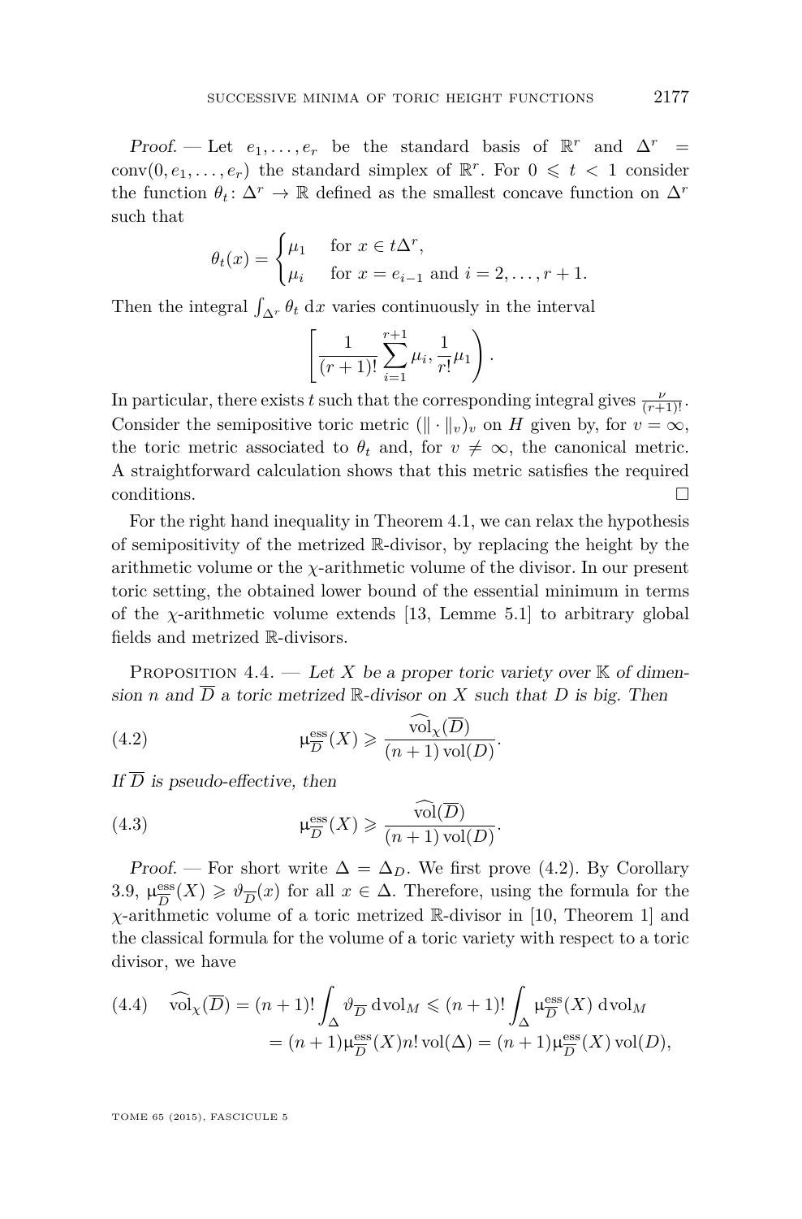*Proof.* — Let $e_1, \dots, e_r$ be the standard basis of $\mathbb{R}^r$ and $\Delta^r = \operatorname{conv}(0, e_1, \dots, e_r)$ the standard simplex of $\mathbb{R}^r$. For $0 \leqslant t < 1$ consider the function $\theta_t \colon \Delta^r \to \mathbb{R}$ defined as the smallest concave function on $\Delta^r$ such that

$$\theta_t(x) = \begin{cases} \mu_1 & \text{for } x \in t\Delta^r, \\ \mu_i & \text{for } x = e_{i-1} \text{ and } i = 2, \dots, r+1. \end{cases}$$

Then the integral $\int_{\Delta^r} \theta_t \, \mathrm{d}x$ varies continuously in the interval

$$\left[ \frac{1}{(r+1)!} \sum_{i=1}^{r+1} \mu_i, \frac{1}{r!} \mu_1 \right).$$

In particular, there exists $t$ such that the corresponding integral gives $\frac{\nu}{(r+1)!}$. Consider the semipositive toric metric $(\| \cdot \|_v)_v$ on $H$ given by, for $v = \infty$, the toric metric associated to $\theta_t$ and, for $v \neq \infty$, the canonical metric. A straightforward calculation shows that this metric satisfies the required conditions. □

For the right hand inequality in Theorem 4.1, we can relax the hypothesis of semipositivity of the metrized $\mathbb{R}$-divisor, by replacing the height by the arithmetic volume or the $\chi$-arithmetic volume of the divisor. In our present toric setting, the obtained lower bound of the essential minimum in terms of the $\chi$-arithmetic volume extends [13, Lemme 5.1] to arbitrary global fields and metrized $\mathbb{R}$-divisors.

Proposition 4.4. — *Let $X$ be a proper toric variety over $\mathbb{K}$ of dimension $n$ and $\overline{D}$ a toric metrized $\mathbb{R}$-divisor on $X$ such that $D$ is big. Then*

$$\mathrm{\mu}^{\mathrm{ess}}_{\overline{D}}(X) \geqslant \frac{\widehat{\mathrm{vol}}_{\chi}(\overline{D})}{(n+1) \operatorname{vol}(D)}. \tag{4.2}$$

*If $\overline{D}$ is pseudo-effective, then*

$$\mathrm{\mu}^{\mathrm{ess}}_{\overline{D}}(X) \geqslant \frac{\widehat{\mathrm{vol}}(\overline{D})}{(n+1) \operatorname{vol}(D)}. \tag{4.3}$$

*Proof.* — For short write $\Delta = \Delta_D$. We first prove (4.2). By Corollary 3.9, $\mathrm{\mu}^{\mathrm{ess}}_{\overline{D}}(X) \geqslant \vartheta_{\overline{D}}(x)$ for all $x \in \Delta$. Therefore, using the formula for the $\chi$-arithmetic volume of a toric metrized $\mathbb{R}$-divisor in [10, Theorem 1] and the classical formula for the volume of a toric variety with respect to a toric divisor, we have

$$\begin{aligned} \widehat{\mathrm{vol}}_{\chi}(\overline{D}) &= (n+1)! \int_{\Delta} \vartheta_{\overline{D}} \, \mathrm{d}\mathrm{vol}_M \leqslant (n+1)! \int_{\Delta} \mathrm{\mu}^{\mathrm{ess}}_{\overline{D}}(X) \, \mathrm{d}\mathrm{vol}_M \\ &= (n+1) \mathrm{\mu}^{\mathrm{ess}}_{\overline{D}}(X) n! \operatorname{vol}(\Delta) = (n+1) \mathrm{\mu}^{\mathrm{ess}}_{\overline{D}}(X) \operatorname{vol}(D), \end{aligned} \tag{4.4}$$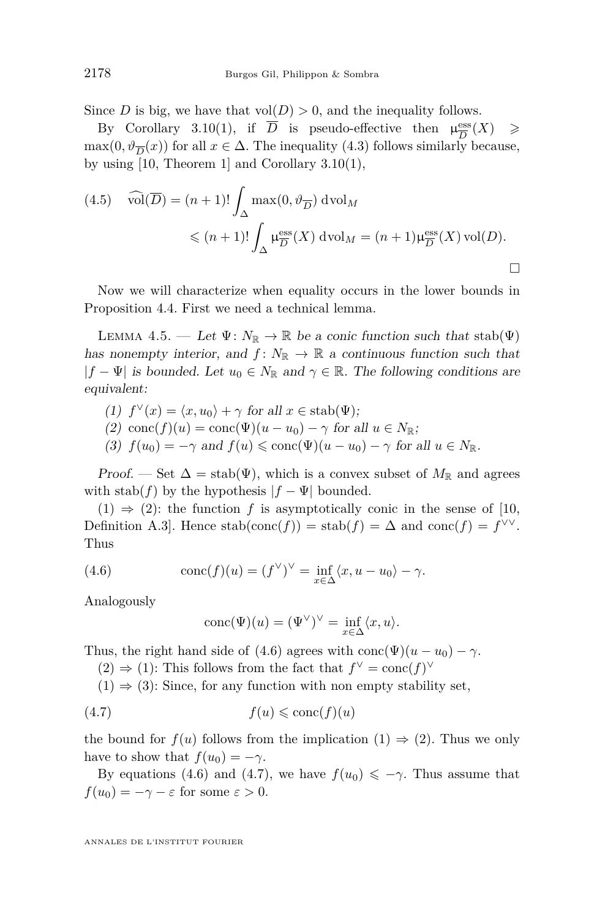Since $D$ is big, we have that $\operatorname{vol}(D) > 0$, and the inequality follows.

By Corollary 3.10(1), if $\overline{D}$ is pseudo-effective then $\upmu^{\mathrm{ess}}_{\overline{D}}(X) \geqslant \max(0, \vartheta_{\overline{D}}(x))$ for all $x \in \Delta$. The inequality (4.3) follows similarly because, by using [10, Theorem 1] and Corollary 3.10(1),

$$
\begin{aligned}
(4.5)\quad \widehat{\operatorname{vol}}(\overline{D}) &= (n+1)! \int_{\Delta} \max(0, \vartheta_{\overline{D}})\, \mathrm{d}\mathrm{vol}_M \\
&\leqslant (n+1)! \int_{\Delta} \upmu^{\mathrm{ess}}_{\overline{D}}(X)\, \mathrm{d}\mathrm{vol}_M = (n+1)\upmu^{\mathrm{ess}}_{\overline{D}}(X)\operatorname{vol}(D).
\end{aligned}
$$

□

Now we will characterize when equality occurs in the lower bounds in Proposition 4.4. First we need a technical lemma.

Lemma 4.5. — *Let $\Psi\colon N_{\mathbb{R}} \to \mathbb{R}$ be a conic function such that $\operatorname{stab}(\Psi)$ has nonempty interior, and $f\colon N_{\mathbb{R}} \to \mathbb{R}$ a continuous function such that $|f - \Psi|$ is bounded. Let $u_0 \in N_{\mathbb{R}}$ and $\gamma \in \mathbb{R}$. The following conditions are equivalent:*

1. *$f^{\vee}(x) = \langle x, u_0\rangle + \gamma$ for all $x \in \operatorname{stab}(\Psi)$;*
2. *$\operatorname{conc}(f)(u) = \operatorname{conc}(\Psi)(u - u_0) - \gamma$ for all $u \in N_{\mathbb{R}}$;*
3. *$f(u_0) = -\gamma$ and $f(u) \leqslant \operatorname{conc}(\Psi)(u - u_0) - \gamma$ for all $u \in N_{\mathbb{R}}$.*

*Proof.* — Set $\Delta = \operatorname{stab}(\Psi)$, which is a convex subset of $M_{\mathbb{R}}$ and agrees with $\operatorname{stab}(f)$ by the hypothesis $|f - \Psi|$ bounded.

(1) ⇒ (2): the function $f$ is asymptotically conic in the sense of [10, Definition A.3]. Hence $\operatorname{stab}(\operatorname{conc}(f)) = \operatorname{stab}(f) = \Delta$ and $\operatorname{conc}(f) = f^{\vee\vee}$. Thus

$$
(4.6)\qquad \operatorname{conc}(f)(u) = (f^{\vee})^{\vee} = \inf_{x \in \Delta} \langle x, u - u_0\rangle - \gamma.
$$

Analogously

$$
\operatorname{conc}(\Psi)(u) = (\Psi^{\vee})^{\vee} = \inf_{x \in \Delta} \langle x, u\rangle.
$$

Thus, the right hand side of (4.6) agrees with $\operatorname{conc}(\Psi)(u - u_0) - \gamma$.

(2) ⇒ (1): This follows from the fact that $f^{\vee} = \operatorname{conc}(f)^{\vee}$

(1) ⇒ (3): Since, for any function with non empty stability set,

$$
(4.7)\qquad f(u) \leqslant \operatorname{conc}(f)(u)
$$

the bound for $f(u)$ follows from the implication (1) ⇒ (2). Thus we only have to show that $f(u_0) = -\gamma$.

By equations (4.6) and (4.7), we have $f(u_0) \leqslant -\gamma$. Thus assume that $f(u_0) = -\gamma - \varepsilon$ for some $\varepsilon > 0$.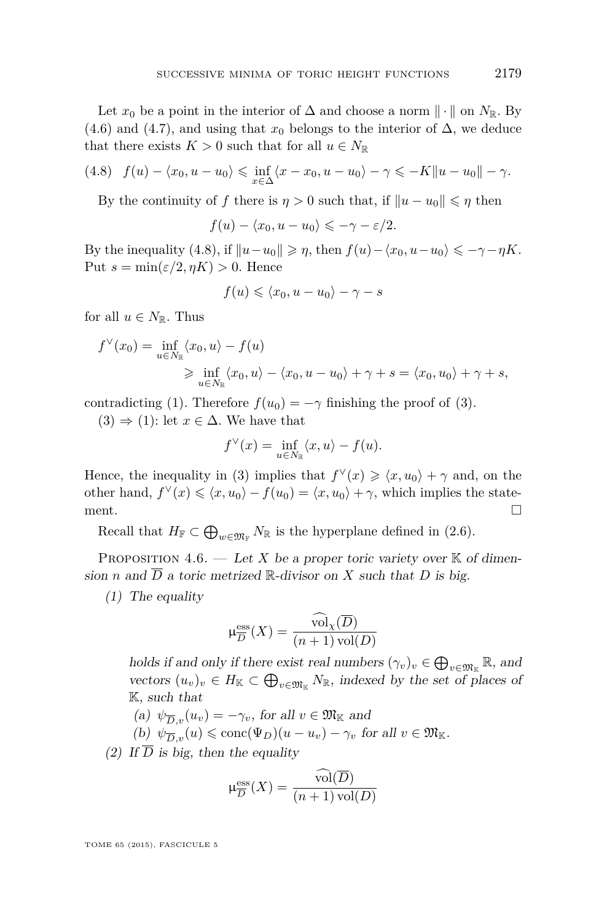Let $x_0$ be a point in the interior of $\Delta$ and choose a norm $\|\cdot\|$ on $N_{\mathbb{R}}$. By (4.6) and (4.7), and using that $x_0$ belongs to the interior of $\Delta$, we deduce that there exists $K > 0$ such that for all $u \in N_{\mathbb{R}}$

$$f(u) - \langle x_0, u - u_0 \rangle \leqslant \inf_{x \in \Delta} \langle x - x_0, u - u_0 \rangle - \gamma \leqslant -K\|u - u_0\| - \gamma. \tag{4.8}$$

By the continuity of $f$ there is $\eta > 0$ such that, if $\|u - u_0\| \leqslant \eta$ then

$$f(u) - \langle x_0, u - u_0 \rangle \leqslant -\gamma - \varepsilon/2.$$

By the inequality (4.8), if $\|u - u_0\| \geqslant \eta$, then $f(u) - \langle x_0, u - u_0 \rangle \leqslant -\gamma - \eta K$. Put $s = \min(\varepsilon/2, \eta K) > 0$. Hence

$$f(u) \leqslant \langle x_0, u - u_0 \rangle - \gamma - s$$

for all $u \in N_{\mathbb{R}}$. Thus

$$\begin{aligned} f^{\vee}(x_0) &= \inf_{u \in N_{\mathbb{R}}} \langle x_0, u \rangle - f(u) \\ &\geqslant \inf_{u \in N_{\mathbb{R}}} \langle x_0, u \rangle - \langle x_0, u - u_0 \rangle + \gamma + s = \langle x_0, u_0 \rangle + \gamma + s, \end{aligned}$$

contradicting (1). Therefore $f(u_0) = -\gamma$ finishing the proof of (3).

(3) $\Rightarrow$ (1): let $x \in \Delta$. We have that

$$f^{\vee}(x) = \inf_{u \in N_{\mathbb{R}}} \langle x, u \rangle - f(u).$$

Hence, the inequality in (3) implies that $f^{\vee}(x) \geqslant \langle x, u_0 \rangle + \gamma$ and, on the other hand, $f^{\vee}(x) \leqslant \langle x, u_0 \rangle - f(u_0) = \langle x, u_0 \rangle + \gamma$, which implies the statement. $\square$

Recall that $H_{\mathbb{F}} \subset \bigoplus_{w \in \mathfrak{M}_{\mathbb{F}}} N_{\mathbb{R}}$ is the hyperplane defined in (2.6).

Proposition 4.6. — *Let $X$ be a proper toric variety over $\mathbb{K}$ of dimension $n$ and $\overline{D}$ a toric metrized $\mathbb{R}$-divisor on $X$ such that $D$ is big.*

*(1) The equality*

$$\mu^{\text{ess}}_{\overline{D}}(X) = \frac{\widehat{\operatorname{vol}}_{\chi}(\overline{D})}{(n+1)\operatorname{vol}(D)}$$

*holds if and only if there exist real numbers $(\gamma_v)_v \in \bigoplus_{v \in \mathfrak{M}_{\mathbb{K}}} \mathbb{R}$, and vectors $(u_v)_v \in H_{\mathbb{K}} \subset \bigoplus_{v \in \mathfrak{M}_{\mathbb{K}}} N_{\mathbb{R}}$, indexed by the set of places of $\mathbb{K}$, such that*

*(a) $\psi_{\overline{D},v}(u_v) = -\gamma_v$, for all $v \in \mathfrak{M}_{\mathbb{K}}$ and*

*(b) $\psi_{\overline{D},v}(u) \leqslant \operatorname{conc}(\Psi_D)(u - u_v) - \gamma_v$ for all $v \in \mathfrak{M}_{\mathbb{K}}$.*

*(2) If $\overline{D}$ is big, then the equality*

$$\mu^{\text{ess}}_{\overline{D}}(X) = \frac{\widehat{\operatorname{vol}}(\overline{D})}{(n+1)\operatorname{vol}(D)}$$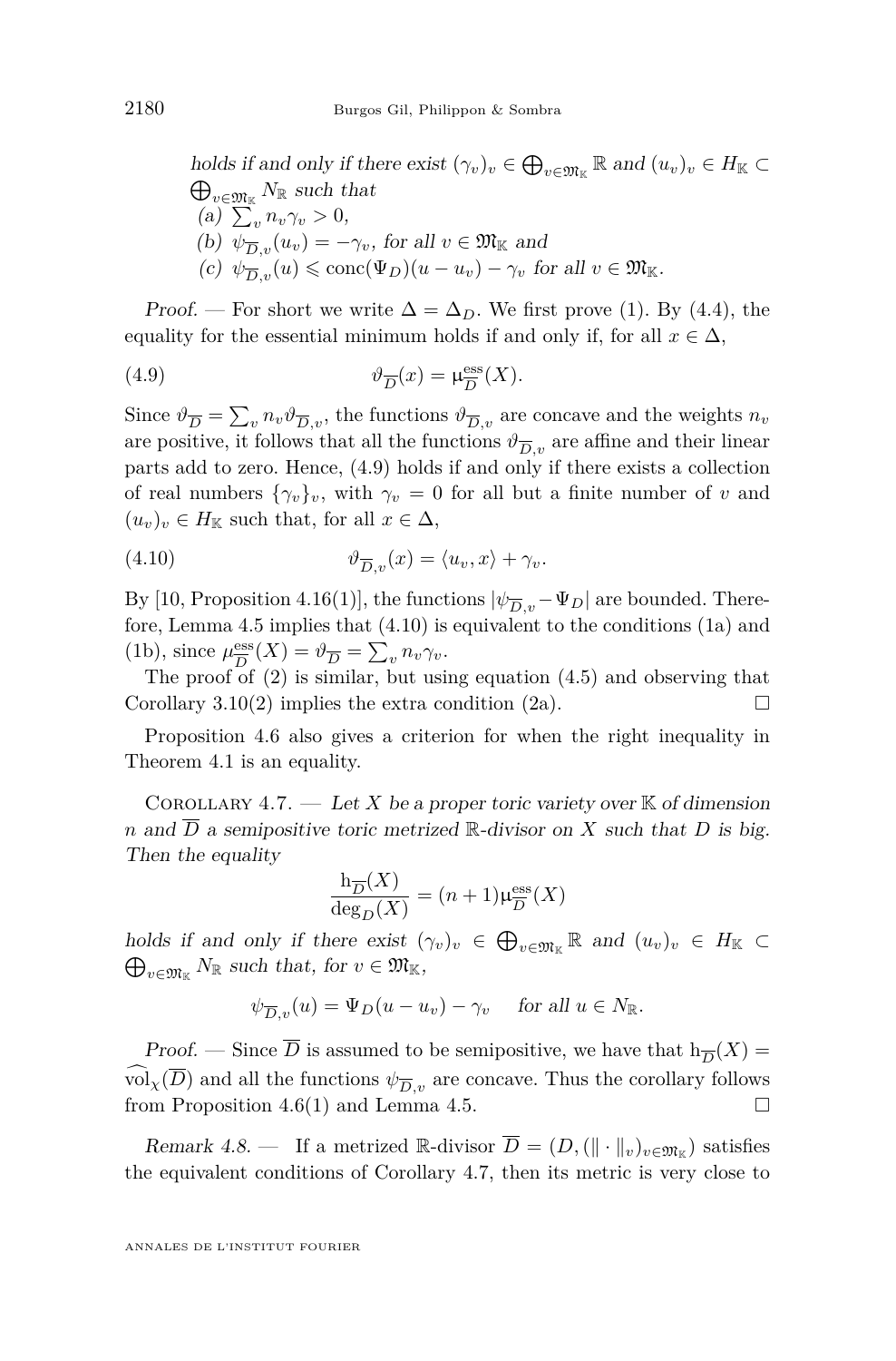*holds if and only if there exist* $(\gamma_v)_v \in \bigoplus_{v\in\mathfrak{M}_{\mathbb{K}}} \mathbb{R}$ *and* $(u_v)_v \in H_{\mathbb{K}} \subset \bigoplus_{v\in\mathfrak{M}_{\mathbb{K}}} N_{\mathbb{R}}$ *such that*

(a) $\sum_v n_v\gamma_v > 0$,

(b) $\psi_{\overline{D},v}(u_v) = -\gamma_v$, *for all* $v \in \mathfrak{M}_{\mathbb{K}}$ *and*

(c) $\psi_{\overline{D},v}(u) \leqslant \mathrm{conc}(\Psi_D)(u-u_v) - \gamma_v$ *for all* $v \in \mathfrak{M}_{\mathbb{K}}$.

*Proof.* — For short we write $\Delta = \Delta_D$. We first prove (1). By (4.4), the equality for the essential minimum holds if and only if, for all $x \in \Delta$,

$$\vartheta_{\overline{D}}(x) = \mathrm{\mu}^{\mathrm{ess}}_{\overline{D}}(X). \tag{4.9}$$

Since $\vartheta_{\overline{D}} = \sum_v n_v \vartheta_{\overline{D},v}$, the functions $\vartheta_{\overline{D},v}$ are concave and the weights $n_v$ are positive, it follows that all the functions $\vartheta_{\overline{D},v}$ are affine and their linear parts add to zero. Hence, (4.9) holds if and only if there exists a collection of real numbers $\{\gamma_v\}_v$, with $\gamma_v = 0$ for all but a finite number of $v$ and $(u_v)_v \in H_{\mathbb{K}}$ such that, for all $x \in \Delta$,

$$\vartheta_{\overline{D},v}(x) = \langle u_v, x\rangle + \gamma_v. \tag{4.10}$$

By [10, Proposition 4.16(1)], the functions $|\psi_{\overline{D},v} - \Psi_D|$ are bounded. Therefore, Lemma 4.5 implies that (4.10) is equivalent to the conditions (1a) and (1b), since $\mu^{\mathrm{ess}}_{\overline{D}}(X) = \vartheta_{\overline{D}} = \sum_v n_v\gamma_v$.

The proof of (2) is similar, but using equation (4.5) and observing that Corollary 3.10(2) implies the extra condition (2a). □

Proposition 4.6 also gives a criterion for when the right inequality in Theorem 4.1 is an equality.

Corollary 4.7. — *Let $X$ be a proper toric variety over $\mathbb{K}$ of dimension $n$ and $\overline{D}$ a semipositive toric metrized $\mathbb{R}$-divisor on $X$ such that $D$ is big. Then the equality*

$$\frac{\mathrm{h}_{\overline{D}}(X)}{\deg_D(X)} = (n+1)\mathrm{\mu}^{\mathrm{ess}}_{\overline{D}}(X)$$

*holds if and only if there exist* $(\gamma_v)_v \in \bigoplus_{v\in\mathfrak{M}_{\mathbb{K}}} \mathbb{R}$ *and* $(u_v)_v \in H_{\mathbb{K}} \subset \bigoplus_{v\in\mathfrak{M}_{\mathbb{K}}} N_{\mathbb{R}}$ *such that, for* $v \in \mathfrak{M}_{\mathbb{K}}$,

$$\psi_{\overline{D},v}(u) = \Psi_D(u-u_v) - \gamma_v \quad \text{for all } u \in N_{\mathbb{R}}.$$

*Proof.* — Since $\overline{D}$ is assumed to be semipositive, we have that $\mathrm{h}_{\overline{D}}(X) = \widehat{\mathrm{vol}}_{\chi}(\overline{D})$ and all the functions $\psi_{\overline{D},v}$ are concave. Thus the corollary follows from Proposition 4.6(1) and Lemma 4.5. □

*Remark 4.8.* — If a metrized $\mathbb{R}$-divisor $\overline{D} = (D, (\|\cdot\|_v)_{v\in\mathfrak{M}_{\mathbb{K}}})$ satisfies the equivalent conditions of Corollary 4.7, then its metric is very close to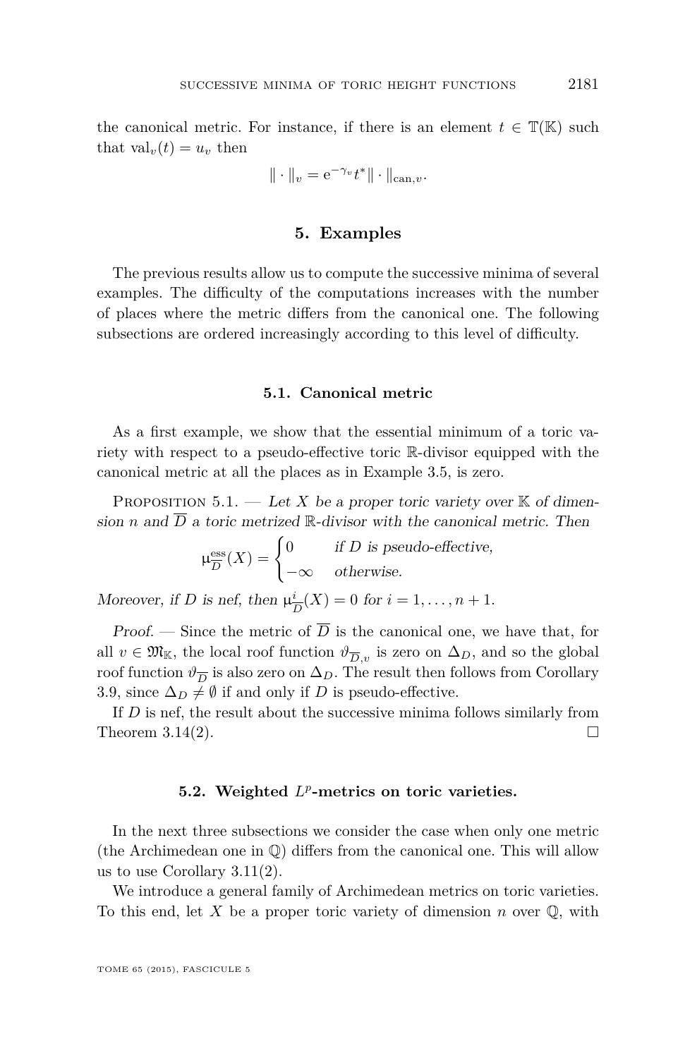the canonical metric. For instance, if there is an element $t \in \mathbb{T}(\mathbb{K})$ such that $\mathrm{val}_v(t) = u_v$ then

$$\| \cdot \|_v = \mathrm{e}^{-\gamma_v} t^* \| \cdot \|_{\mathrm{can},v}.$$

## 5. Examples

The previous results allow us to compute the successive minima of several examples. The difficulty of the computations increases with the number of places where the metric differs from the canonical one. The following subsections are ordered increasingly according to this level of difficulty.

### 5.1. Canonical metric

As a first example, we show that the essential minimum of a toric variety with respect to a pseudo-effective toric $\mathbb{R}$-divisor equipped with the canonical metric at all the places as in Example 3.5, is zero.

Proposition 5.1. — *Let $X$ be a proper toric variety over $\mathbb{K}$ of dimension $n$ and $\overline{D}$ a toric metrized $\mathbb{R}$-divisor with the canonical metric. Then*

$$\mu^{\mathrm{ess}}_{\overline{D}}(X) = \begin{cases} 0 & \text{if } D \text{ is pseudo-effective,} \\ -\infty & \text{otherwise.} \end{cases}$$

*Moreover, if $D$ is nef, then $\mu^{i}_{\overline{D}}(X) = 0$ for $i = 1, \dots, n+1$.*

*Proof.* — Since the metric of $\overline{D}$ is the canonical one, we have that, for all $v \in \mathfrak{M}_{\mathbb{K}}$, the local roof function $\vartheta_{\overline{D},v}$ is zero on $\Delta_D$, and so the global roof function $\vartheta_{\overline{D}}$ is also zero on $\Delta_D$. The result then follows from Corollary 3.9, since $\Delta_D \neq \emptyset$ if and only if $D$ is pseudo-effective.

If $D$ is nef, the result about the successive minima follows similarly from Theorem 3.14(2). □

### 5.2. Weighted $L^p$-metrics on toric varieties.

In the next three subsections we consider the case when only one metric (the Archimedean one in $\mathbb{Q}$) differs from the canonical one. This will allow us to use Corollary 3.11(2).

We introduce a general family of Archimedean metrics on toric varieties. To this end, let $X$ be a proper toric variety of dimension $n$ over $\mathbb{Q}$, with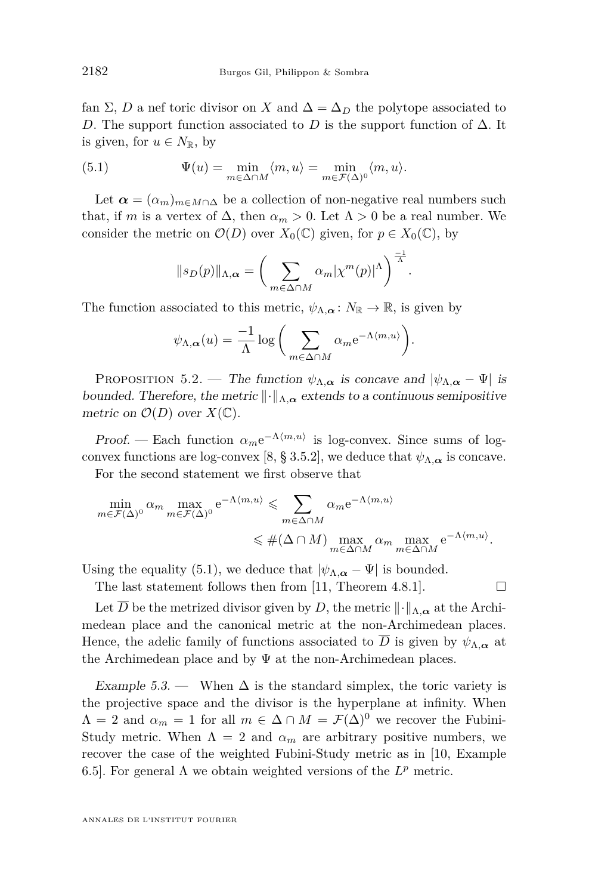fan $\Sigma$, $D$ a nef toric divisor on $X$ and $\Delta = \Delta_D$ the polytope associated to $D$. The support function associated to $D$ is the support function of $\Delta$. It is given, for $u \in N_{\mathbb{R}}$, by

$$\Psi(u) = \min_{m \in \Delta \cap M} \langle m, u\rangle = \min_{m \in \mathcal{F}(\Delta)^0} \langle m, u\rangle. \tag{5.1}$$

Let $\boldsymbol{\alpha} = (\alpha_m)_{m \in M \cap \Delta}$ be a collection of non-negative real numbers such that, if $m$ is a vertex of $\Delta$, then $\alpha_m > 0$. Let $\Lambda > 0$ be a real number. We consider the metric on $\mathcal{O}(D)$ over $X_0(\mathbb{C})$ given, for $p \in X_0(\mathbb{C})$, by

$$\|s_D(p)\|_{\Lambda,\boldsymbol{\alpha}} = \bigg( \sum_{m \in \Delta \cap M} \alpha_m |\chi^m(p)|^{\Lambda} \bigg)^{\frac{-1}{\Lambda}}.$$

The function associated to this metric, $\psi_{\Lambda,\boldsymbol{\alpha}} \colon N_{\mathbb{R}} \to \mathbb{R}$, is given by

$$\psi_{\Lambda,\boldsymbol{\alpha}}(u) = \frac{-1}{\Lambda} \log \bigg( \sum_{m \in \Delta \cap M} \alpha_m \mathrm{e}^{-\Lambda \langle m,u\rangle} \bigg).$$

Proposition 5.2. — *The function $\psi_{\Lambda,\boldsymbol{\alpha}}$ is concave and $|\psi_{\Lambda,\boldsymbol{\alpha}} - \Psi|$ is bounded. Therefore, the metric $\|\cdot\|_{\Lambda,\boldsymbol{\alpha}}$ extends to a continuous semipositive metric on $\mathcal{O}(D)$ over $X(\mathbb{C})$.*

*Proof.* — Each function $\alpha_m \mathrm{e}^{-\Lambda\langle m,u\rangle}$ is log-convex. Since sums of log-convex functions are log-convex [8, § 3.5.2], we deduce that $\psi_{\Lambda,\boldsymbol{\alpha}}$ is concave.

For the second statement we first observe that

$$\min_{m \in \mathcal{F}(\Delta)^0} \alpha_m \max_{m \in \mathcal{F}(\Delta)^0} \mathrm{e}^{-\Lambda\langle m,u\rangle} \leqslant \sum_{m \in \Delta \cap M} \alpha_m \mathrm{e}^{-\Lambda\langle m,u\rangle}$$
$$\leqslant \#(\Delta \cap M) \max_{m \in \Delta \cap M} \alpha_m \max_{m \in \Delta \cap M} \mathrm{e}^{-\Lambda\langle m,u\rangle}.$$

Using the equality (5.1), we deduce that $|\psi_{\Lambda,\boldsymbol{\alpha}} - \Psi|$ is bounded.

The last statement follows then from [11, Theorem 4.8.1]. □

Let $\overline{D}$ be the metrized divisor given by $D$, the metric $\|\cdot\|_{\Lambda,\boldsymbol{\alpha}}$ at the Archimedean place and the canonical metric at the non-Archimedean places. Hence, the adelic family of functions associated to $\overline{D}$ is given by $\psi_{\Lambda,\boldsymbol{\alpha}}$ at the Archimedean place and by $\Psi$ at the non-Archimedean places.

*Example 5.3.* — When $\Delta$ is the standard simplex, the toric variety is the projective space and the divisor is the hyperplane at infinity. When $\Lambda = 2$ and $\alpha_m = 1$ for all $m \in \Delta \cap M = \mathcal{F}(\Delta)^0$ we recover the Fubini-Study metric. When $\Lambda = 2$ and $\alpha_m$ are arbitrary positive numbers, we recover the case of the weighted Fubini-Study metric as in [10, Example 6.5]. For general $\Lambda$ we obtain weighted versions of the $L^p$ metric.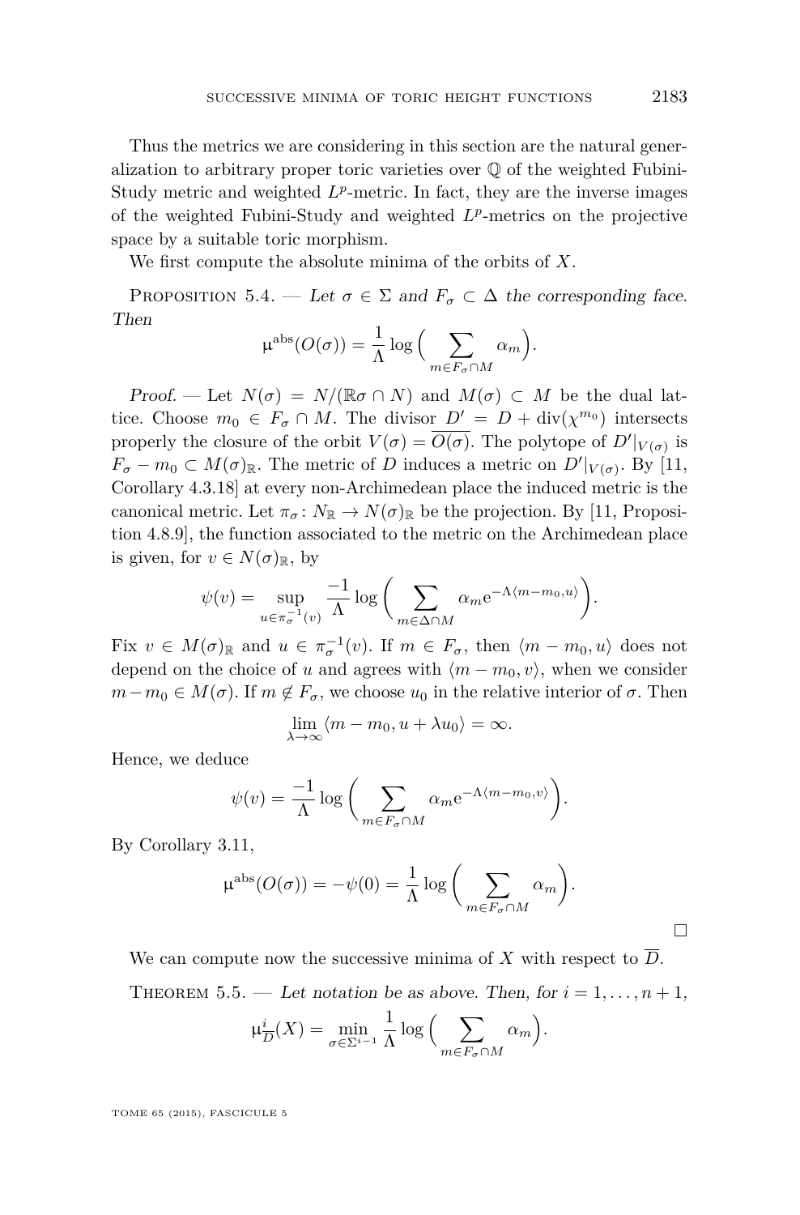Thus the metrics we are considering in this section are the natural generalization to arbitrary proper toric varieties over $\mathbb{Q}$ of the weighted Fubini-Study metric and weighted $L^p$-metric. In fact, they are the inverse images of the weighted Fubini-Study and weighted $L^p$-metrics on the projective space by a suitable toric morphism.

We first compute the absolute minima of the orbits of $X$.

Proposition 5.4. — *Let $\sigma \in \Sigma$ and $F_\sigma \subset \Delta$ the corresponding face. Then*

$$\mathrm{\mu}^{\mathrm{abs}}(O(\sigma)) = \frac{1}{\Lambda} \log\Big( \sum_{m \in F_\sigma \cap M} \alpha_m \Big).$$

*Proof.* — Let $N(\sigma) = N/(\mathbb{R}\sigma \cap N)$ and $M(\sigma) \subset M$ be the dual lattice. Choose $m_0 \in F_\sigma \cap M$. The divisor $D' = D + \mathrm{div}(\chi^{m_0})$ intersects properly the closure of the orbit $V(\sigma) = \overline{O(\sigma)}$. The polytope of $D'|_{V(\sigma)}$ is $F_\sigma - m_0 \subset M(\sigma)_\mathbb{R}$. The metric of $D$ induces a metric on $D'|_{V(\sigma)}$. By [11, Corollary 4.3.18] at every non-Archimedean place the induced metric is the canonical metric. Let $\pi_\sigma \colon N_\mathbb{R} \to N(\sigma)_\mathbb{R}$ be the projection. By [11, Proposition 4.8.9], the function associated to the metric on the Archimedean place is given, for $v \in N(\sigma)_\mathbb{R}$, by

$$\psi(v) = \sup_{u \in \pi_\sigma^{-1}(v)} \frac{-1}{\Lambda} \log\bigg( \sum_{m \in \Delta \cap M} \alpha_m \mathrm{e}^{-\Lambda \langle m - m_0, u\rangle} \bigg).$$

Fix $v \in M(\sigma)_\mathbb{R}$ and $u \in \pi_\sigma^{-1}(v)$. If $m \in F_\sigma$, then $\langle m - m_0, u\rangle$ does not depend on the choice of $u$ and agrees with $\langle m - m_0, v\rangle$, when we consider $m - m_0 \in M(\sigma)$. If $m \notin F_\sigma$, we choose $u_0$ in the relative interior of $\sigma$. Then

$$\lim_{\lambda \to \infty} \langle m - m_0, u + \lambda u_0\rangle = \infty.$$

Hence, we deduce

$$\psi(v) = \frac{-1}{\Lambda} \log\bigg( \sum_{m \in F_\sigma \cap M} \alpha_m \mathrm{e}^{-\Lambda \langle m - m_0, v\rangle} \bigg).$$

By Corollary 3.11,

$$\mathrm{\mu}^{\mathrm{abs}}(O(\sigma)) = -\psi(0) = \frac{1}{\Lambda} \log\bigg( \sum_{m \in F_\sigma \cap M} \alpha_m \bigg).$$

□

We can compute now the successive minima of $X$ with respect to $\overline{D}$.

Theorem 5.5. — *Let notation be as above. Then, for $i = 1, \dots, n+1$,*

$$\mathrm{\mu}^i_{\overline{D}}(X) = \min_{\sigma \in \Sigma^{i-1}} \frac{1}{\Lambda} \log\Big( \sum_{m \in F_\sigma \cap M} \alpha_m \Big).$$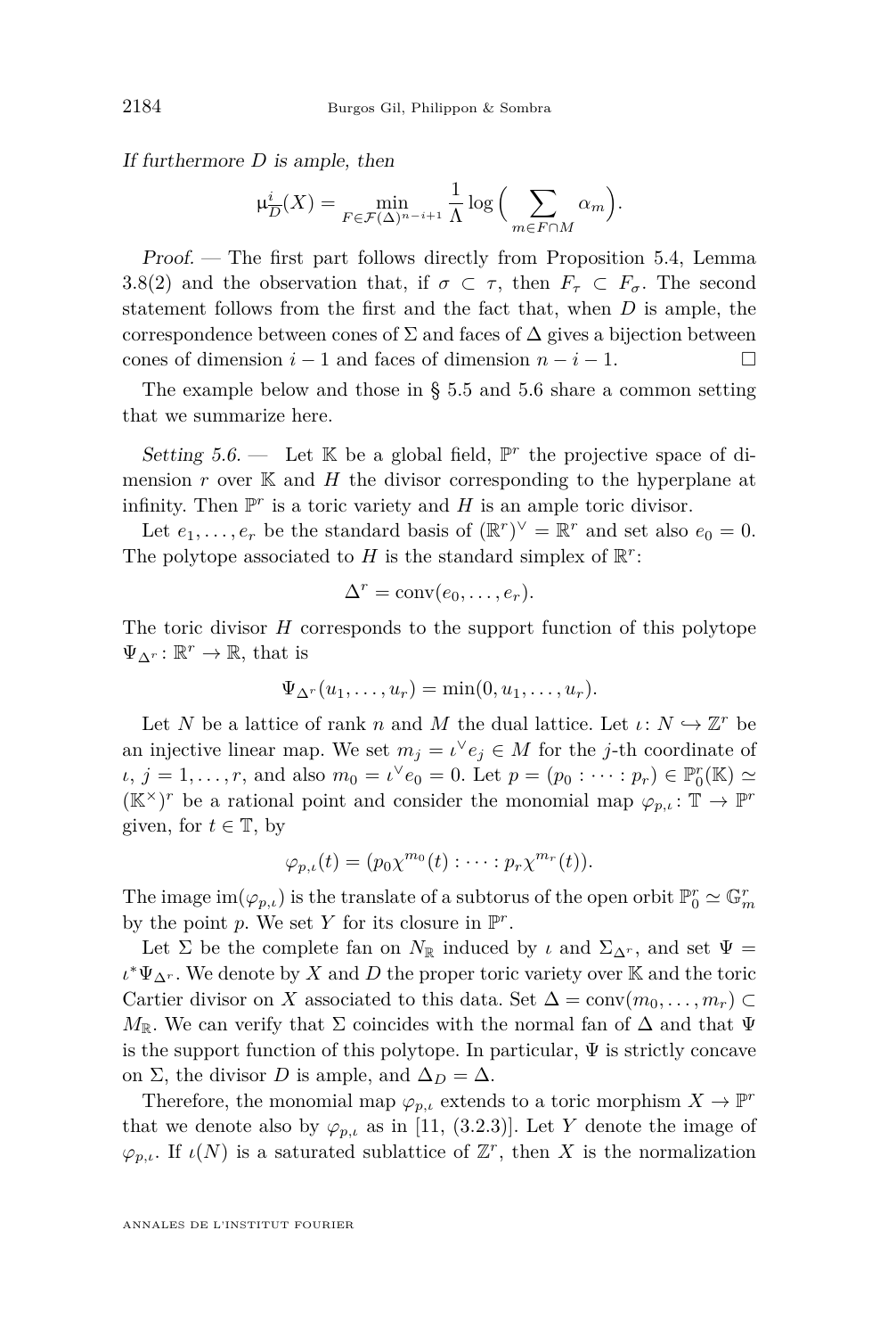*If furthermore $D$ is ample, then*

$$\mu^i_{\overline{D}}(X) = \min_{F\in\mathcal{F}(\Delta)^{n-i+1}} \frac{1}{\Lambda}\log\Big(\sum_{m\in F\cap M}\alpha_m\Big).$$

*Proof.* — The first part follows directly from Proposition 5.4, Lemma 3.8(2) and the observation that, if $\sigma\subset\tau$, then $F_\tau\subset F_\sigma$. The second statement follows from the first and the fact that, when $D$ is ample, the correspondence between cones of $\Sigma$ and faces of $\Delta$ gives a bijection between cones of dimension $i-1$ and faces of dimension $n-i-1$. □

The example below and those in § 5.5 and 5.6 share a common setting that we summarize here.

*Setting 5.6.* — Let $\mathbb{K}$ be a global field, $\mathbb{P}^r$ the projective space of dimension $r$ over $\mathbb{K}$ and $H$ the divisor corresponding to the hyperplane at infinity. Then $\mathbb{P}^r$ is a toric variety and $H$ is an ample toric divisor.

Let $e_1,\dots,e_r$ be the standard basis of $(\mathbb{R}^r)^\vee=\mathbb{R}^r$ and set also $e_0=0$. The polytope associated to $H$ is the standard simplex of $\mathbb{R}^r$:

$$\Delta^r=\operatorname{conv}(e_0,\dots,e_r).$$

The toric divisor $H$ corresponds to the support function of this polytope $\Psi_{\Delta^r}\colon\mathbb{R}^r\to\mathbb{R}$, that is

$$\Psi_{\Delta^r}(u_1,\dots,u_r)=\min(0,u_1,\dots,u_r).$$

Let $N$ be a lattice of rank $n$ and $M$ the dual lattice. Let $\iota\colon N\hookrightarrow\mathbb{Z}^r$ be an injective linear map. We set $m_j=\iota^\vee e_j\in M$ for the $j$-th coordinate of $\iota$, $j=1,\dots,r$, and also $m_0=\iota^\vee e_0=0$. Let $p=(p_0:\dots:p_r)\in\mathbb{P}^r_0(\mathbb{K})\simeq(\mathbb{K}^\times)^r$ be a rational point and consider the monomial map $\varphi_{p,\iota}\colon\mathbb{T}\to\mathbb{P}^r$ given, for $t\in\mathbb{T}$, by

$$\varphi_{p,\iota}(t)=(p_0\chi^{m_0}(t):\dots:p_r\chi^{m_r}(t)).$$

The image $\operatorname{im}(\varphi_{p,\iota})$ is the translate of a subtorus of the open orbit $\mathbb{P}^r_0\simeq\mathbb{G}^r_m$ by the point $p$. We set $Y$ for its closure in $\mathbb{P}^r$.

Let $\Sigma$ be the complete fan on $N_\mathbb{R}$ induced by $\iota$ and $\Sigma_{\Delta^r}$, and set $\Psi=\iota^*\Psi_{\Delta^r}$. We denote by $X$ and $D$ the proper toric variety over $\mathbb{K}$ and the toric Cartier divisor on $X$ associated to this data. Set $\Delta=\operatorname{conv}(m_0,\dots,m_r)\subset M_\mathbb{R}$. We can verify that $\Sigma$ coincides with the normal fan of $\Delta$ and that $\Psi$ is the support function of this polytope. In particular, $\Psi$ is strictly concave on $\Sigma$, the divisor $D$ is ample, and $\Delta_D=\Delta$.

Therefore, the monomial map $\varphi_{p,\iota}$ extends to a toric morphism $X\to\mathbb{P}^r$ that we denote also by $\varphi_{p,\iota}$ as in [11, (3.2.3)]. Let $Y$ denote the image of $\varphi_{p,\iota}$. If $\iota(N)$ is a saturated sublattice of $\mathbb{Z}^r$, then $X$ is the normalization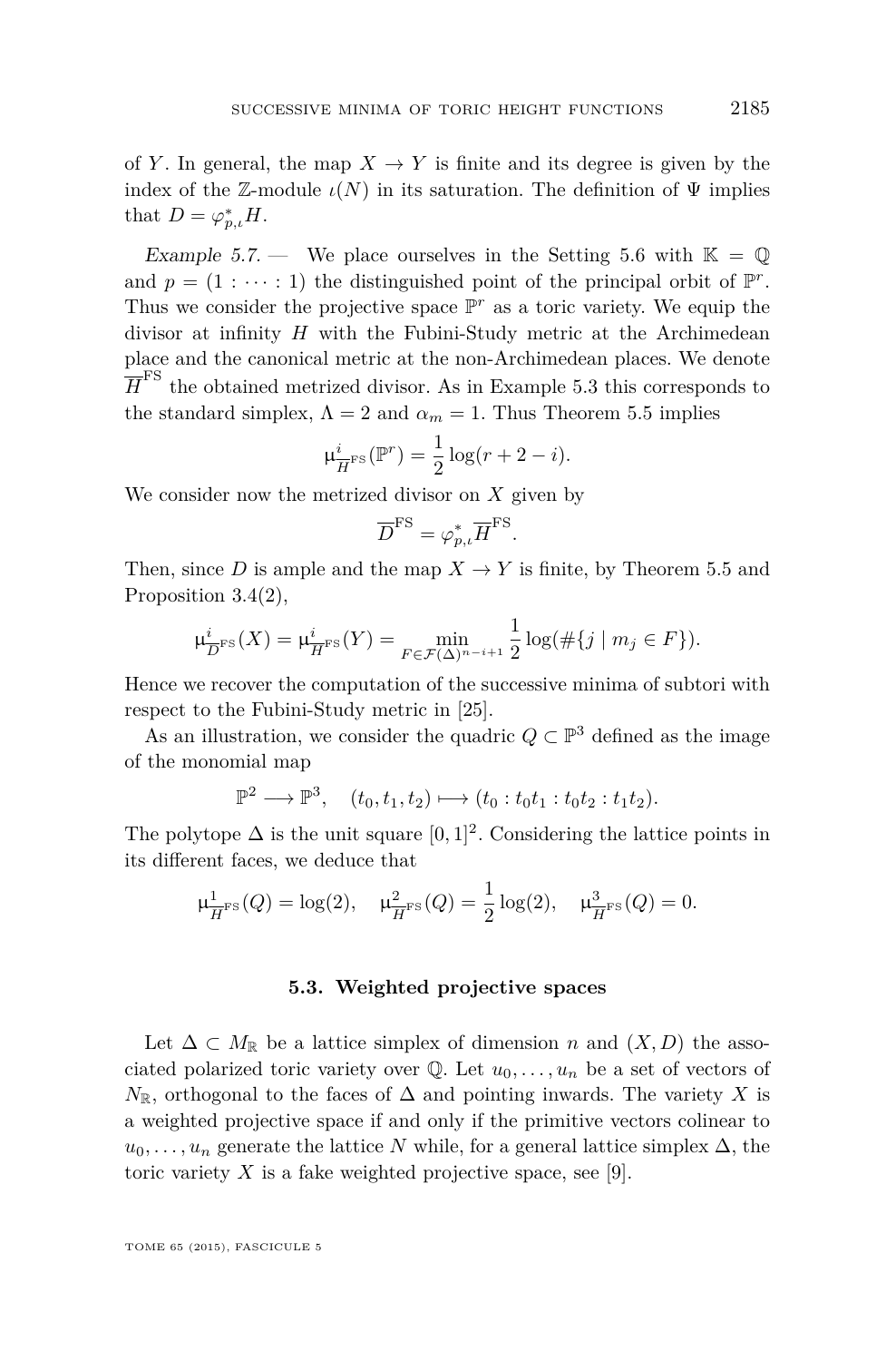of $Y$. In general, the map $X \to Y$ is finite and its degree is given by the index of the $\mathbb{Z}$-module $\iota(N)$ in its saturation. The definition of $\Psi$ implies that $D = \varphi_{p,\iota}^* H$.

*Example 5.7.* — We place ourselves in the Setting 5.6 with $\mathbb{K} = \mathbb{Q}$ and $p = (1 : \cdots : 1)$ the distinguished point of the principal orbit of $\mathbb{P}^r$. Thus we consider the projective space $\mathbb{P}^r$ as a toric variety. We equip the divisor at infinity $H$ with the Fubini-Study metric at the Archimedean place and the canonical metric at the non-Archimedean places. We denote $\overline{H}^{\mathrm{FS}}$ the obtained metrized divisor. As in Example 5.3 this corresponds to the standard simplex, $\Lambda = 2$ and $\alpha_m = 1$. Thus Theorem 5.5 implies

$$\upmu^i_{\overline{H}^{\mathrm{FS}}}(\mathbb{P}^r) = \frac{1}{2}\log(r+2-i).$$

We consider now the metrized divisor on $X$ given by

$$\overline{D}^{\mathrm{FS}} = \varphi_{p,\iota}^* \overline{H}^{\mathrm{FS}}.$$

Then, since $D$ is ample and the map $X \to Y$ is finite, by Theorem 5.5 and Proposition 3.4(2),

$$\upmu^i_{\overline{D}^{\mathrm{FS}}}(X) = \upmu^i_{\overline{H}^{\mathrm{FS}}}(Y) = \min_{F \in \mathcal{F}(\Delta)^{n-i+1}} \frac{1}{2}\log(\#\{j \mid m_j \in F\}).$$

Hence we recover the computation of the successive minima of subtori with respect to the Fubini-Study metric in [25].

As an illustration, we consider the quadric $Q \subset \mathbb{P}^3$ defined as the image of the monomial map

$$\mathbb{P}^2 \longrightarrow \mathbb{P}^3, \quad (t_0, t_1, t_2) \longmapsto (t_0 : t_0t_1 : t_0t_2 : t_1t_2).$$

The polytope $\Delta$ is the unit square $[0,1]^2$. Considering the lattice points in its different faces, we deduce that

$$\upmu^1_{\overline{H}^{\mathrm{FS}}}(Q) = \log(2), \quad \upmu^2_{\overline{H}^{\mathrm{FS}}}(Q) = \frac{1}{2}\log(2), \quad \upmu^3_{\overline{H}^{\mathrm{FS}}}(Q) = 0.$$

### 5.3. Weighted projective spaces

Let $\Delta \subset M_{\mathbb{R}}$ be a lattice simplex of dimension $n$ and $(X, D)$ the associated polarized toric variety over $\mathbb{Q}$. Let $u_0, \ldots, u_n$ be a set of vectors of $N_{\mathbb{R}}$, orthogonal to the faces of $\Delta$ and pointing inwards. The variety $X$ is a weighted projective space if and only if the primitive vectors colinear to $u_0, \ldots, u_n$ generate the lattice $N$ while, for a general lattice simplex $\Delta$, the toric variety $X$ is a fake weighted projective space, see [9].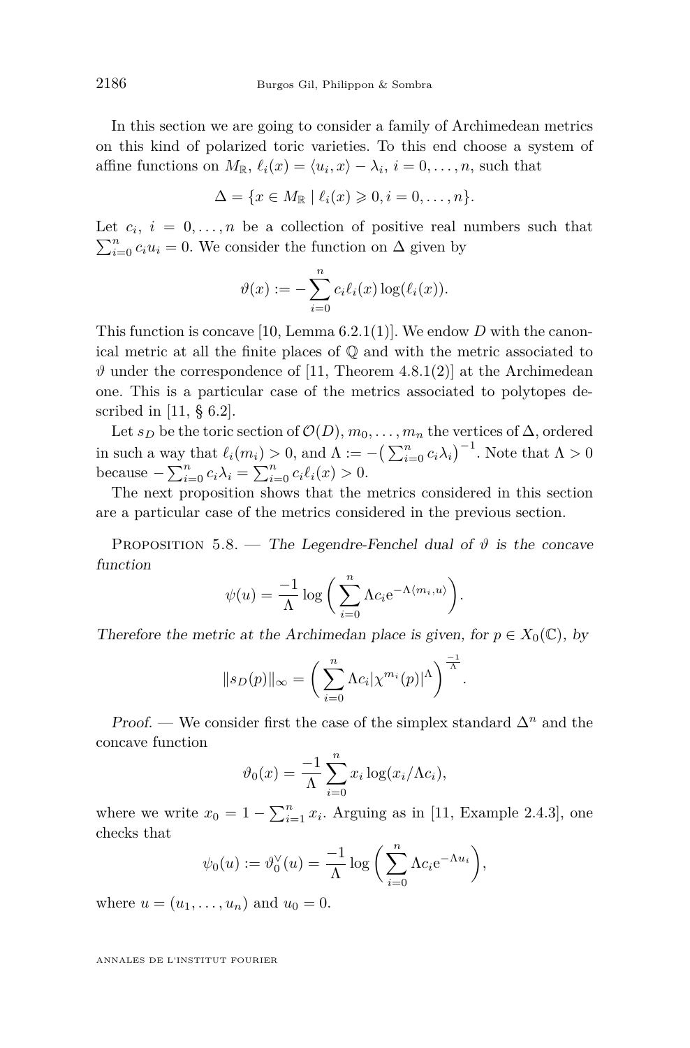In this section we are going to consider a family of Archimedean metrics on this kind of polarized toric varieties. To this end choose a system of affine functions on $M_{\mathbb{R}}$, $\ell_i(x) = \langle u_i, x\rangle - \lambda_i$, $i = 0, \dots, n$, such that

$$\Delta = \{x \in M_{\mathbb{R}} \mid \ell_i(x) \geqslant 0, i = 0, \dots, n\}.$$

Let $c_i$, $i = 0, \dots, n$ be a collection of positive real numbers such that $\sum_{i=0}^{n} c_i u_i = 0$. We consider the function on $\Delta$ given by

$$\vartheta(x) := -\sum_{i=0}^{n} c_i \ell_i(x) \log(\ell_i(x)).$$

This function is concave [10, Lemma 6.2.1(1)]. We endow $D$ with the canonical metric at all the finite places of $\mathbb{Q}$ and with the metric associated to $\vartheta$ under the correspondence of [11, Theorem 4.8.1(2)] at the Archimedean one. This is a particular case of the metrics associated to polytopes described in [11, § 6.2].

Let $s_D$ be the toric section of $\mathcal{O}(D)$, $m_0, \dots, m_n$ the vertices of $\Delta$, ordered in such a way that $\ell_i(m_i) > 0$, and $\Lambda := -\big(\sum_{i=0}^{n} c_i \lambda_i\big)^{-1}$. Note that $\Lambda > 0$ because $-\sum_{i=0}^{n} c_i \lambda_i = \sum_{i=0}^{n} c_i \ell_i(x) > 0$.

The next proposition shows that the metrics considered in this section are a particular case of the metrics considered in the previous section.

Proposition 5.8. — *The Legendre-Fenchel dual of $\vartheta$ is the concave function*

$$\psi(u) = \frac{-1}{\Lambda} \log\bigg(\sum_{i=0}^{n} \Lambda c_i \mathrm{e}^{-\Lambda\langle m_i, u\rangle}\bigg).$$

*Therefore the metric at the Archimedan place is given, for $p \in X_0(\mathbb{C})$, by*

$$\|s_D(p)\|_{\infty} = \bigg(\sum_{i=0}^{n} \Lambda c_i |\chi^{m_i}(p)|^{\Lambda}\bigg)^{\frac{-1}{\Lambda}}.$$

*Proof.* — We consider first the case of the simplex standard $\Delta^n$ and the concave function

$$\vartheta_0(x) = \frac{-1}{\Lambda} \sum_{i=0}^{n} x_i \log(x_i/\Lambda c_i),$$

where we write $x_0 = 1 - \sum_{i=1}^{n} x_i$. Arguing as in [11, Example 2.4.3], one checks that

$$\psi_0(u) := \vartheta_0^{\vee}(u) = \frac{-1}{\Lambda} \log\bigg(\sum_{i=0}^{n} \Lambda c_i \mathrm{e}^{-\Lambda u_i}\bigg),$$

where $u = (u_1, \dots, u_n)$ and $u_0 = 0$.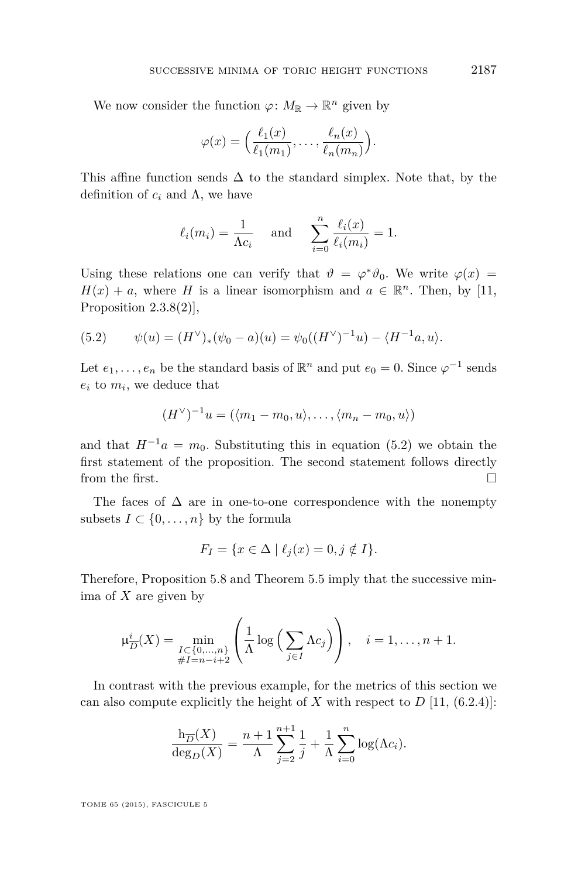We now consider the function $\varphi\colon M_{\mathbb{R}} \to \mathbb{R}^n$ given by

$$\varphi(x) = \Big(\frac{\ell_1(x)}{\ell_1(m_1)}, \dots, \frac{\ell_n(x)}{\ell_n(m_n)}\Big).$$

This affine function sends $\Delta$ to the standard simplex. Note that, by the definition of $c_i$ and $\Lambda$, we have

$$\ell_i(m_i) = \frac{1}{\Lambda c_i} \quad \text{ and } \quad \sum_{i=0}^{n} \frac{\ell_i(x)}{\ell_i(m_i)} = 1.$$

Using these relations one can verify that $\vartheta = \varphi^* \vartheta_0$. We write $\varphi(x) = H(x) + a$, where $H$ is a linear isomorphism and $a \in \mathbb{R}^n$. Then, by [11, Proposition 2.3.8(2)],

$$\psi(u) = (H^\vee)_*(\psi_0 - a)(u) = \psi_0((H^\vee)^{-1}u) - \langle H^{-1}a, u\rangle. \tag{5.2}$$

Let $e_1, \dots, e_n$ be the standard basis of $\mathbb{R}^n$ and put $e_0 = 0$. Since $\varphi^{-1}$ sends $e_i$ to $m_i$, we deduce that

$$(H^\vee)^{-1}u = (\langle m_1 - m_0, u\rangle, \dots, \langle m_n - m_0, u\rangle)$$

and that $H^{-1}a = m_0$. Substituting this in equation (5.2) we obtain the first statement of the proposition. The second statement follows directly from the first. $\square$

The faces of $\Delta$ are in one-to-one correspondence with the nonempty subsets $I \subset \{0, \dots, n\}$ by the formula

$$F_I = \{x \in \Delta \mid \ell_j(x) = 0, j \notin I\}.$$

Therefore, Proposition 5.8 and Theorem 5.5 imply that the successive minima of $X$ are given by

$$\mathrm{\mu}^i_{\overline{D}}(X) = \min_{\substack{I \subset \{0,\dots,n\} \\ \#I = n-i+2}} \left( \frac{1}{\Lambda} \log\Big(\sum_{j\in I} \Lambda c_j\Big)\right), \quad i = 1, \dots, n+1.$$

In contrast with the previous example, for the metrics of this section we can also compute explicitly the height of $X$ with respect to $D$ [11, (6.2.4)]:

$$\frac{\mathrm{h}_{\overline{D}}(X)}{\deg_D(X)} = \frac{n+1}{\Lambda} \sum_{j=2}^{n+1} \frac{1}{j} + \frac{1}{\Lambda} \sum_{i=0}^{n} \log(\Lambda c_i).$$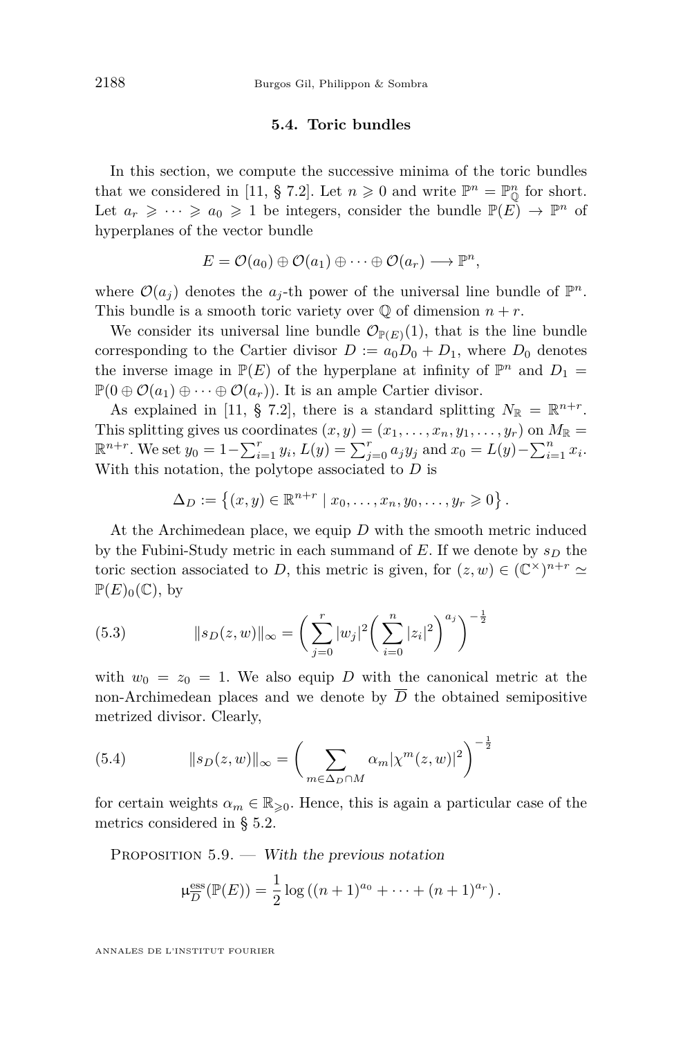### 5.4. Toric bundles

In this section, we compute the successive minima of the toric bundles that we considered in [11, § 7.2]. Let $n \geqslant 0$ and write $\mathbb{P}^n = \mathbb{P}^n_{\mathbb{Q}}$ for short. Let $a_r \geqslant \cdots \geqslant a_0 \geqslant 1$ be integers, consider the bundle $\mathbb{P}(E) \to \mathbb{P}^n$ of hyperplanes of the vector bundle

$$E = \mathcal{O}(a_0) \oplus \mathcal{O}(a_1) \oplus \cdots \oplus \mathcal{O}(a_r) \longrightarrow \mathbb{P}^n,$$

where $\mathcal{O}(a_j)$ denotes the $a_j$-th power of the universal line bundle of $\mathbb{P}^n$. This bundle is a smooth toric variety over $\mathbb{Q}$ of dimension $n+r$.

We consider its universal line bundle $\mathcal{O}_{\mathbb{P}(E)}(1)$, that is the line bundle corresponding to the Cartier divisor $D := a_0 D_0 + D_1$, where $D_0$ denotes the inverse image in $\mathbb{P}(E)$ of the hyperplane at infinity of $\mathbb{P}^n$ and $D_1 = \mathbb{P}(0 \oplus \mathcal{O}(a_1) \oplus \cdots \oplus \mathcal{O}(a_r))$. It is an ample Cartier divisor.

As explained in [11, § 7.2], there is a standard splitting $N_{\mathbb{R}} = \mathbb{R}^{n+r}$. This splitting gives us coordinates $(x,y) = (x_1, \dots, x_n, y_1, \dots, y_r)$ on $M_{\mathbb{R}} = \mathbb{R}^{n+r}$. We set $y_0 = 1 - \sum_{i=1}^r y_i$, $L(y) = \sum_{j=0}^r a_j y_j$ and $x_0 = L(y) - \sum_{i=1}^n x_i$. With this notation, the polytope associated to $D$ is

$$\Delta_D := \left\{ (x,y) \in \mathbb{R}^{n+r} \mid x_0, \dots, x_n, y_0, \dots, y_r \geqslant 0 \right\}.$$

At the Archimedean place, we equip $D$ with the smooth metric induced by the Fubini-Study metric in each summand of $E$. If we denote by $s_D$ the toric section associated to $D$, this metric is given, for $(z,w) \in (\mathbb{C}^\times)^{n+r} \simeq \mathbb{P}(E)_0(\mathbb{C})$, by

$$\|s_D(z,w)\|_\infty = \left( \sum_{j=0}^r |w_j|^2 \left( \sum_{i=0}^n |z_i|^2 \right)^{a_j} \right)^{-\frac{1}{2}} \tag{5.3}$$

with $w_0 = z_0 = 1$. We also equip $D$ with the canonical metric at the non-Archimedean places and we denote by $\overline{D}$ the obtained semipositive metrized divisor. Clearly,

$$\|s_D(z,w)\|_\infty = \left( \sum_{m \in \Delta_D \cap M} \alpha_m |\chi^m(z,w)|^2 \right)^{-\frac{1}{2}} \tag{5.4}$$

for certain weights $\alpha_m \in \mathbb{R}_{\geqslant 0}$. Hence, this is again a particular case of the metrics considered in § 5.2.

Proposition 5.9. — *With the previous notation*

$$\upmu^{\mathrm{ess}}_{\overline{D}}(\mathbb{P}(E)) = \frac{1}{2} \log \left( (n+1)^{a_0} + \cdots + (n+1)^{a_r} \right).$$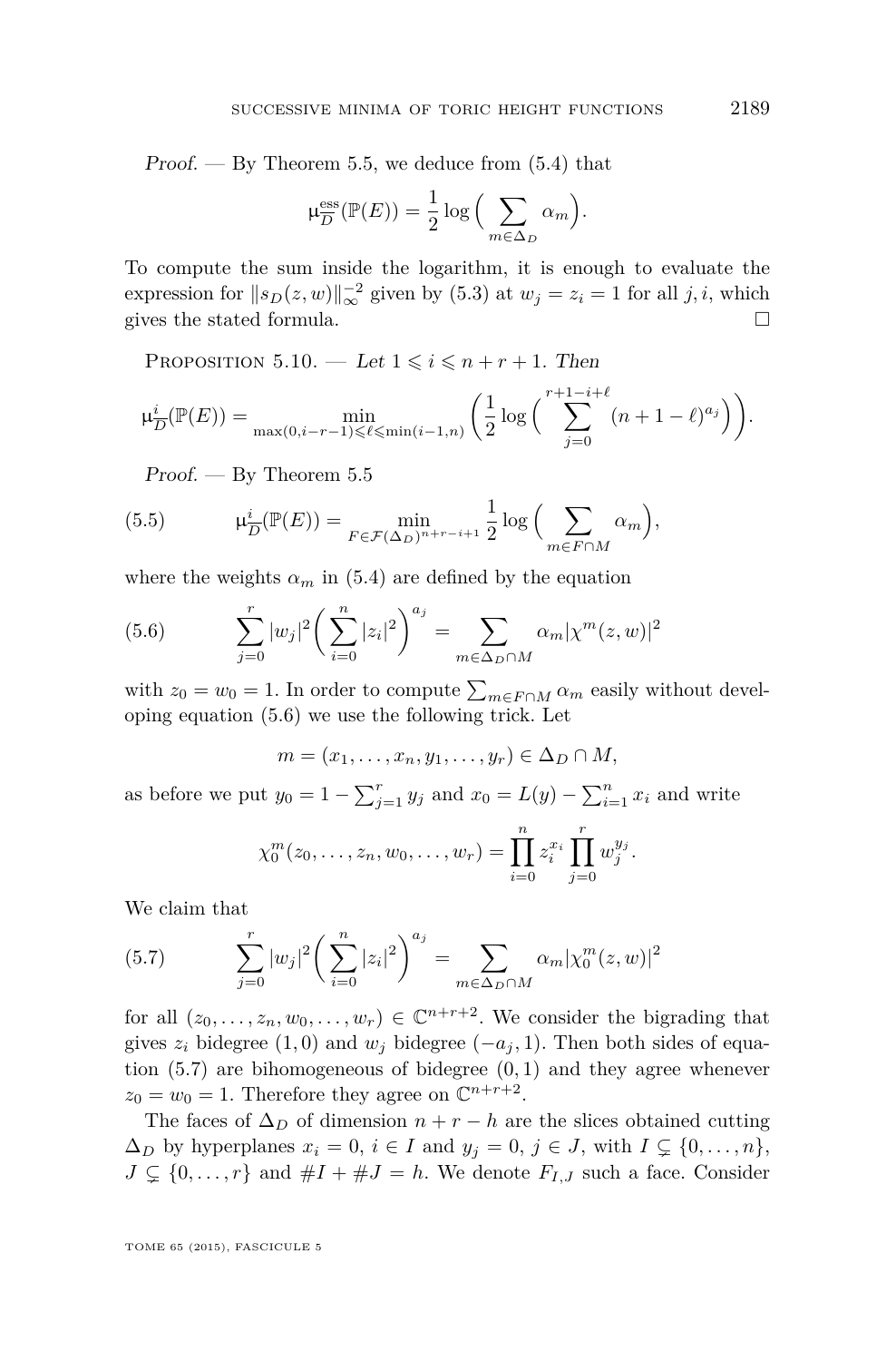*Proof.* — By Theorem 5.5, we deduce from (5.4) that

$$\mu^{\mathrm{ess}}_{\overline{D}}(\mathbb{P}(E)) = \frac{1}{2}\log\Big(\sum_{m\in\Delta_D}\alpha_m\Big).$$

To compute the sum inside the logarithm, it is enough to evaluate the expression for $\|s_D(z,w)\|_\infty^{-2}$ given by (5.3) at $w_j = z_i = 1$ for all $j, i$, which gives the stated formula. □

Proposition 5.10. — *Let $1 \leqslant i \leqslant n+r+1$. Then*

$$\mu^{i}_{\overline{D}}(\mathbb{P}(E)) = \min_{\max(0,i-r-1)\leqslant \ell\leqslant \min(i-1,n)}\left(\frac{1}{2}\log\Big(\sum_{j=0}^{r+1-i+\ell}(n+1-\ell)^{a_j}\Big)\right).$$

*Proof.* — By Theorem 5.5

$$\mu^{i}_{\overline{D}}(\mathbb{P}(E)) = \min_{F\in\mathcal{F}(\Delta_D)^{n+r-i+1}}\frac{1}{2}\log\Big(\sum_{m\in F\cap M}\alpha_m\Big), \tag{5.5}$$

where the weights $\alpha_m$ in (5.4) are defined by the equation

$$\sum_{j=0}^{r}|w_j|^2\bigg(\sum_{i=0}^{n}|z_i|^2\bigg)^{a_j} = \sum_{m\in\Delta_D\cap M}\alpha_m|\chi^m(z,w)|^2 \tag{5.6}$$

with $z_0 = w_0 = 1$. In order to compute $\sum_{m\in F\cap M}\alpha_m$ easily without developing equation (5.6) we use the following trick. Let

$$m = (x_1,\dots,x_n,y_1,\dots,y_r)\in\Delta_D\cap M,$$

as before we put $y_0 = 1-\sum_{j=1}^{r}y_j$ and $x_0 = L(y)-\sum_{i=1}^{n}x_i$ and write

$$\chi^m_0(z_0,\dots,z_n,w_0,\dots,w_r) = \prod_{i=0}^{n}z_i^{x_i}\prod_{j=0}^{r}w_j^{y_j}.$$

We claim that

$$\sum_{j=0}^{r}|w_j|^2\bigg(\sum_{i=0}^{n}|z_i|^2\bigg)^{a_j} = \sum_{m\in\Delta_D\cap M}\alpha_m|\chi^m_0(z,w)|^2 \tag{5.7}$$

for all $(z_0,\dots,z_n,w_0,\dots,w_r)\in\mathbb{C}^{n+r+2}$. We consider the bigrading that gives $z_i$ bidegree $(1,0)$ and $w_j$ bidegree $(-a_j,1)$. Then both sides of equation (5.7) are bihomogeneous of bidegree $(0,1)$ and they agree whenever $z_0 = w_0 = 1$. Therefore they agree on $\mathbb{C}^{n+r+2}$.

The faces of $\Delta_D$ of dimension $n+r-h$ are the slices obtained cutting $\Delta_D$ by hyperplanes $x_i = 0$, $i\in I$ and $y_j = 0$, $j\in J$, with $I\subsetneq\{0,\dots,n\}$, $J\subsetneq\{0,\dots,r\}$ and $\#I+\#J = h$. We denote $F_{I,J}$ such a face. Consider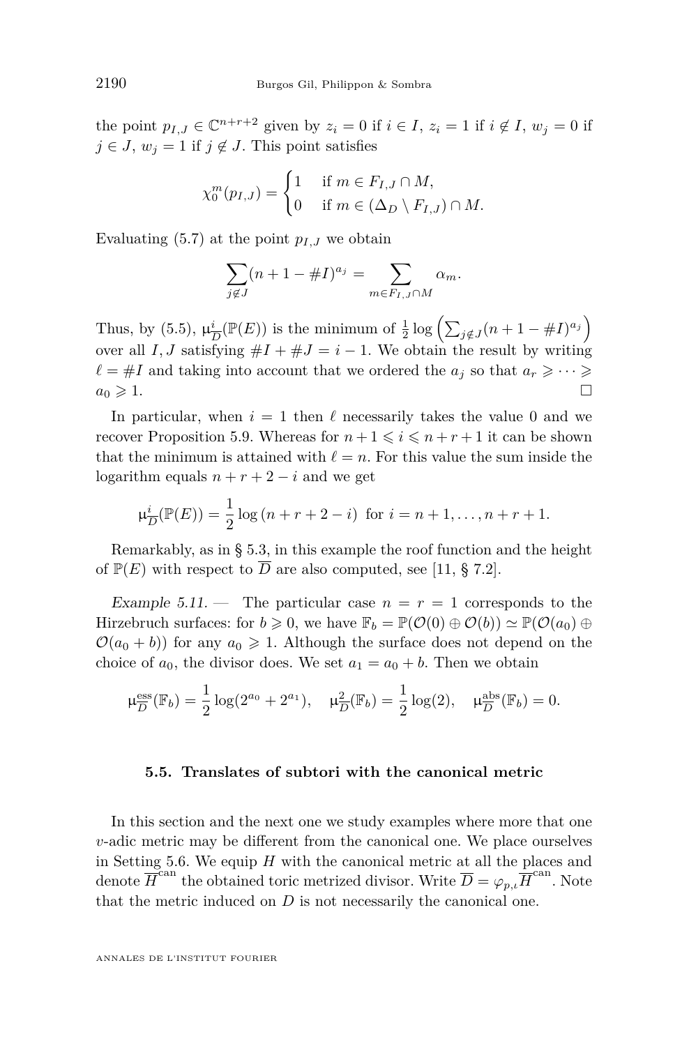the point $p_{I,J} \in \mathbb{C}^{n+r+2}$ given by $z_i = 0$ if $i \in I$, $z_i = 1$ if $i \notin I$, $w_j = 0$ if $j \in J$, $w_j = 1$ if $j \notin J$. This point satisfies

$$\chi_0^m(p_{I,J}) = \begin{cases} 1 & \text{if } m \in F_{I,J} \cap M, \\ 0 & \text{if } m \in (\Delta_D \setminus F_{I,J}) \cap M. \end{cases}$$

Evaluating (5.7) at the point $p_{I,J}$ we obtain

$$\sum_{j \notin J} (n+1-\#I)^{a_j} = \sum_{m \in F_{I,J} \cap M} \alpha_m.$$

Thus, by (5.5), $\mu^i_{\overline{D}}(\mathbb{P}(E))$ is the minimum of $\frac{1}{2}\log\left(\sum_{j\notin J}(n+1-\#I)^{a_j}\right)$ over all $I, J$ satisfying $\#I + \#J = i-1$. We obtain the result by writing $\ell = \#I$ and taking into account that we ordered the $a_j$ so that $a_r \geqslant \cdots \geqslant a_0 \geqslant 1$. □

In particular, when $i = 1$ then $\ell$ necessarily takes the value 0 and we recover Proposition 5.9. Whereas for $n+1 \leqslant i \leqslant n+r+1$ it can be shown that the minimum is attained with $\ell = n$. For this value the sum inside the logarithm equals $n+r+2-i$ and we get

$$\mu^i_{\overline{D}}(\mathbb{P}(E)) = \frac{1}{2}\log(n+r+2-i) \text{ for } i = n+1, \dots, n+r+1.$$

Remarkably, as in § 5.3, in this example the roof function and the height of $\mathbb{P}(E)$ with respect to $\overline{D}$ are also computed, see [11, § 7.2].

*Example 5.11.* — The particular case $n = r = 1$ corresponds to the Hirzebruch surfaces: for $b \geqslant 0$, we have $\mathbb{F}_b = \mathbb{P}(\mathcal{O}(0) \oplus \mathcal{O}(b)) \simeq \mathbb{P}(\mathcal{O}(a_0) \oplus \mathcal{O}(a_0+b))$ for any $a_0 \geqslant 1$. Although the surface does not depend on the choice of $a_0$, the divisor does. We set $a_1 = a_0 + b$. Then we obtain

$$\mu^{\mathrm{ess}}_{\overline{D}}(\mathbb{F}_b) = \frac{1}{2}\log(2^{a_0} + 2^{a_1}), \quad \mu^2_{\overline{D}}(\mathbb{F}_b) = \frac{1}{2}\log(2), \quad \mu^{\mathrm{abs}}_{\overline{D}}(\mathbb{F}_b) = 0.$$

### 5.5. Translates of subtori with the canonical metric

In this section and the next one we study examples where more that one $v$-adic metric may be different from the canonical one. We place ourselves in Setting 5.6. We equip $H$ with the canonical metric at all the places and denote $\overline{H}^{\mathrm{can}}$ the obtained toric metrized divisor. Write $\overline{D} = \varphi_{p,\iota}^* \overline{H}^{\mathrm{can}}$. Note that the metric induced on $D$ is not necessarily the canonical one.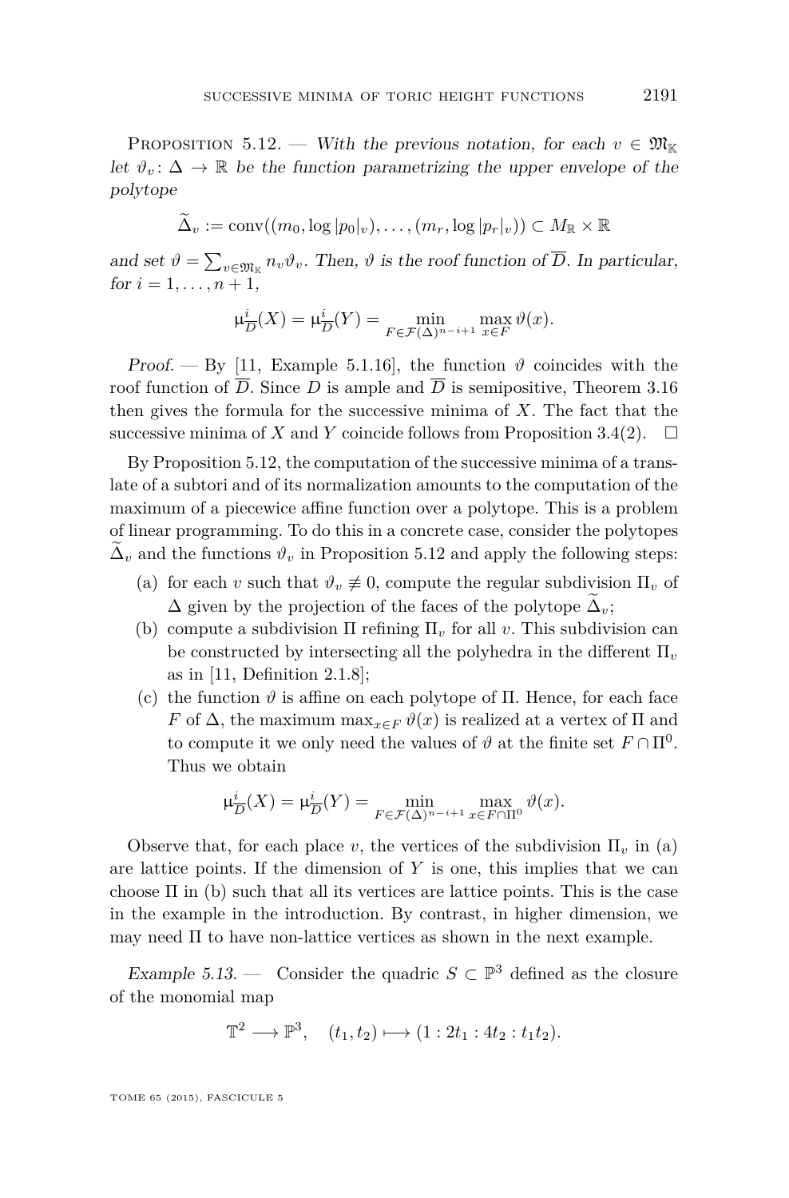Proposition 5.12. — *With the previous notation, for each $v \in \mathfrak{M}_{\mathbb{K}}$ let $\vartheta_v \colon \Delta \to \mathbb{R}$ be the function parametrizing the upper envelope of the polytope*

$$\widetilde{\Delta}_v := \operatorname{conv}((m_0, \log|p_0|_v), \ldots, (m_r, \log|p_r|_v)) \subset M_{\mathbb{R}} \times \mathbb{R}$$

*and set $\vartheta = \sum_{v \in \mathfrak{M}_{\mathbb{K}}} n_v \vartheta_v$. Then, $\vartheta$ is the roof function of $\overline{D}$. In particular, for $i = 1, \ldots, n+1$,*

$$\upmu^i_{\overline{D}}(X) = \upmu^i_{\overline{D}}(Y) = \min_{F \in \mathcal{F}(\Delta)^{n-i+1}} \max_{x \in F} \vartheta(x).$$

*Proof.* — By [11, Example 5.1.16], the function $\vartheta$ coincides with the roof function of $\overline{D}$. Since $D$ is ample and $\overline{D}$ is semipositive, Theorem 3.16 then gives the formula for the successive minima of $X$. The fact that the successive minima of $X$ and $Y$ coincide follows from Proposition 3.4(2). $\square$

By Proposition 5.12, the computation of the successive minima of a translate of a subtori and of its normalization amounts to the computation of the maximum of a piecewice affine function over a polytope. This is a problem of linear programming. To do this in a concrete case, consider the polytopes $\widetilde{\Delta}_v$ and the functions $\vartheta_v$ in Proposition 5.12 and apply the following steps:

(a) for each $v$ such that $\vartheta_v \not\equiv 0$, compute the regular subdivision $\Pi_v$ of $\Delta$ given by the projection of the faces of the polytope $\widetilde{\Delta}_v$;

(b) compute a subdivision $\Pi$ refining $\Pi_v$ for all $v$. This subdivision can be constructed by intersecting all the polyhedra in the different $\Pi_v$ as in [11, Definition 2.1.8];

(c) the function $\vartheta$ is affine on each polytope of $\Pi$. Hence, for each face $F$ of $\Delta$, the maximum $\max_{x \in F} \vartheta(x)$ is realized at a vertex of $\Pi$ and to compute it we only need the values of $\vartheta$ at the finite set $F \cap \Pi^0$. Thus we obtain

$$\upmu^i_{\overline{D}}(X) = \upmu^i_{\overline{D}}(Y) = \min_{F \in \mathcal{F}(\Delta)^{n-i+1}} \max_{x \in F \cap \Pi^0} \vartheta(x).$$

Observe that, for each place $v$, the vertices of the subdivision $\Pi_v$ in (a) are lattice points. If the dimension of $Y$ is one, this implies that we can choose $\Pi$ in (b) such that all its vertices are lattice points. This is the case in the example in the introduction. By contrast, in higher dimension, we may need $\Pi$ to have non-lattice vertices as shown in the next example.

*Example 5.13.* — Consider the quadric $S \subset \mathbb{P}^3$ defined as the closure of the monomial map

$$\mathbb{T}^2 \longrightarrow \mathbb{P}^3, \quad (t_1, t_2) \longmapsto (1 : 2t_1 : 4t_2 : t_1 t_2).$$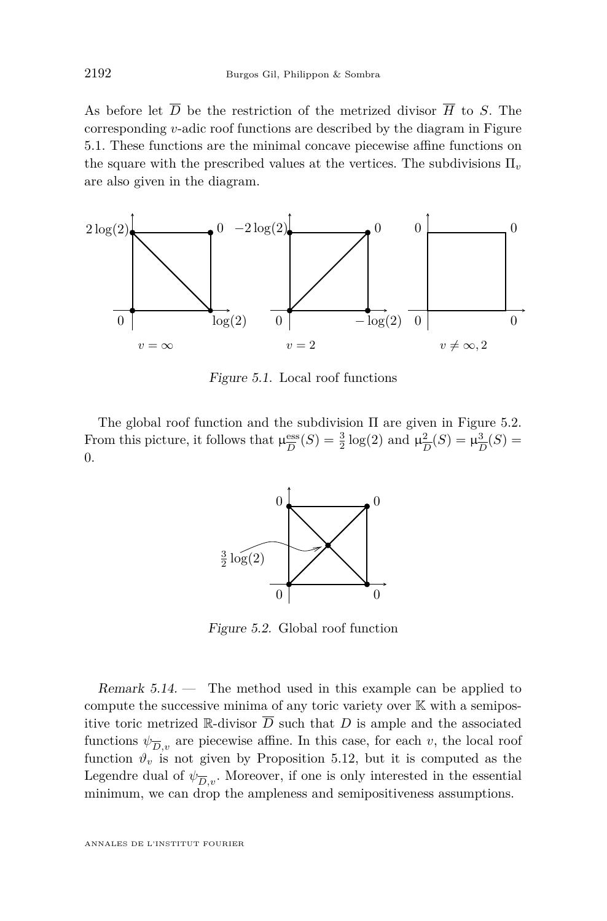As before let $\overline{D}$ be the restriction of the metrized divisor $\overline{H}$ to $S$. The corresponding $v$-adic roof functions are described by the diagram in Figure 5.1. These functions are the minimal concave piecewise affine functions on the square with the prescribed values at the vertices. The subdivisions $\Pi_v$ are also given in the diagram.

*Figure 5.1.* Local roof functions

The global roof function and the subdivision $\Pi$ are given in Figure 5.2. From this picture, it follows that $\mu^{\mathrm{ess}}_{\overline{D}}(S) = \frac{3}{2}\log(2)$ and $\mu^2_{\overline{D}}(S) = \mu^3_{\overline{D}}(S) = 0$.

*Figure 5.2.* Global roof function

*Remark 5.14.* — The method used in this example can be applied to compute the successive minima of any toric variety over $\mathbb{K}$ with a semipositive toric metrized $\mathbb{R}$-divisor $\overline{D}$ such that $D$ is ample and the associated functions $\psi_{\overline{D},v}$ are piecewise affine. In this case, for each $v$, the local roof function $\vartheta_v$ is not given by Proposition 5.12, but it is computed as the Legendre dual of $\psi_{\overline{D},v}$. Moreover, if one is only interested in the essential minimum, we can drop the ampleness and semipositiveness assumptions.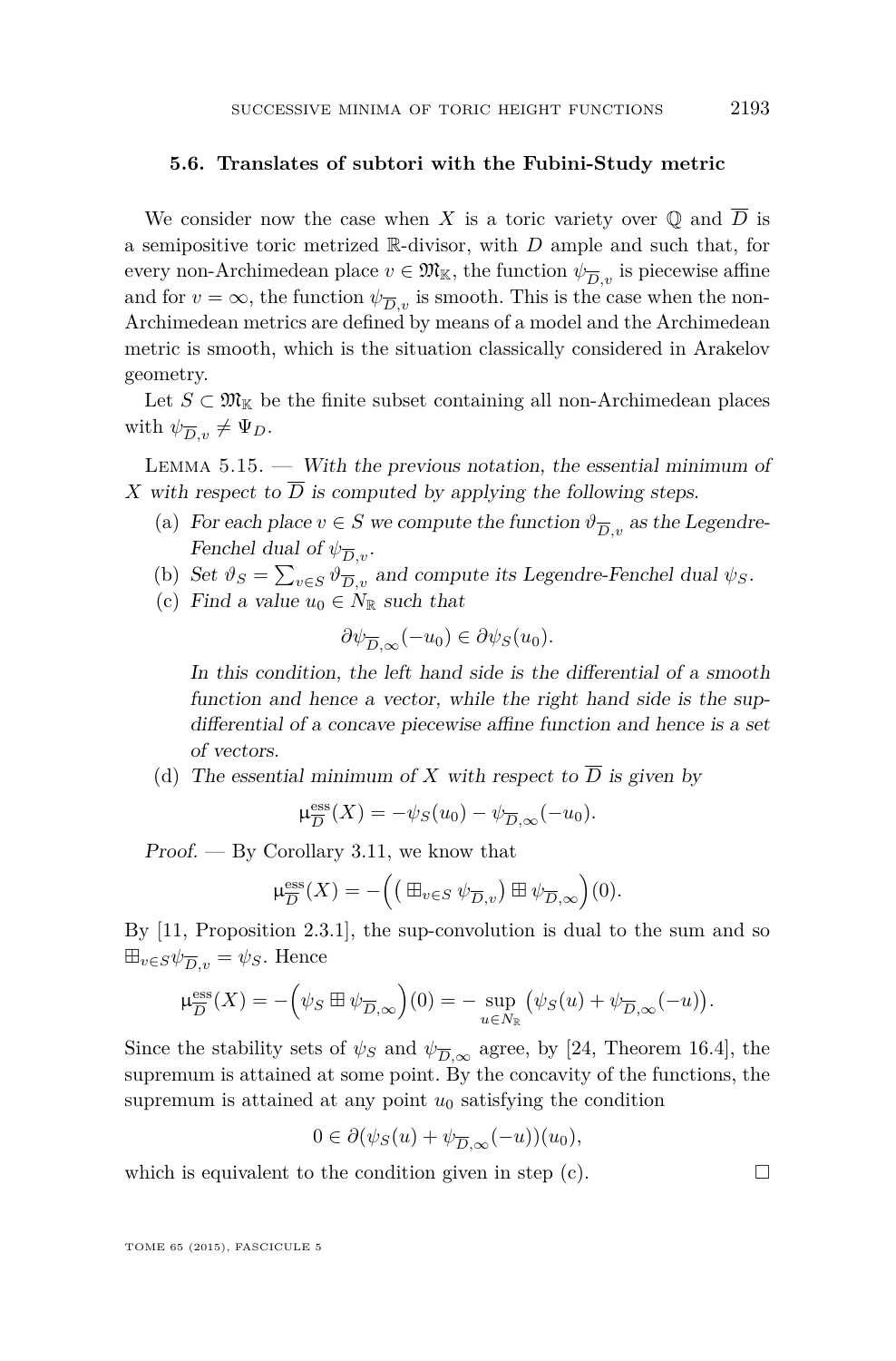### 5.6. Translates of subtori with the Fubini-Study metric

We consider now the case when $X$ is a toric variety over $\mathbb{Q}$ and $\overline{D}$ is a semipositive toric metrized $\mathbb{R}$-divisor, with $D$ ample and such that, for every non-Archimedean place $v \in \mathfrak{M}_{\mathbb{K}}$, the function $\psi_{\overline{D},v}$ is piecewise affine and for $v=\infty$, the function $\psi_{\overline{D},v}$ is smooth. This is the case when the non-Archimedean metrics are defined by means of a model and the Archimedean metric is smooth, which is the situation classically considered in Arakelov geometry.

Let $S \subset \mathfrak{M}_{\mathbb{K}}$ be the finite subset containing all non-Archimedean places with $\psi_{\overline{D},v} \neq \Psi_D$.

Lemma 5.15. — *With the previous notation, the essential minimum of $X$ with respect to $\overline{D}$ is computed by applying the following steps.*

(a) *For each place $v \in S$ we compute the function $\vartheta_{\overline{D},v}$ as the Legendre-Fenchel dual of $\psi_{\overline{D},v}$.*

(b) *Set $\vartheta_S = \sum_{v\in S} \vartheta_{\overline{D},v}$ and compute its Legendre-Fenchel dual $\psi_S$.*

(c) *Find a value $u_0 \in N_{\mathbb{R}}$ such that*

$$\partial\psi_{\overline{D},\infty}(-u_0) \in \partial\psi_S(u_0).$$

*In this condition, the left hand side is the differential of a smooth function and hence a vector, while the right hand side is the sup-differential of a concave piecewise affine function and hence is a set of vectors.*

(d) *The essential minimum of $X$ with respect to $\overline{D}$ is given by*

$$\mathrm{\mu}^{\mathrm{ess}}_{\overline{D}}(X) = -\psi_S(u_0) - \psi_{\overline{D},\infty}(-u_0).$$

*Proof.* — By Corollary 3.11, we know that

$$\mathrm{\mu}^{\mathrm{ess}}_{\overline{D}}(X) = -\Big(\big(\boxplus_{v\in S}\, \psi_{\overline{D},v}\big) \boxplus \psi_{\overline{D},\infty}\Big)(0).$$

By [11, Proposition 2.3.1], the sup-convolution is dual to the sum and so $\boxplus_{v\in S}\psi_{\overline{D},v} = \psi_S$. Hence

$$\mathrm{\mu}^{\mathrm{ess}}_{\overline{D}}(X) = -\Big(\psi_S \boxplus \psi_{\overline{D},\infty}\Big)(0) = -\sup_{u\in N_{\mathbb{R}}} \big(\psi_S(u) + \psi_{\overline{D},\infty}(-u)\big).$$

Since the stability sets of $\psi_S$ and $\psi_{\overline{D},\infty}$ agree, by [24, Theorem 16.4], the supremum is attained at some point. By the concavity of the functions, the supremum is attained at any point $u_0$ satisfying the condition

$$0 \in \partial(\psi_S(u) + \psi_{\overline{D},\infty}(-u))(u_0),$$

which is equivalent to the condition given in step (c). $\square$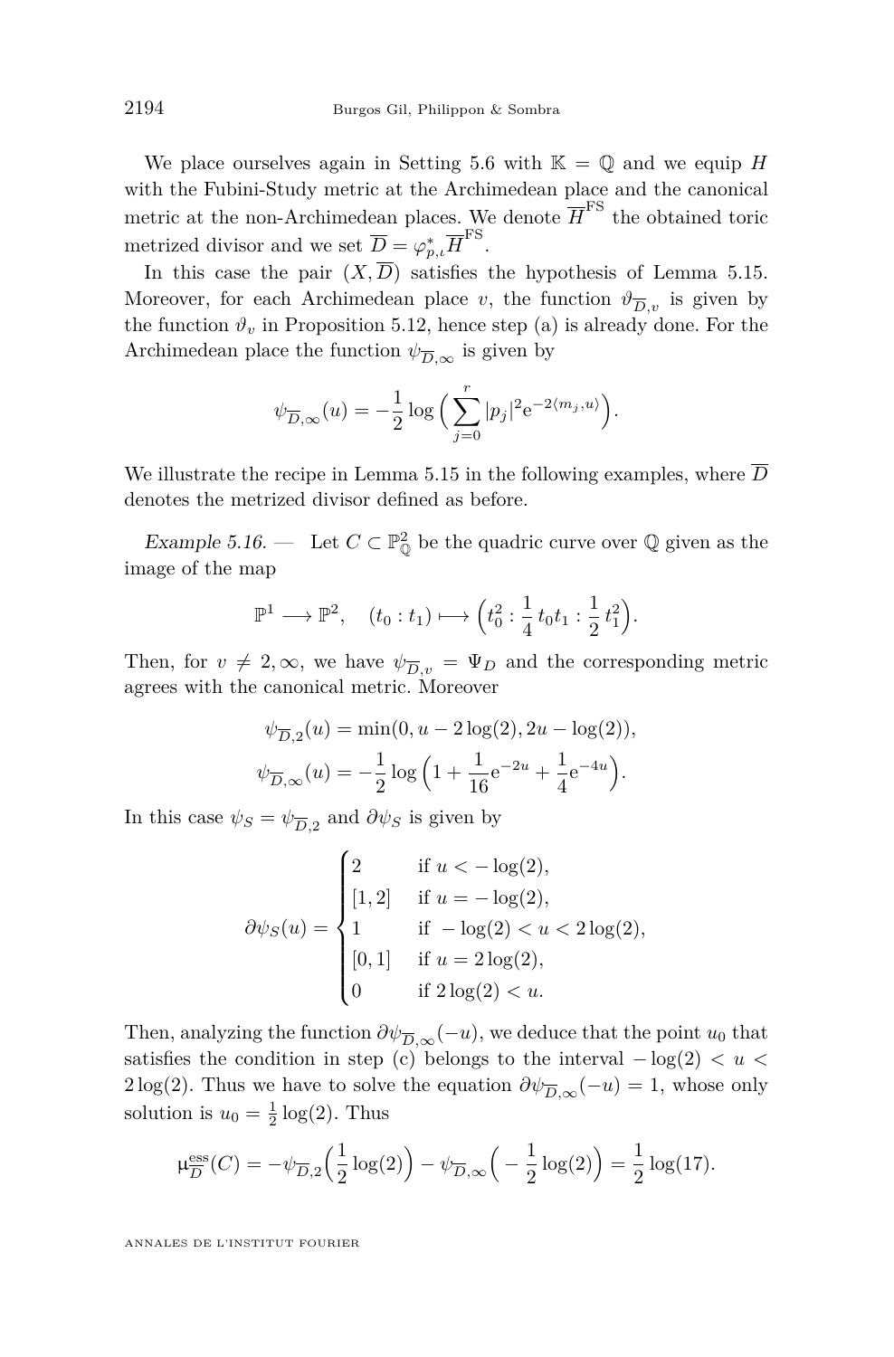We place ourselves again in Setting 5.6 with $\mathbb{K} = \mathbb{Q}$ and we equip $H$ with the Fubini-Study metric at the Archimedean place and the canonical metric at the non-Archimedean places. We denote $\overline{H}^{\mathrm{FS}}$ the obtained toric metrized divisor and we set $\overline{D} = \varphi_{p,\iota}^{*}\overline{H}^{\mathrm{FS}}$.

In this case the pair $(X, \overline{D})$ satisfies the hypothesis of Lemma 5.15. Moreover, for each Archimedean place $v$, the function $\vartheta_{\overline{D},v}$ is given by the function $\vartheta_v$ in Proposition 5.12, hence step (a) is already done. For the Archimedean place the function $\psi_{\overline{D},\infty}$ is given by

$$\psi_{\overline{D},\infty}(u) = -\frac{1}{2}\log\Big(\sum_{j=0}^{r}|p_j|^2 \mathrm{e}^{-2\langle m_j, u\rangle}\Big).$$

We illustrate the recipe in Lemma 5.15 in the following examples, where $\overline{D}$ denotes the metrized divisor defined as before.

*Example 5.16.* — Let $C \subset \mathbb{P}^2_{\mathbb{Q}}$ be the quadric curve over $\mathbb{Q}$ given as the image of the map

$$\mathbb{P}^1 \longrightarrow \mathbb{P}^2, \quad (t_0 : t_1) \longmapsto \Big(t_0^2 : \frac{1}{4}\, t_0 t_1 : \frac{1}{2}\, t_1^2\Big).$$

Then, for $v \neq 2, \infty$, we have $\psi_{\overline{D},v} = \Psi_D$ and the corresponding metric agrees with the canonical metric. Moreover

$$\psi_{\overline{D},2}(u) = \min(0, u - 2\log(2), 2u - \log(2)),$$
$$\psi_{\overline{D},\infty}(u) = -\frac{1}{2}\log\Big(1 + \frac{1}{16}\mathrm{e}^{-2u} + \frac{1}{4}\mathrm{e}^{-4u}\Big).$$

In this case $\psi_S = \psi_{\overline{D},2}$ and $\partial\psi_S$ is given by

$$\partial\psi_S(u) = \begin{cases} 2 & \text{if } u < -\log(2), \\ [1,2] & \text{if } u = -\log(2), \\ 1 & \text{if } -\log(2) < u < 2\log(2), \\ [0,1] & \text{if } u = 2\log(2), \\ 0 & \text{if } 2\log(2) < u. \end{cases}$$

Then, analyzing the function $\partial\psi_{\overline{D},\infty}(-u)$, we deduce that the point $u_0$ that satisfies the condition in step (c) belongs to the interval $-\log(2) < u < 2\log(2)$. Thus we have to solve the equation $\partial\psi_{\overline{D},\infty}(-u) = 1$, whose only solution is $u_0 = \frac{1}{2}\log(2)$. Thus

$$\mu^{\mathrm{ess}}_{\overline{D}}(C) = -\psi_{\overline{D},2}\Big(\frac{1}{2}\log(2)\Big) - \psi_{\overline{D},\infty}\Big(-\frac{1}{2}\log(2)\Big) = \frac{1}{2}\log(17).$$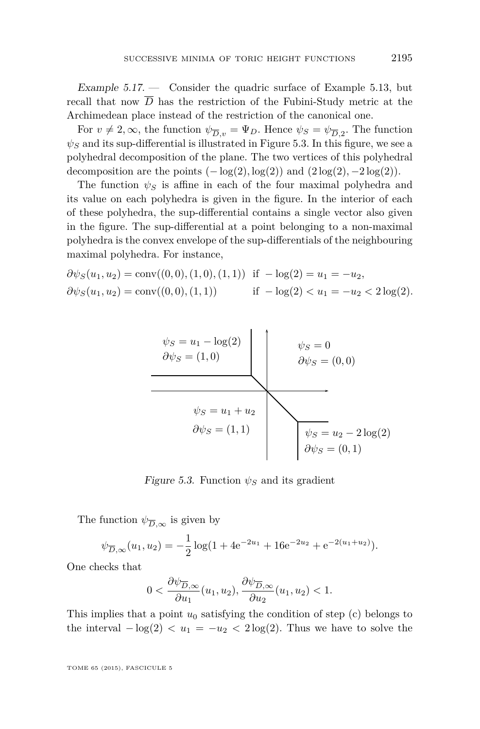*Example 5.17.* — Consider the quadric surface of Example 5.13, but recall that now $\overline{D}$ has the restriction of the Fubini-Study metric at the Archimedean place instead of the restriction of the canonical one.

For $v \neq 2, \infty$, the function $\psi_{\overline{D},v} = \Psi_D$. Hence $\psi_S = \psi_{\overline{D},2}$. The function $\psi_S$ and its sup-differential is illustrated in Figure 5.3. In this figure, we see a polyhedral decomposition of the plane. The two vertices of this polyhedral decomposition are the points $(-\log(2), \log(2))$ and $(2\log(2), -2\log(2))$.

The function $\psi_S$ is affine in each of the four maximal polyhedra and its value on each polyhedra is given in the figure. In the interior of each of these polyhedra, the sup-differential contains a single vector also given in the figure. The sup-differential at a point belonging to a non-maximal polyhedra is the convex envelope of the sup-differentials of the neighbouring maximal polyhedra. For instance,

$$\partial\psi_S(u_1, u_2) = \operatorname{conv}((0,0), (1,0), (1,1)) \quad \text{if } -\log(2) = u_1 = -u_2,$$
$$\partial\psi_S(u_1, u_2) = \operatorname{conv}((0,0), (1,1)) \quad \text{if } -\log(2) < u_1 = -u_2 < 2\log(2).$$

$\psi_S = u_1 - \log(2)$, $\partial\psi_S = (1,0)$; $\psi_S = 0$, $\partial\psi_S = (0,0)$; $\psi_S = u_1 + u_2$, $\partial\psi_S = (1,1)$; $\psi_S = u_2 - 2\log(2)$, $\partial\psi_S = (0,1)$

*Figure 5.3.* Function $\psi_S$ and its gradient

The function $\psi_{\overline{D},\infty}$ is given by

$$\psi_{\overline{D},\infty}(u_1, u_2) = -\frac{1}{2}\log(1 + 4\mathrm{e}^{-2u_1} + 16\mathrm{e}^{-2u_2} + \mathrm{e}^{-2(u_1+u_2)}).$$

One checks that

$$0 < \frac{\partial\psi_{\overline{D},\infty}}{\partial u_1}(u_1, u_2), \frac{\partial\psi_{\overline{D},\infty}}{\partial u_2}(u_1, u_2) < 1.$$

This implies that a point $u_0$ satisfying the condition of step (c) belongs to the interval $-\log(2) < u_1 = -u_2 < 2\log(2)$. Thus we have to solve the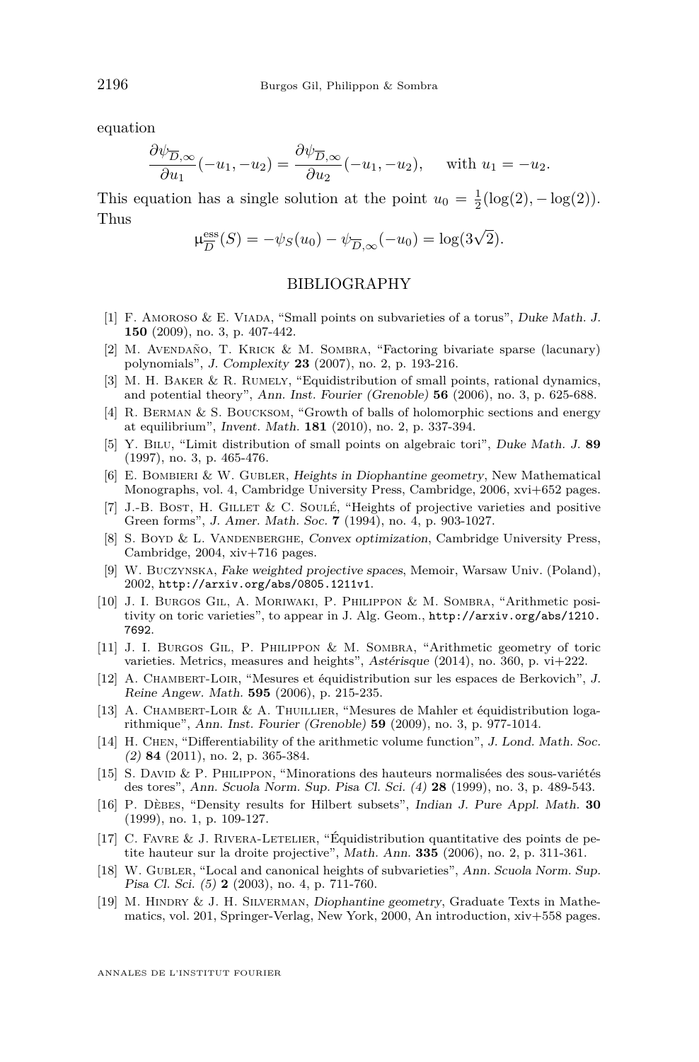equation

$$\frac{\partial \psi_{\overline{D},\infty}}{\partial u_1}(-u_1,-u_2) = \frac{\partial \psi_{\overline{D},\infty}}{\partial u_2}(-u_1,-u_2), \quad \text{ with } u_1 = -u_2.$$

This equation has a single solution at the point $u_0 = \frac{1}{2}(\log(2), -\log(2))$. Thus

$$\mathrm{\mu}^{\mathrm{ess}}_{\overline{D}}(S) = -\psi_S(u_0) - \psi_{\overline{D},\infty}(-u_0) = \log(3\sqrt{2}).$$

## BIBLIOGRAPHY

[1] F. Amoroso & E. Viada, "Small points on subvarieties of a torus", *Duke Math. J.* **150** (2009), no. 3, p. 407-442.

[2] M. Avendaño, T. Krick & M. Sombra, "Factoring bivariate sparse (lacunary) polynomials", *J. Complexity* **23** (2007), no. 2, p. 193-216.

[3] M. H. Baker & R. Rumely, "Equidistribution of small points, rational dynamics, and potential theory", *Ann. Inst. Fourier (Grenoble)* **56** (2006), no. 3, p. 625-688.

[4] R. Berman & S. Boucksom, "Growth of balls of holomorphic sections and energy at equilibrium", *Invent. Math.* **181** (2010), no. 2, p. 337-394.

[5] Y. Bilu, "Limit distribution of small points on algebraic tori", *Duke Math. J.* **89** (1997), no. 3, p. 465-476.

[6] E. Bombieri & W. Gubler, *Heights in Diophantine geometry*, New Mathematical Monographs, vol. 4, Cambridge University Press, Cambridge, 2006, xvi+652 pages.

[7] J.-B. Bost, H. Gillet & C. Soulé, "Heights of projective varieties and positive Green forms", *J. Amer. Math. Soc.* **7** (1994), no. 4, p. 903-1027.

[8] S. Boyd & L. Vandenberghe, *Convex optimization*, Cambridge University Press, Cambridge, 2004, xiv+716 pages.

[9] W. Buczynska, *Fake weighted projective spaces*, Memoir, Warsaw Univ. (Poland), 2002, http://arxiv.org/abs/0805.1211v1.

[10] J. I. Burgos Gil, A. Moriwaki, P. Philippon & M. Sombra, "Arithmetic positivity on toric varieties", to appear in J. Alg. Geom., http://arxiv.org/abs/1210.7692.

[11] J. I. Burgos Gil, P. Philippon & M. Sombra, "Arithmetic geometry of toric varieties. Metrics, measures and heights", *Astérisque* (2014), no. 360, p. vi+222.

[12] A. Chambert-Loir, "Mesures et équidistribution sur les espaces de Berkovich", *J. Reine Angew. Math.* **595** (2006), p. 215-235.

[13] A. Chambert-Loir & A. Thuillier, "Mesures de Mahler et équidistribution logarithmique", *Ann. Inst. Fourier (Grenoble)* **59** (2009), no. 3, p. 977-1014.

[14] H. Chen, "Differentiability of the arithmetic volume function", *J. Lond. Math. Soc. (2)* **84** (2011), no. 2, p. 365-384.

[15] S. David & P. Philippon, "Minorations des hauteurs normalisées des sous-variétés des tores", *Ann. Scuola Norm. Sup. Pisa Cl. Sci. (4)* **28** (1999), no. 3, p. 489-543.

[16] P. Dèbes, "Density results for Hilbert subsets", *Indian J. Pure Appl. Math.* **30** (1999), no. 1, p. 109-127.

[17] C. Favre & J. Rivera-Letelier, "Équidistribution quantitative des points de petite hauteur sur la droite projective", *Math. Ann.* **335** (2006), no. 2, p. 311-361.

[18] W. Gubler, "Local and canonical heights of subvarieties", *Ann. Scuola Norm. Sup. Pisa Cl. Sci. (5)* **2** (2003), no. 4, p. 711-760.

[19] M. Hindry & J. H. Silverman, *Diophantine geometry*, Graduate Texts in Mathematics, vol. 201, Springer-Verlag, New York, 2000, An introduction, xiv+558 pages.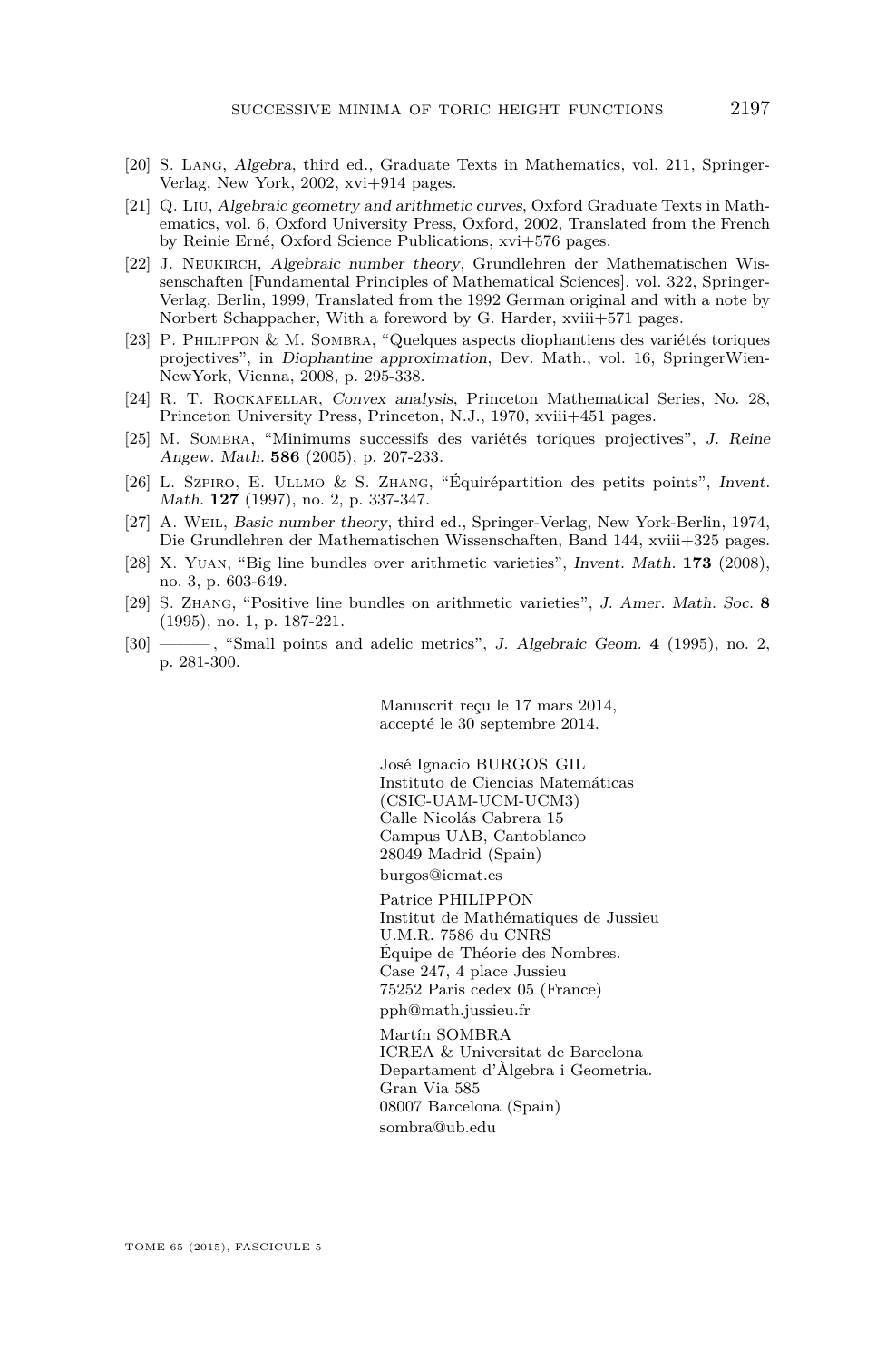[20] S. Lang, *Algebra*, third ed., Graduate Texts in Mathematics, vol. 211, Springer-Verlag, New York, 2002, xvi+914 pages.

[21] Q. Liu, *Algebraic geometry and arithmetic curves*, Oxford Graduate Texts in Mathematics, vol. 6, Oxford University Press, Oxford, 2002, Translated from the French by Reinie Erné, Oxford Science Publications, xvi+576 pages.

[22] J. Neukirch, *Algebraic number theory*, Grundlehren der Mathematischen Wissenschaften [Fundamental Principles of Mathematical Sciences], vol. 322, Springer-Verlag, Berlin, 1999, Translated from the 1992 German original and with a note by Norbert Schappacher, With a foreword by G. Harder, xviii+571 pages.

[23] P. Philippon & M. Sombra, "Quelques aspects diophantiens des variétés toriques projectives", in *Diophantine approximation*, Dev. Math., vol. 16, SpringerWien-NewYork, Vienna, 2008, p. 295-338.

[24] R. T. Rockafellar, *Convex analysis*, Princeton Mathematical Series, No. 28, Princeton University Press, Princeton, N.J., 1970, xviii+451 pages.

[25] M. Sombra, "Minimums successifs des variétés toriques projectives", *J. Reine Angew. Math.* **586** (2005), p. 207-233.

[26] L. Szpiro, E. Ullmo & S. Zhang, "Équirépartition des petits points", *Invent. Math.* **127** (1997), no. 2, p. 337-347.

[27] A. Weil, *Basic number theory*, third ed., Springer-Verlag, New York-Berlin, 1974, Die Grundlehren der Mathematischen Wissenschaften, Band 144, xviii+325 pages.

[28] X. Yuan, "Big line bundles over arithmetic varieties", *Invent. Math.* **173** (2008), no. 3, p. 603-649.

[29] S. Zhang, "Positive line bundles on arithmetic varieties", *J. Amer. Math. Soc.* **8** (1995), no. 1, p. 187-221.

[30] ———, "Small points and adelic metrics", *J. Algebraic Geom.* **4** (1995), no. 2, p. 281-300.

Manuscrit reçu le 17 mars 2014,
accepté le 30 septembre 2014.

José Ignacio BURGOS GIL
Instituto de Ciencias Matemáticas
(CSIC-UAM-UCM-UCM3)
Calle Nicolás Cabrera 15
Campus UAB, Cantoblanco
28049 Madrid (Spain)
burgos@icmat.es

Patrice PHILIPPON
Institut de Mathématiques de Jussieu
U.M.R. 7586 du CNRS
Équipe de Théorie des Nombres.
Case 247, 4 place Jussieu
75252 Paris cedex 05 (France)
pph@math.jussieu.fr

Martín SOMBRA
ICREA & Universitat de Barcelona
Departament d'Àlgebra i Geometria.
Gran Via 585
08007 Barcelona (Spain)
sombra@ub.edu